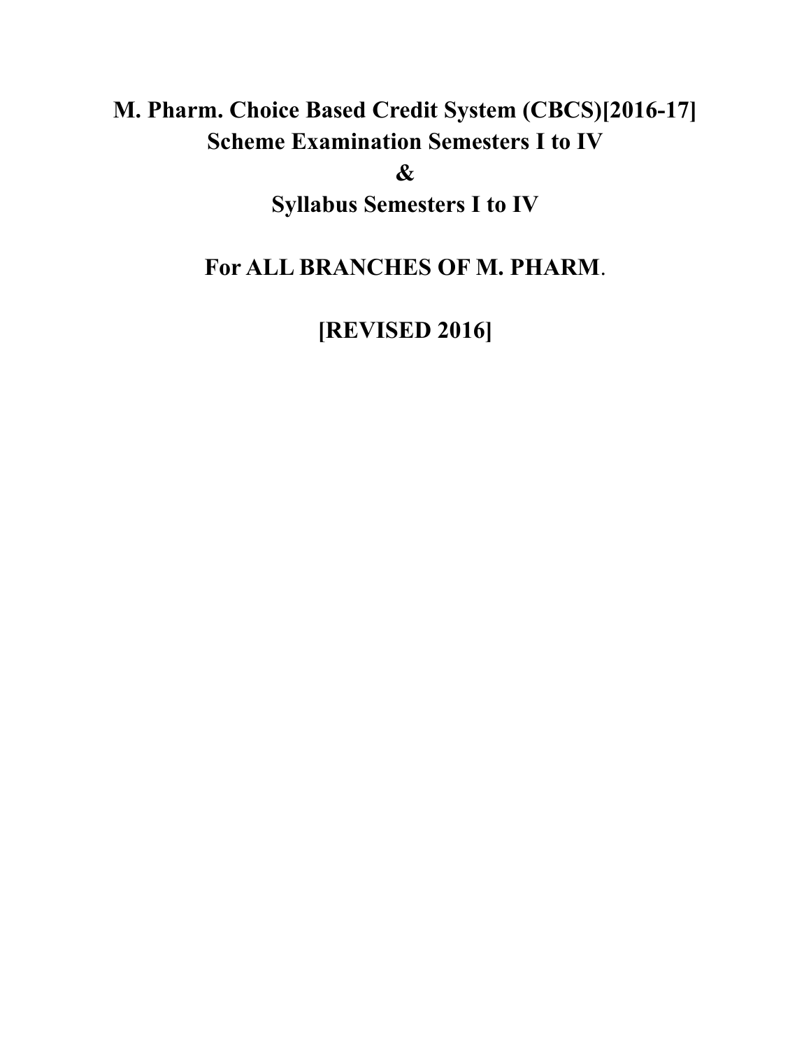# M. Pharm. Choice Based Credit System (CBCS)[2016-17]
# Scheme Examination Semesters I to IV
# &
# Syllabus Semesters I to IV

## For ALL BRANCHES OF M. PHARM.

## [REVISED 2016]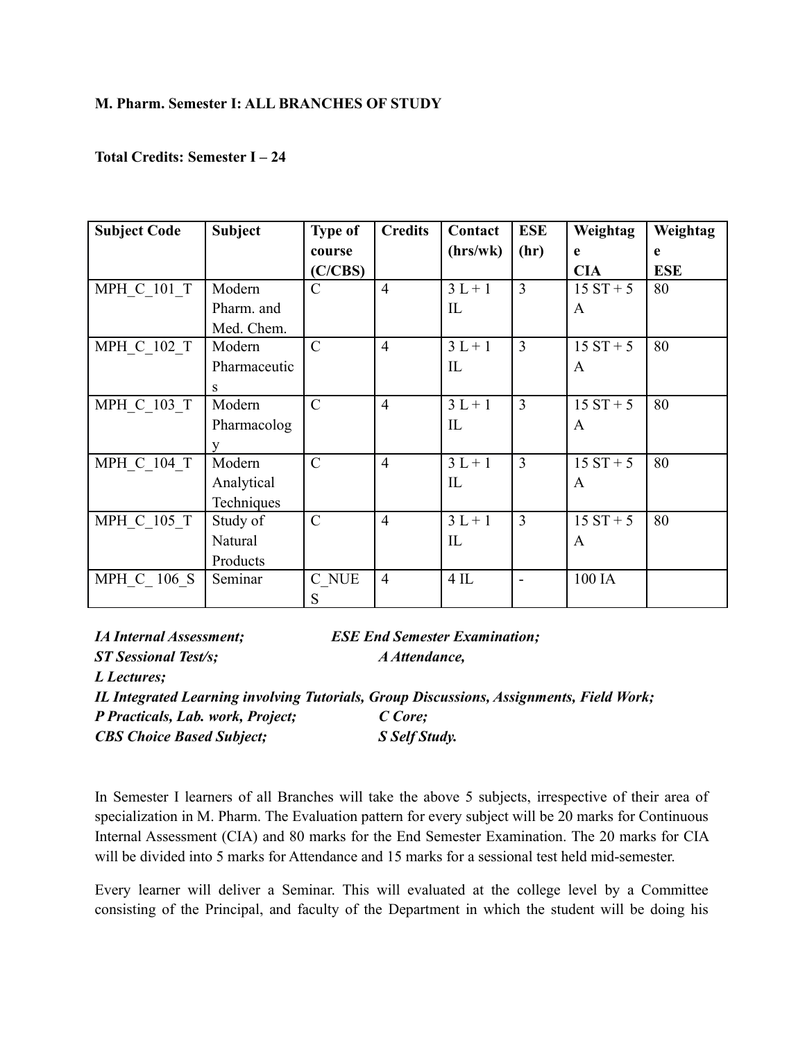**M. Pharm. Semester I: ALL BRANCHES OF STUDY**

**Total Credits: Semester I – 24**

| Subject Code | Subject | Type of course (C/CBS) | Credits | Contact (hrs/wk) | ESE (hr) | Weightage CIA | Weightage ESE |
|---|---|---|---|---|---|---|---|
| MPH_C_101_T | Modern Pharm. and Med. Chem. | C | 4 | 3 L + 1 IL | 3 | 15 ST + 5 A | 80 |
| MPH_C_102_T | Modern Pharmaceutics | C | 4 | 3 L + 1 IL | 3 | 15 ST + 5 A | 80 |
| MPH_C_103_T | Modern Pharmacology | C | 4 | 3 L + 1 IL | 3 | 15 ST + 5 A | 80 |
| MPH_C_104_T | Modern Analytical Techniques | C | 4 | 3 L + 1 IL | 3 | 15 ST + 5 A | 80 |
| MPH_C_105_T | Study of Natural Products | C | 4 | 3 L + 1 IL | 3 | 15 ST + 5 A | 80 |
| MPH_C_ 106_S | Seminar | C_NUES | 4 | 4 IL | - | 100 IA | |

***IA Internal Assessment; ESE End Semester Examination;***
***ST Sessional Test/s; A Attendance,***
***L Lectures;***
***IL Integrated Learning involving Tutorials, Group Discussions, Assignments, Field Work;***
***P Practicals, Lab. work, Project; C Core;***
***CBS Choice Based Subject; S Self Study.***

In Semester I learners of all Branches will take the above 5 subjects, irrespective of their area of specialization in M. Pharm. The Evaluation pattern for every subject will be 20 marks for Continuous Internal Assessment (CIA) and 80 marks for the End Semester Examination. The 20 marks for CIA will be divided into 5 marks for Attendance and 15 marks for a sessional test held mid-semester.

Every learner will deliver a Seminar. This will evaluated at the college level by a Committee consisting of the Principal, and faculty of the Department in which the student will be doing his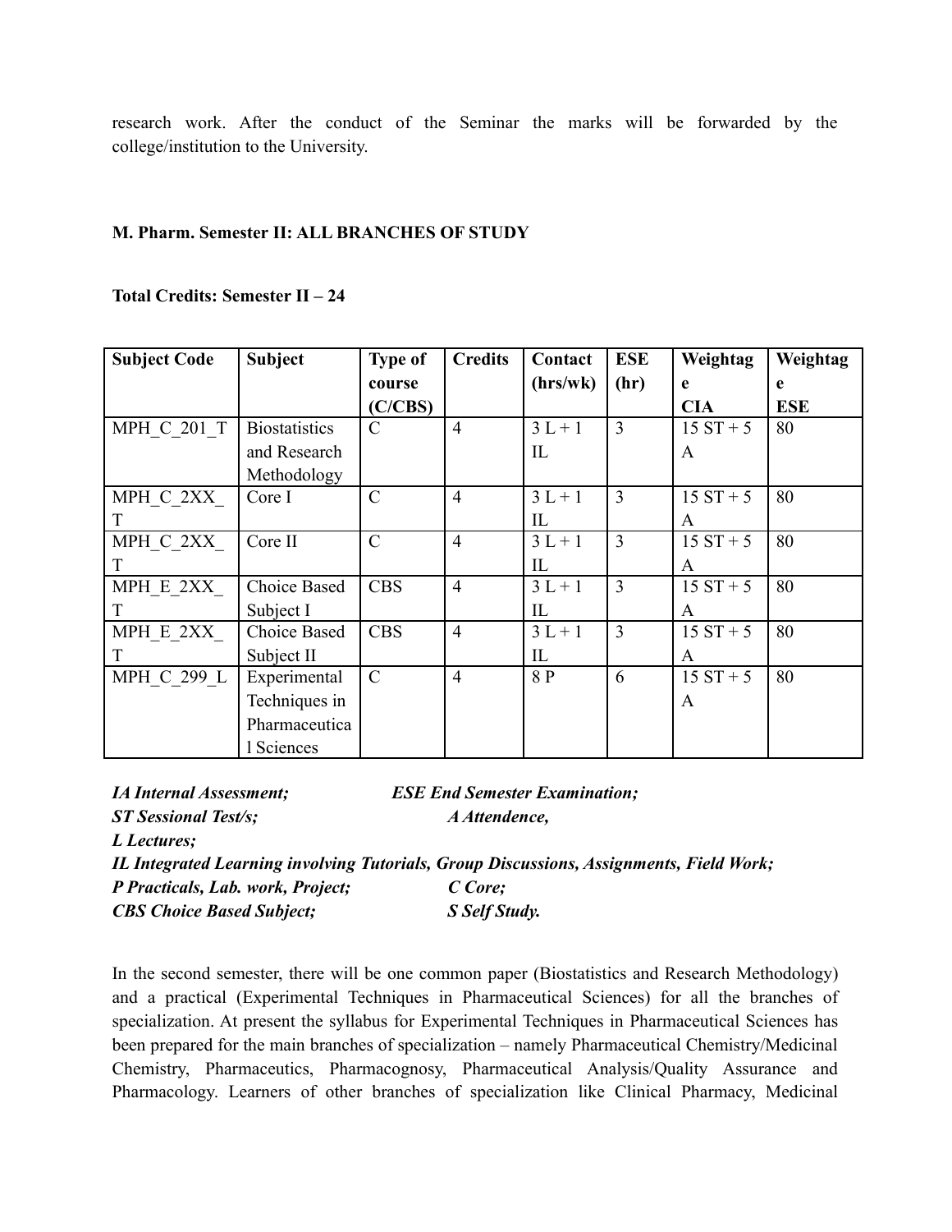research work. After the conduct of the Seminar the marks will be forwarded by the college/institution to the University.

**M. Pharm. Semester II: ALL BRANCHES OF STUDY**

**Total Credits: Semester II – 24**

| Subject Code | Subject | Type of course (C/CBS) | Credits | Contact (hrs/wk) | ESE (hr) | Weightage CIA | Weightage ESE |
|---|---|---|---|---|---|---|---|
| MPH_C_201_T | Biostatistics and Research Methodology | C | 4 | 3 L + 1 IL | 3 | 15 ST + 5 A | 80 |
| MPH_C_2XX_T | Core I | C | 4 | 3 L + 1 IL | 3 | 15 ST + 5 A | 80 |
| MPH_C_2XX_T | Core II | C | 4 | 3 L + 1 IL | 3 | 15 ST + 5 A | 80 |
| MPH_E_2XX_T | Choice Based Subject I | CBS | 4 | 3 L + 1 IL | 3 | 15 ST + 5 A | 80 |
| MPH_E_2XX_T | Choice Based Subject II | CBS | 4 | 3 L + 1 IL | 3 | 15 ST + 5 A | 80 |
| MPH_C_299_L | Experimental Techniques in Pharmaceutical Sciences | C | 4 | 8 P | 6 | 15 ST + 5 A | 80 |

***IA Internal Assessment; ESE End Semester Examination;***
***ST Sessional Test/s; A Attendence,***
***L Lectures;***
***IL Integrated Learning involving Tutorials, Group Discussions, Assignments, Field Work;***
***P Practicals, Lab. work, Project; C Core;***
***CBS Choice Based Subject; S Self Study.***

In the second semester, there will be one common paper (Biostatistics and Research Methodology) and a practical (Experimental Techniques in Pharmaceutical Sciences) for all the branches of specialization. At present the syllabus for Experimental Techniques in Pharmaceutical Sciences has been prepared for the main branches of specialization – namely Pharmaceutical Chemistry/Medicinal Chemistry, Pharmaceutics, Pharmacognosy, Pharmaceutical Analysis/Quality Assurance and Pharmacology. Learners of other branches of specialization like Clinical Pharmacy, Medicinal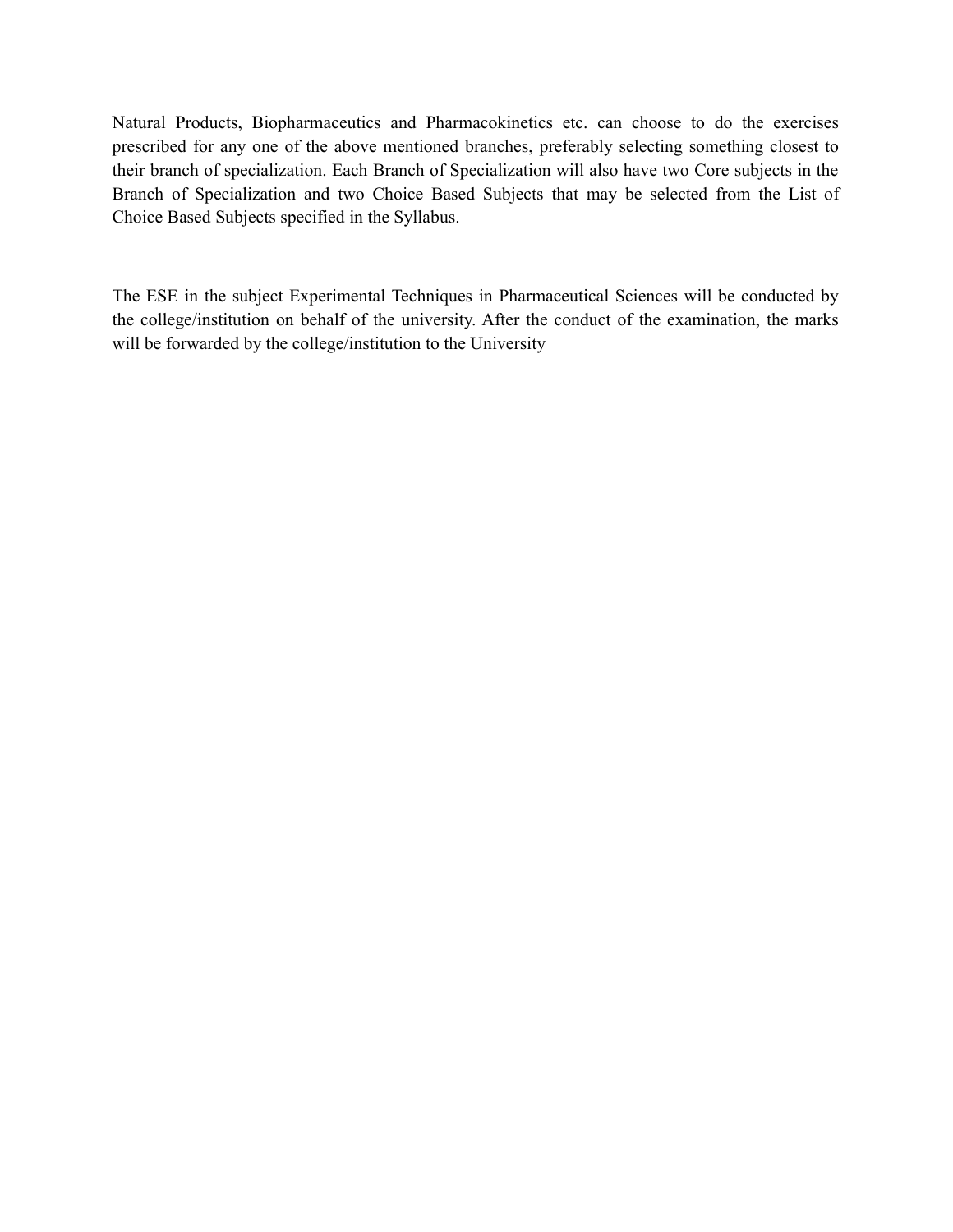Natural Products, Biopharmaceutics and Pharmacokinetics etc. can choose to do the exercises prescribed for any one of the above mentioned branches, preferably selecting something closest to their branch of specialization. Each Branch of Specialization will also have two Core subjects in the Branch of Specialization and two Choice Based Subjects that may be selected from the List of Choice Based Subjects specified in the Syllabus.

The ESE in the subject Experimental Techniques in Pharmaceutical Sciences will be conducted by the college/institution on behalf of the university. After the conduct of the examination, the marks will be forwarded by the college/institution to the University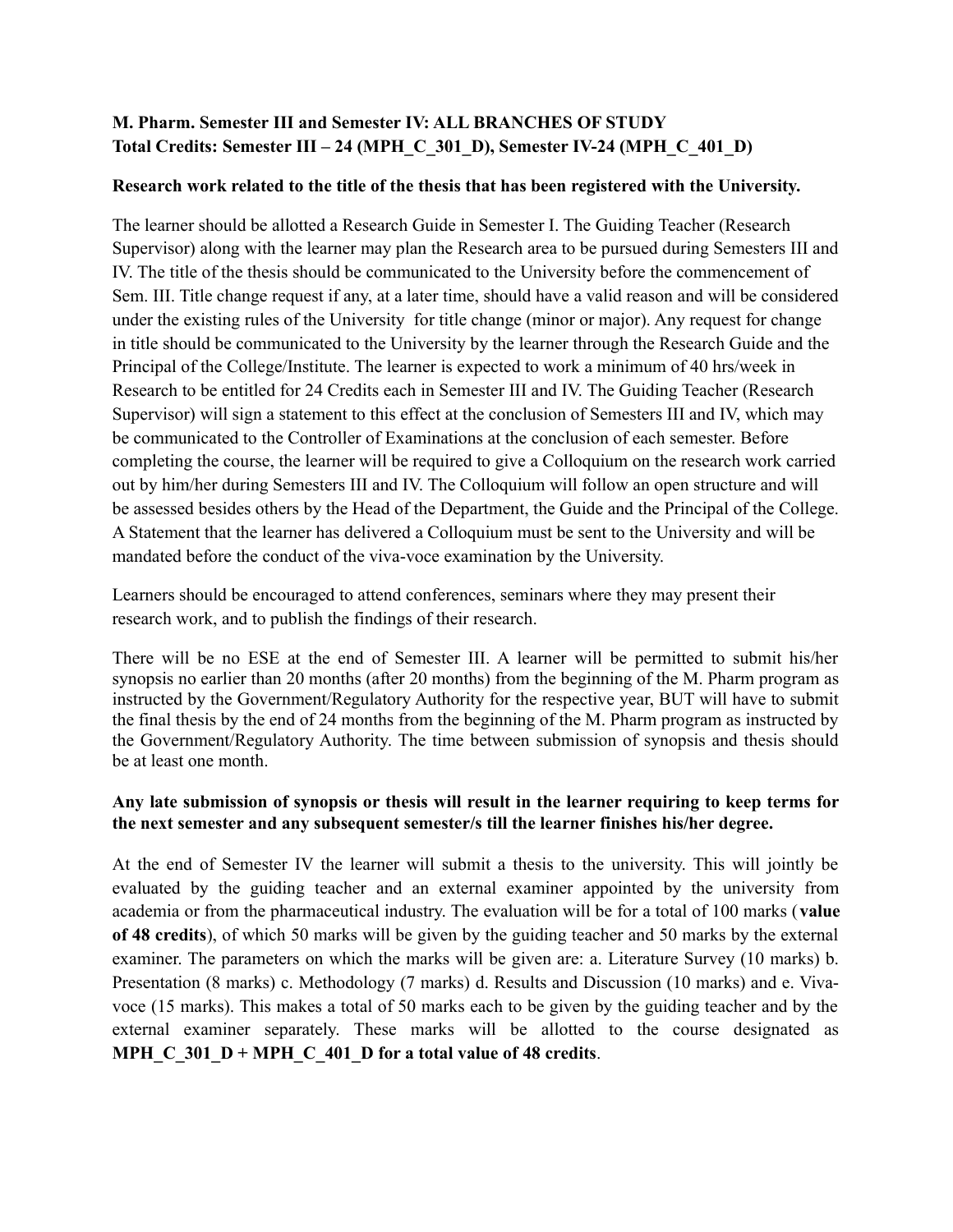**M. Pharm. Semester III and Semester IV: ALL BRANCHES OF STUDY**
**Total Credits: Semester III – 24 (MPH_C_301_D), Semester IV-24 (MPH_C_401_D)**

**Research work related to the title of the thesis that has been registered with the University.**

The learner should be allotted a Research Guide in Semester I. The Guiding Teacher (Research Supervisor) along with the learner may plan the Research area to be pursued during Semesters III and IV. The title of the thesis should be communicated to the University before the commencement of Sem. III. Title change request if any, at a later time, should have a valid reason and will be considered under the existing rules of the University for title change (minor or major). Any request for change in title should be communicated to the University by the learner through the Research Guide and the Principal of the College/Institute. The learner is expected to work a minimum of 40 hrs/week in Research to be entitled for 24 Credits each in Semester III and IV. The Guiding Teacher (Research Supervisor) will sign a statement to this effect at the conclusion of Semesters III and IV, which may be communicated to the Controller of Examinations at the conclusion of each semester. Before completing the course, the learner will be required to give a Colloquium on the research work carried out by him/her during Semesters III and IV. The Colloquium will follow an open structure and will be assessed besides others by the Head of the Department, the Guide and the Principal of the College. A Statement that the learner has delivered a Colloquium must be sent to the University and will be mandated before the conduct of the viva-voce examination by the University.

Learners should be encouraged to attend conferences, seminars where they may present their research work, and to publish the findings of their research.

There will be no ESE at the end of Semester III. A learner will be permitted to submit his/her synopsis no earlier than 20 months (after 20 months) from the beginning of the M. Pharm program as instructed by the Government/Regulatory Authority for the respective year, BUT will have to submit the final thesis by the end of 24 months from the beginning of the M. Pharm program as instructed by the Government/Regulatory Authority. The time between submission of synopsis and thesis should be at least one month.

**Any late submission of synopsis or thesis will result in the learner requiring to keep terms for the next semester and any subsequent semester/s till the learner finishes his/her degree.**

At the end of Semester IV the learner will submit a thesis to the university. This will jointly be evaluated by the guiding teacher and an external examiner appointed by the university from academia or from the pharmaceutical industry. The evaluation will be for a total of 100 marks (**value of 48 credits**), of which 50 marks will be given by the guiding teacher and 50 marks by the external examiner. The parameters on which the marks will be given are: a. Literature Survey (10 marks) b. Presentation (8 marks) c. Methodology (7 marks) d. Results and Discussion (10 marks) and e. Viva-voce (15 marks). This makes a total of 50 marks each to be given by the guiding teacher and by the external examiner separately. These marks will be allotted to the course designated as **MPH_C_301_D + MPH_C_401_D for a total value of 48 credits**.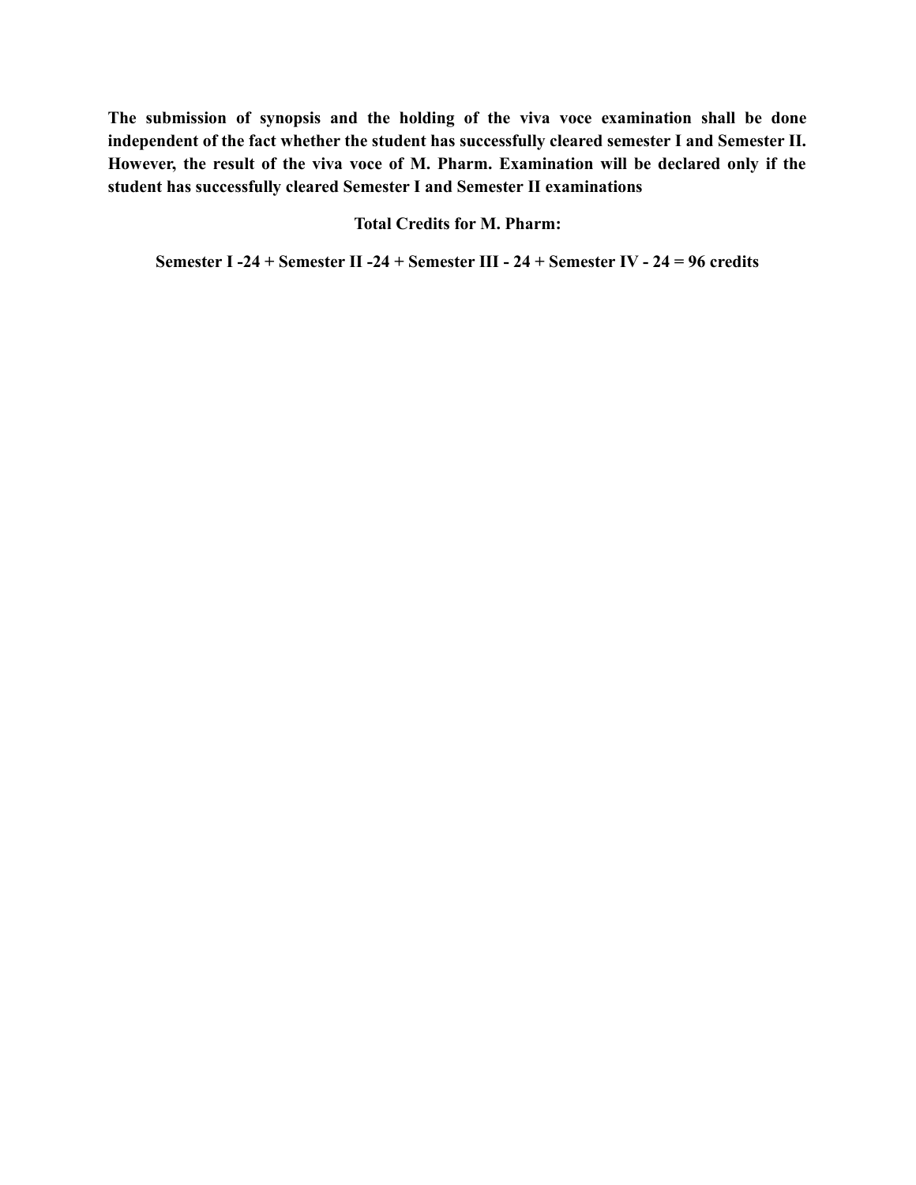**The submission of synopsis and the holding of the viva voce examination shall be done independent of the fact whether the student has successfully cleared semester I and Semester II. However, the result of the viva voce of M. Pharm. Examination will be declared only if the student has successfully cleared Semester I and Semester II examinations**

**Total Credits for M. Pharm:**

**Semester I -24 + Semester II -24 + Semester III - 24 + Semester IV - 24 = 96 credits**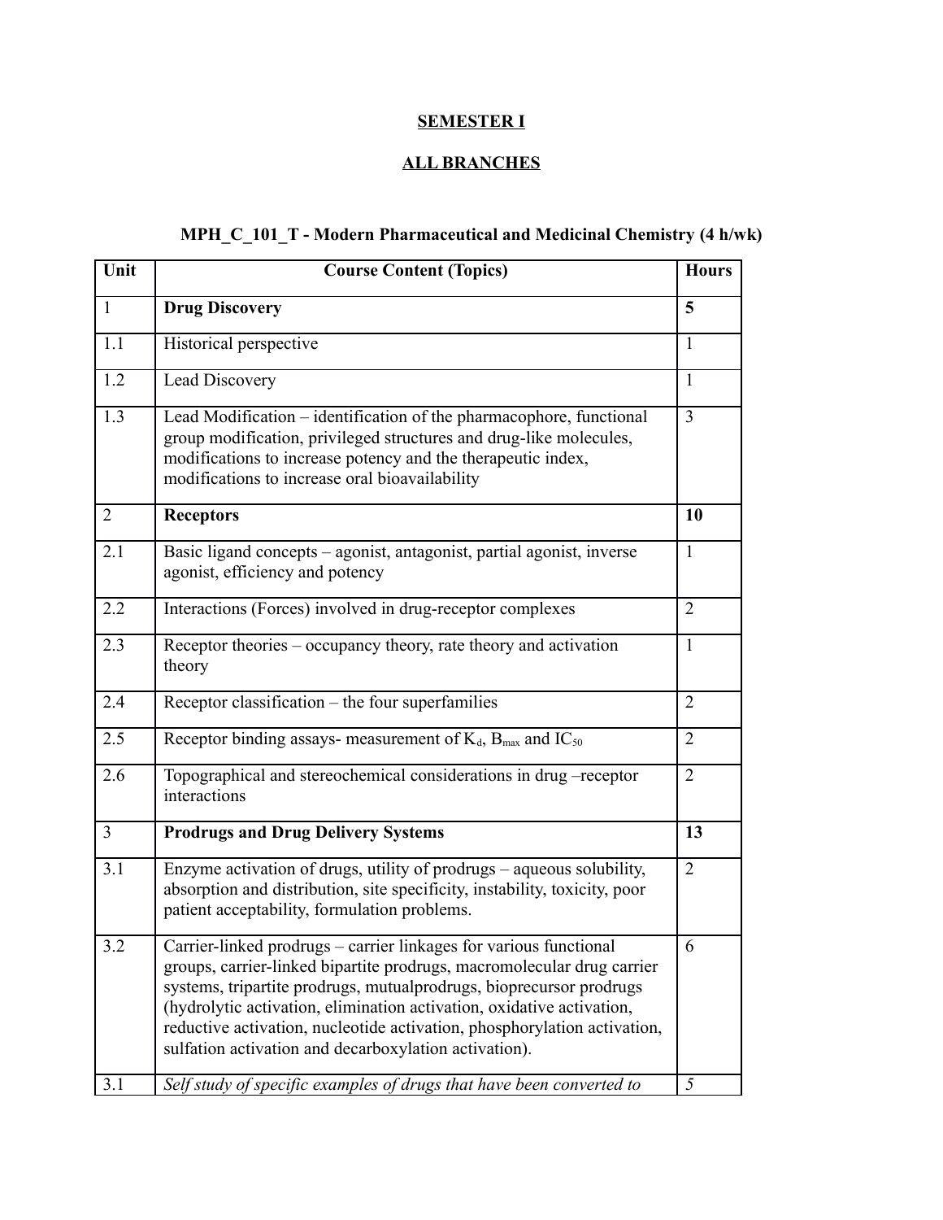## SEMESTER I

## ALL BRANCHES

### MPH_C_101_T - Modern Pharmaceutical and Medicinal Chemistry (4 h/wk)

| Unit | Course Content (Topics) | Hours |
|---|---|---|
| 1 | **Drug Discovery** | **5** |
| 1.1 | Historical perspective | 1 |
| 1.2 | Lead Discovery | 1 |
| 1.3 | Lead Modification – identification of the pharmacophore, functional group modification, privileged structures and drug-like molecules, modifications to increase potency and the therapeutic index, modifications to increase oral bioavailability | 3 |
| 2 | **Receptors** | **10** |
| 2.1 | Basic ligand concepts – agonist, antagonist, partial agonist, inverse agonist, efficiency and potency | 1 |
| 2.2 | Interactions (Forces) involved in drug-receptor complexes | 2 |
| 2.3 | Receptor theories – occupancy theory, rate theory and activation theory | 1 |
| 2.4 | Receptor classification – the four superfamilies | 2 |
| 2.5 | Receptor binding assays- measurement of $K_d$, $B_{max}$ and $IC_{50}$ | 2 |
| 2.6 | Topographical and stereochemical considerations in drug –receptor interactions | 2 |
| 3 | **Prodrugs and Drug Delivery Systems** | **13** |
| 3.1 | Enzyme activation of drugs, utility of prodrugs – aqueous solubility, absorption and distribution, site specificity, instability, toxicity, poor patient acceptability, formulation problems. | 2 |
| 3.2 | Carrier-linked prodrugs – carrier linkages for various functional groups, carrier-linked bipartite prodrugs, macromolecular drug carrier systems, tripartite prodrugs, mutualprodrugs, bioprecursor prodrugs (hydrolytic activation, elimination activation, oxidative activation, reductive activation, nucleotide activation, phosphorylation activation, sulfation activation and decarboxylation activation). | 6 |
| 3.1 | *Self study of specific examples of drugs that have been converted to* | *5* |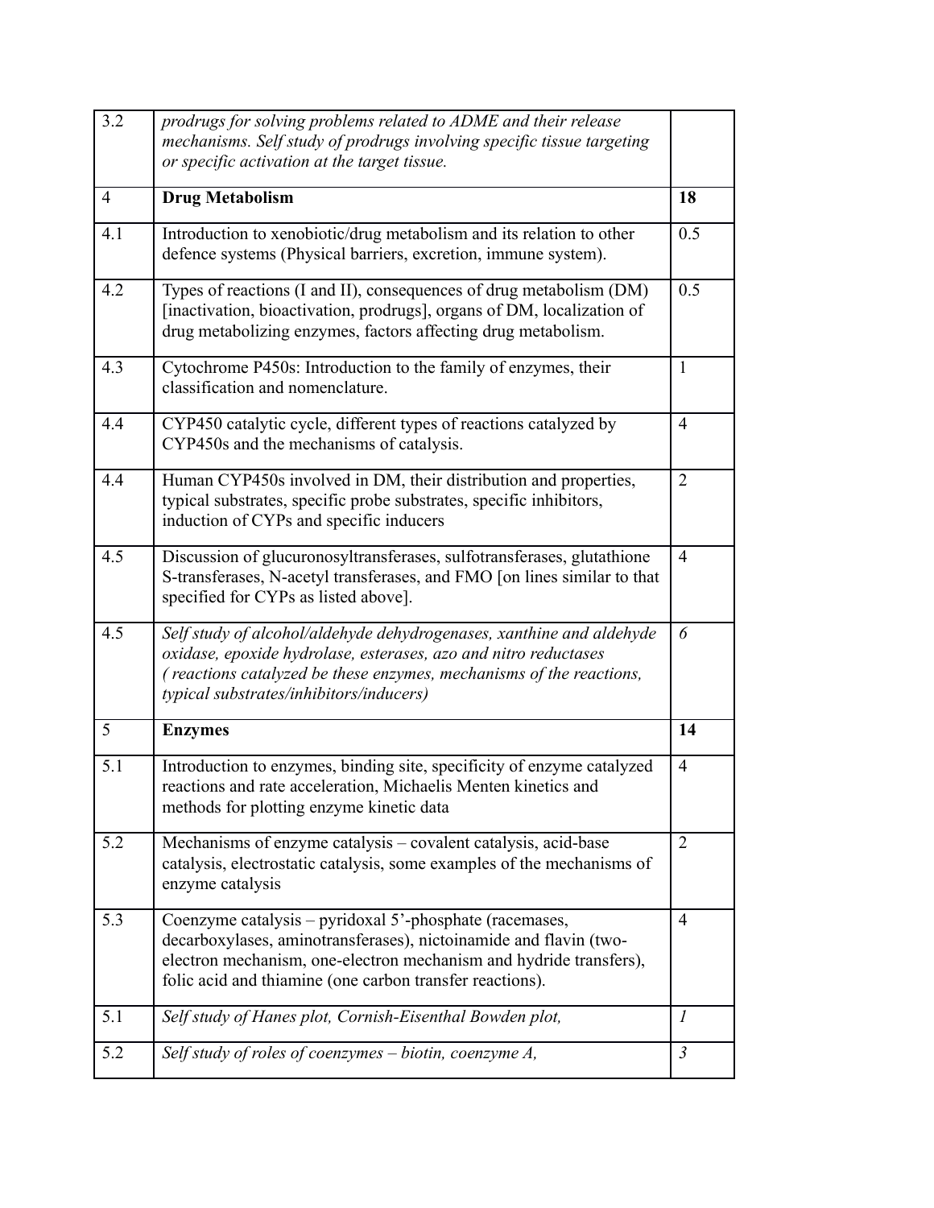| | | |
|---|---|---|
| 3.2 | *prodrugs for solving problems related to ADME and their release mechanisms. Self study of prodrugs involving specific tissue targeting or specific activation at the target tissue.* | |
| 4 | **Drug Metabolism** | **18** |
| 4.1 | Introduction to xenobiotic/drug metabolism and its relation to other defence systems (Physical barriers, excretion, immune system). | 0.5 |
| 4.2 | Types of reactions (I and II), consequences of drug metabolism (DM) [inactivation, bioactivation, prodrugs], organs of DM, localization of drug metabolizing enzymes, factors affecting drug metabolism. | 0.5 |
| 4.3 | Cytochrome P450s: Introduction to the family of enzymes, their classification and nomenclature. | 1 |
| 4.4 | CYP450 catalytic cycle, different types of reactions catalyzed by CYP450s and the mechanisms of catalysis. | 4 |
| 4.4 | Human CYP450s involved in DM, their distribution and properties, typical substrates, specific probe substrates, specific inhibitors, induction of CYPs and specific inducers | 2 |
| 4.5 | Discussion of glucuronosyltransferases, sulfotransferases, glutathione S-transferases, N-acetyl transferases, and FMO [on lines similar to that specified for CYPs as listed above]. | 4 |
| 4.5 | *Self study of alcohol/aldehyde dehydrogenases, xanthine and aldehyde oxidase, epoxide hydrolase, esterases, azo and nitro reductases ( reactions catalyzed be these enzymes, mechanisms of the reactions, typical substrates/inhibitors/inducers)* | *6* |
| 5 | **Enzymes** | **14** |
| 5.1 | Introduction to enzymes, binding site, specificity of enzyme catalyzed reactions and rate acceleration, Michaelis Menten kinetics and methods for plotting enzyme kinetic data | 4 |
| 5.2 | Mechanisms of enzyme catalysis – covalent catalysis, acid-base catalysis, electrostatic catalysis, some examples of the mechanisms of enzyme catalysis | 2 |
| 5.3 | Coenzyme catalysis – pyridoxal 5'-phosphate (racemases, decarboxylases, aminotransferases), nictoinamide and flavin (two-electron mechanism, one-electron mechanism and hydride transfers), folic acid and thiamine (one carbon transfer reactions). | 4 |
| 5.1 | *Self study of Hanes plot, Cornish-Eisenthal Bowden plot,* | *1* |
| 5.2 | *Self study of roles of coenzymes – biotin, coenzyme A,* | *3* |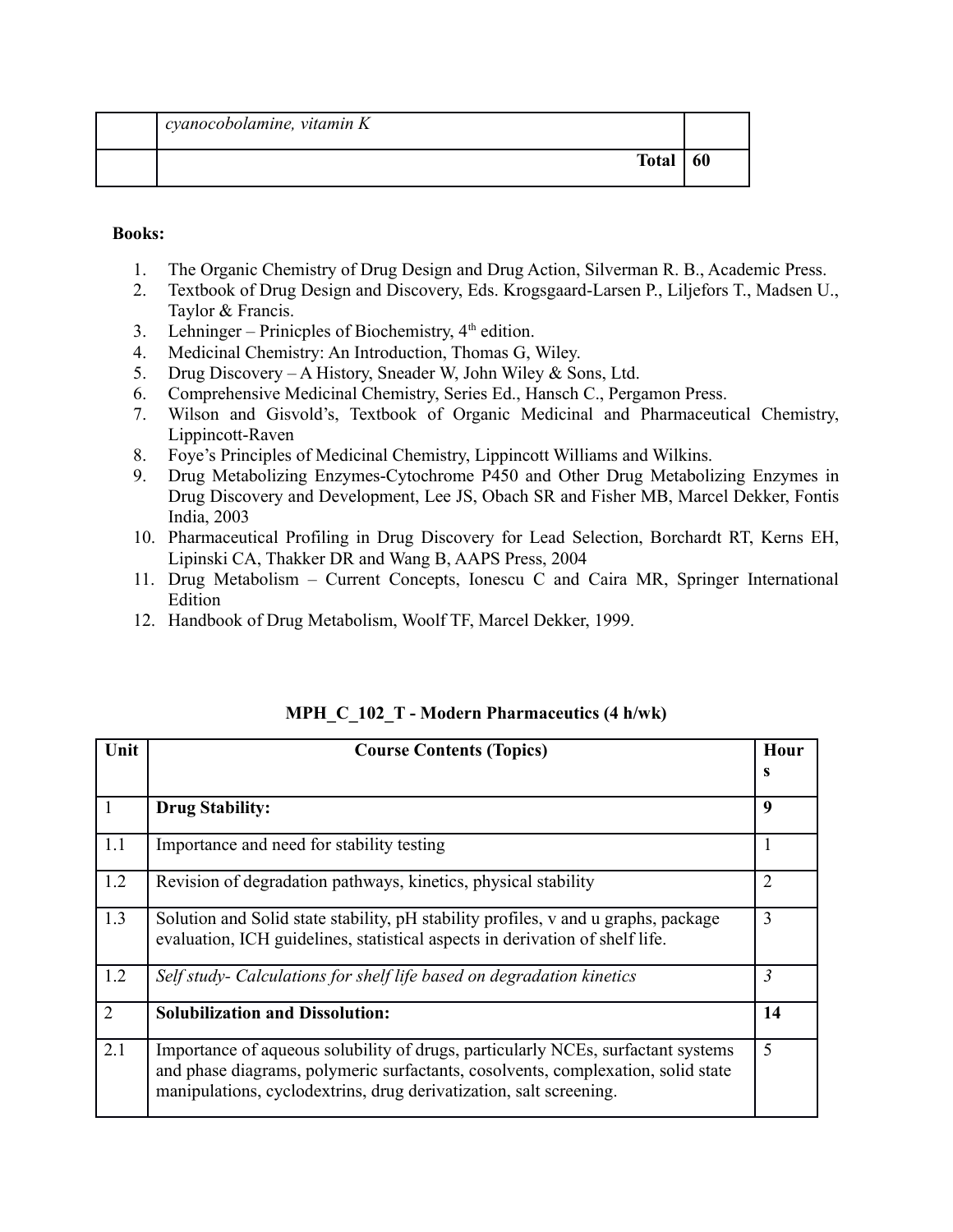| | *cyanocobolamine, vitamin K* | |
|---|---|---|
| | **Total** | **60** |

**Books:**

1. The Organic Chemistry of Drug Design and Drug Action, Silverman R. B., Academic Press.
2. Textbook of Drug Design and Discovery, Eds. Krogsgaard-Larsen P., Liljefors T., Madsen U., Taylor & Francis.
3. Lehninger – Prinicples of Biochemistry, 4th edition.
4. Medicinal Chemistry: An Introduction, Thomas G, Wiley.
5. Drug Discovery – A History, Sneader W, John Wiley & Sons, Ltd.
6. Comprehensive Medicinal Chemistry, Series Ed., Hansch C., Pergamon Press.
7. Wilson and Gisvold's, Textbook of Organic Medicinal and Pharmaceutical Chemistry, Lippincott-Raven
8. Foye's Principles of Medicinal Chemistry, Lippincott Williams and Wilkins.
9. Drug Metabolizing Enzymes-Cytochrome P450 and Other Drug Metabolizing Enzymes in Drug Discovery and Development, Lee JS, Obach SR and Fisher MB, Marcel Dekker, Fontis India, 2003
10. Pharmaceutical Profiling in Drug Discovery for Lead Selection, Borchardt RT, Kerns EH, Lipinski CA, Thakker DR and Wang B, AAPS Press, 2004
11. Drug Metabolism – Current Concepts, Ionescu C and Caira MR, Springer International Edition
12. Handbook of Drug Metabolism, Woolf TF, Marcel Dekker, 1999.

**MPH_C_102_T - Modern Pharmaceutics (4 h/wk)**

| Unit | Course Contents (Topics) | Hours |
|---|---|---|
| 1 | **Drug Stability:** | **9** |
| 1.1 | Importance and need for stability testing | 1 |
| 1.2 | Revision of degradation pathways, kinetics, physical stability | 2 |
| 1.3 | Solution and Solid state stability, pH stability profiles, v and u graphs, package evaluation, ICH guidelines, statistical aspects in derivation of shelf life. | 3 |
| 1.2 | *Self study- Calculations for shelf life based on degradation kinetics* | *3* |
| 2 | **Solubilization and Dissolution:** | **14** |
| 2.1 | Importance of aqueous solubility of drugs, particularly NCEs, surfactant systems and phase diagrams, polymeric surfactants, cosolvents, complexation, solid state manipulations, cyclodextrins, drug derivatization, salt screening. | 5 |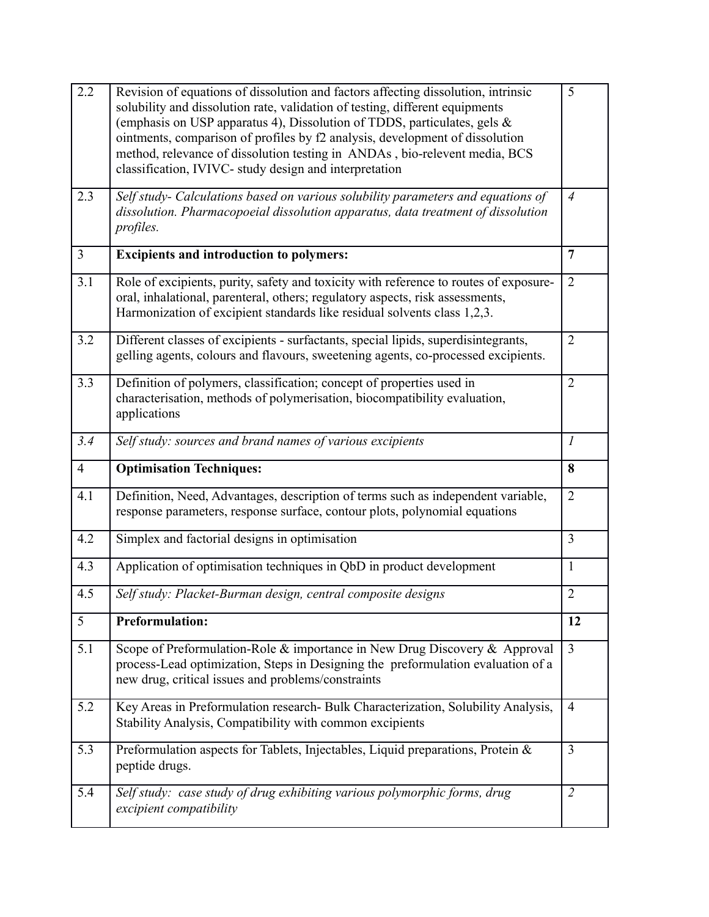| | | |
|---|---|---|
| 2.2 | Revision of equations of dissolution and factors affecting dissolution, intrinsic solubility and dissolution rate, validation of testing, different equipments (emphasis on USP apparatus 4), Dissolution of TDDS, particulates, gels & ointments, comparison of profiles by f2 analysis, development of dissolution method, relevance of dissolution testing in ANDAs , bio-relevent media, BCS classification, IVIVC- study design and interpretation | 5 |
| 2.3 | *Self study- Calculations based on various solubility parameters and equations of dissolution. Pharmacopoeial dissolution apparatus, data treatment of dissolution profiles.* | *4* |
| 3 | **Excipients and introduction to polymers:** | **7** |
| 3.1 | Role of excipients, purity, safety and toxicity with reference to routes of exposure-oral, inhalational, parenteral, others; regulatory aspects, risk assessments, Harmonization of excipient standards like residual solvents class 1,2,3. | 2 |
| 3.2 | Different classes of excipients - surfactants, special lipids, superdisintegrants, gelling agents, colours and flavours, sweetening agents, co-processed excipients. | 2 |
| 3.3 | Definition of polymers, classification; concept of properties used in characterisation, methods of polymerisation, biocompatibility evaluation, applications | 2 |
| *3.4* | *Self study: sources and brand names of various excipients* | *1* |
| 4 | **Optimisation Techniques:** | **8** |
| 4.1 | Definition, Need, Advantages, description of terms such as independent variable, response parameters, response surface, contour plots, polynomial equations | 2 |
| 4.2 | Simplex and factorial designs in optimisation | 3 |
| 4.3 | Application of optimisation techniques in QbD in product development | 1 |
| 4.5 | *Self study: Placket-Burman design, central composite designs* | 2 |
| 5 | **Preformulation:** | **12** |
| 5.1 | Scope of Preformulation-Role & importance in New Drug Discovery & Approval process-Lead optimization, Steps in Designing the preformulation evaluation of a new drug, critical issues and problems/constraints | 3 |
| 5.2 | Key Areas in Preformulation research- Bulk Characterization, Solubility Analysis, Stability Analysis, Compatibility with common excipients | 4 |
| 5.3 | Preformulation aspects for Tablets, Injectables, Liquid preparations, Protein & peptide drugs. | 3 |
| 5.4 | *Self study: case study of drug exhibiting various polymorphic forms, drug excipient compatibility* | *2* |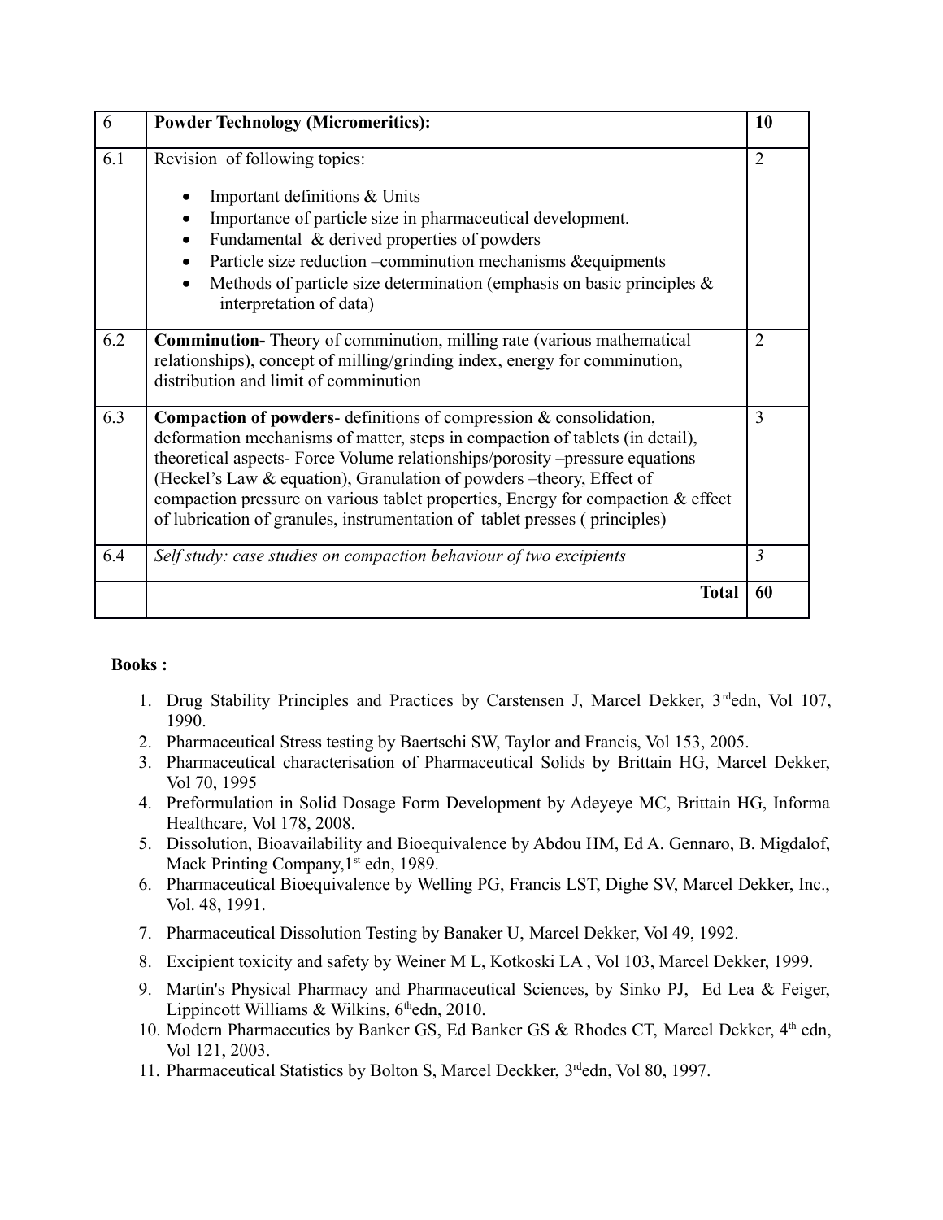| 6 | **Powder Technology (Micromeritics):** | **10** |
|---|---|---|
| 6.1 | Revision of following topics:<br>• Important definitions & Units<br>• Importance of particle size in pharmaceutical development.<br>• Fundamental & derived properties of powders<br>• Particle size reduction –comminution mechanisms &equipments<br>• Methods of particle size determination (emphasis on basic principles & interpretation of data) | 2 |
| 6.2 | **Comminution-** Theory of comminution, milling rate (various mathematical relationships), concept of milling/grinding index, energy for comminution, distribution and limit of comminution | 2 |
| 6.3 | **Compaction of powders**- definitions of compression & consolidation, deformation mechanisms of matter, steps in compaction of tablets (in detail), theoretical aspects- Force Volume relationships/porosity –pressure equations (Heckel's Law & equation), Granulation of powders –theory, Effect of compaction pressure on various tablet properties, Energy for compaction & effect of lubrication of granules, instrumentation of tablet presses ( principles) | 3 |
| 6.4 | *Self study: case studies on compaction behaviour of two excipients* | *3* |
| | **Total** | **60** |

**Books :**

1. Drug Stability Principles and Practices by Carstensen J, Marcel Dekker, 3rd edn, Vol 107, 1990.
2. Pharmaceutical Stress testing by Baertschi SW, Taylor and Francis, Vol 153, 2005.
3. Pharmaceutical characterisation of Pharmaceutical Solids by Brittain HG, Marcel Dekker, Vol 70, 1995
4. Preformulation in Solid Dosage Form Development by Adeyeye MC, Brittain HG, Informa Healthcare, Vol 178, 2008.
5. Dissolution, Bioavailability and Bioequivalence by Abdou HM, Ed A. Gennaro, B. Migdalof, Mack Printing Company,1st edn, 1989.
6. Pharmaceutical Bioequivalence by Welling PG, Francis LST, Dighe SV, Marcel Dekker, Inc., Vol. 48, 1991.
7. Pharmaceutical Dissolution Testing by Banaker U, Marcel Dekker, Vol 49, 1992.
8. Excipient toxicity and safety by Weiner M L, Kotkoski LA , Vol 103, Marcel Dekker, 1999.
9. Martin's Physical Pharmacy and Pharmaceutical Sciences, by Sinko PJ, Ed Lea & Feiger, Lippincott Williams & Wilkins, 6th edn, 2010.
10. Modern Pharmaceutics by Banker GS, Ed Banker GS & Rhodes CT, Marcel Dekker, 4th edn, Vol 121, 2003.
11. Pharmaceutical Statistics by Bolton S, Marcel Deckker, 3rd edn, Vol 80, 1997.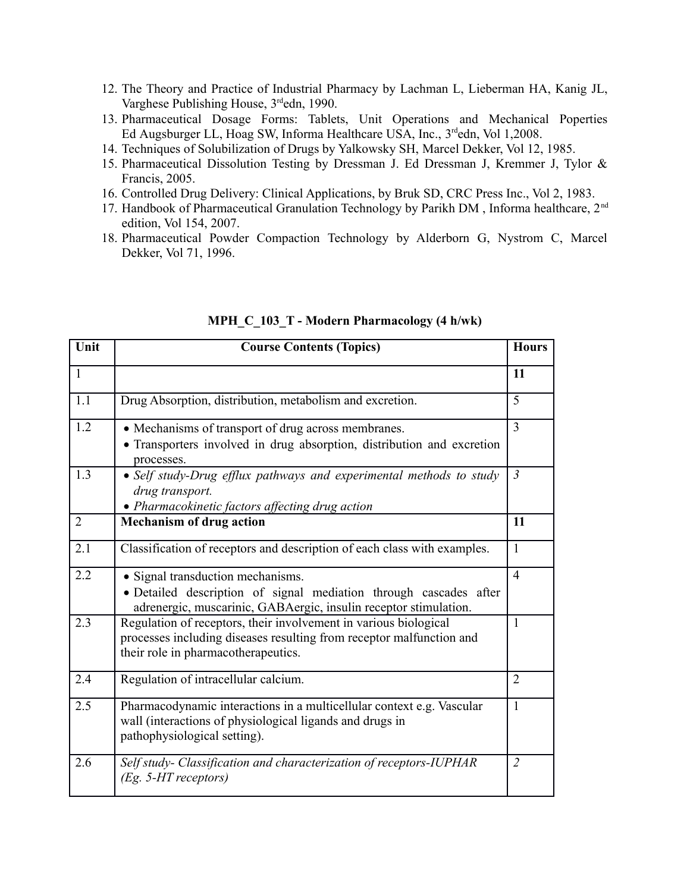12. The Theory and Practice of Industrial Pharmacy by Lachman L, Lieberman HA, Kanig JL, Varghese Publishing House, 3rd edn, 1990.
13. Pharmaceutical Dosage Forms: Tablets, Unit Operations and Mechanical Poperties Ed Augsburger LL, Hoag SW, Informa Healthcare USA, Inc., 3rd edn, Vol 1,2008.
14. Techniques of Solubilization of Drugs by Yalkowsky SH, Marcel Dekker, Vol 12, 1985.
15. Pharmaceutical Dissolution Testing by Dressman J. Ed Dressman J, Kremmer J, Tylor & Francis, 2005.
16. Controlled Drug Delivery: Clinical Applications, by Bruk SD, CRC Press Inc., Vol 2, 1983.
17. Handbook of Pharmaceutical Granulation Technology by Parikh DM , Informa healthcare, 2nd edition, Vol 154, 2007.
18. Pharmaceutical Powder Compaction Technology by Alderborn G, Nystrom C, Marcel Dekker, Vol 71, 1996.

**MPH_C_103_T - Modern Pharmacology (4 h/wk)**

| Unit | Course Contents (Topics) | Hours |
|---|---|---|
| 1 | | **11** |
| 1.1 | Drug Absorption, distribution, metabolism and excretion. | 5 |
| 1.2 | • Mechanisms of transport of drug across membranes.<br>• Transporters involved in drug absorption, distribution and excretion processes. | 3 |
| 1.3 | • *Self study-Drug efflux pathways and experimental methods to study drug transport.*<br>• *Pharmacokinetic factors affecting drug action* | *3* |
| 2 | **Mechanism of drug action** | **11** |
| 2.1 | Classification of receptors and description of each class with examples. | 1 |
| 2.2 | • Signal transduction mechanisms.<br>• Detailed description of signal mediation through cascades after adrenergic, muscarinic, GABAergic, insulin receptor stimulation. | 4 |
| 2.3 | Regulation of receptors, their involvement in various biological processes including diseases resulting from receptor malfunction and their role in pharmacotherapeutics. | 1 |
| 2.4 | Regulation of intracellular calcium. | 2 |
| 2.5 | Pharmacodynamic interactions in a multicellular context e.g. Vascular wall (interactions of physiological ligands and drugs in pathophysiological setting). | 1 |
| 2.6 | *Self study- Classification and characterization of receptors-IUPHAR (Eg. 5-HT receptors)* | *2* |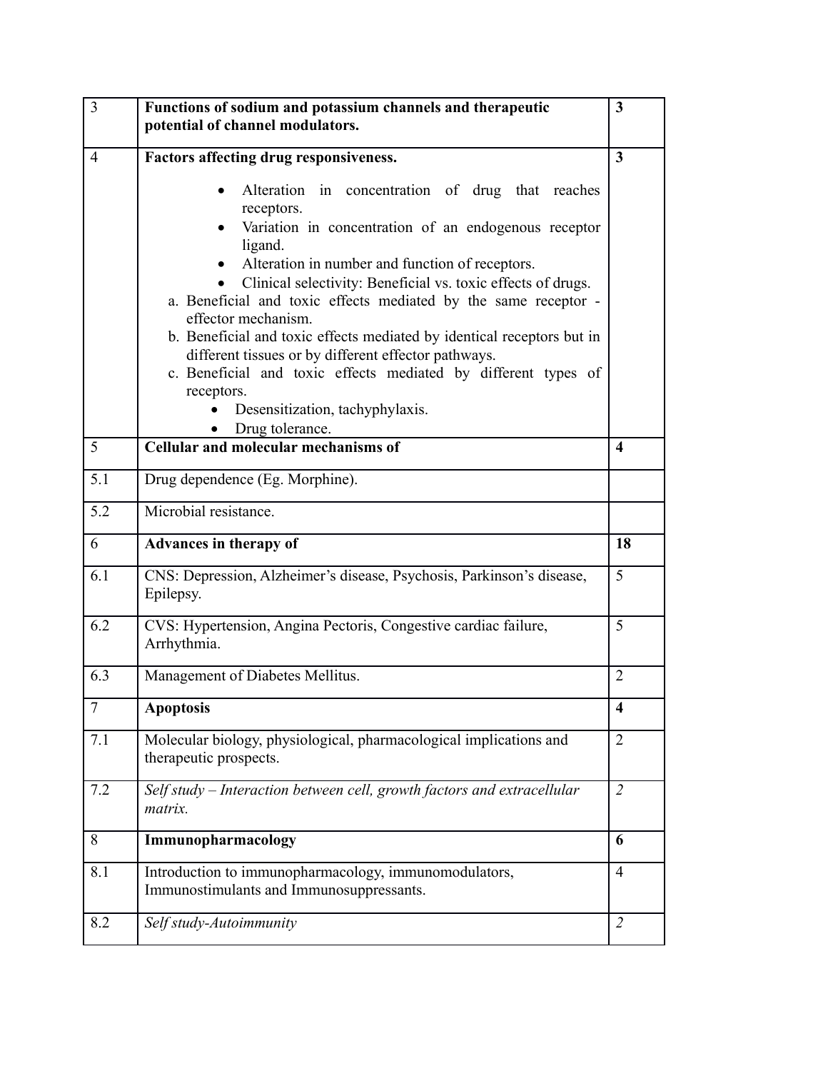| 3 | **Functions of sodium and potassium channels and therapeutic potential of channel modulators.** | **3** |
|---|---|---|
| 4 | **Factors affecting drug responsiveness.**<br>• Alteration in concentration of drug that reaches receptors.<br>• Variation in concentration of an endogenous receptor ligand.<br>• Alteration in number and function of receptors.<br>• Clinical selectivity: Beneficial vs. toxic effects of drugs.<br>a. Beneficial and toxic effects mediated by the same receptor - effector mechanism.<br>b. Beneficial and toxic effects mediated by identical receptors but in different tissues or by different effector pathways.<br>c. Beneficial and toxic effects mediated by different types of receptors.<br>• Desensitization, tachyphylaxis.<br>• Drug tolerance. | **3** |
| 5 | **Cellular and molecular mechanisms of** | **4** |
| 5.1 | Drug dependence (Eg. Morphine). | |
| 5.2 | Microbial resistance. | |
| 6 | **Advances in therapy of** | **18** |
| 6.1 | CNS: Depression, Alzheimer's disease, Psychosis, Parkinson's disease, Epilepsy. | 5 |
| 6.2 | CVS: Hypertension, Angina Pectoris, Congestive cardiac failure, Arrhythmia. | 5 |
| 6.3 | Management of Diabetes Mellitus. | 2 |
| 7 | **Apoptosis** | **4** |
| 7.1 | Molecular biology, physiological, pharmacological implications and therapeutic prospects. | 2 |
| 7.2 | *Self study – Interaction between cell, growth factors and extracellular matrix.* | *2* |
| 8 | **Immunopharmacology** | **6** |
| 8.1 | Introduction to immunopharmacology, immunomodulators, Immunostimulants and Immunosuppressants. | 4 |
| 8.2 | *Self study-Autoimmunity* | *2* |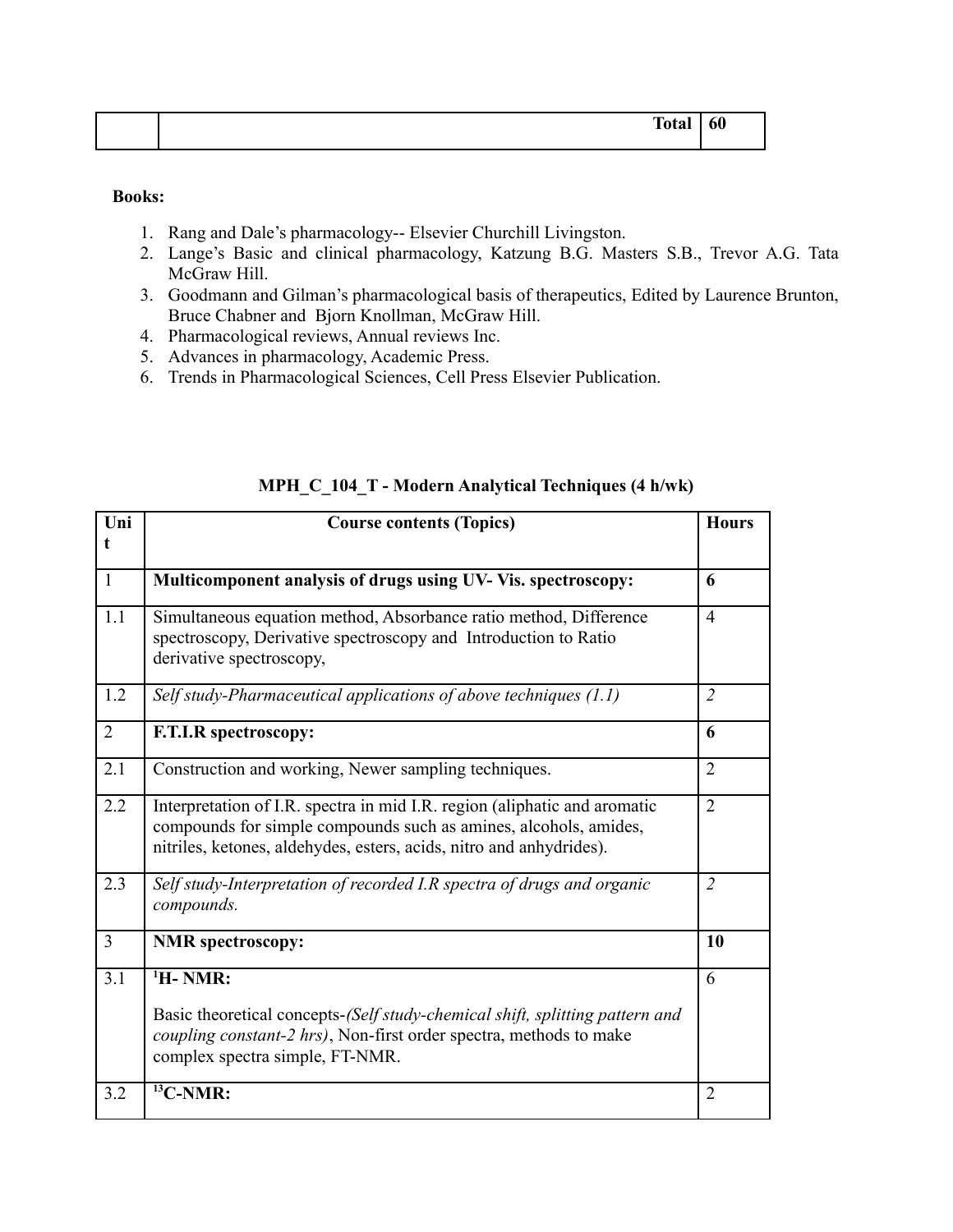| | Total | 60 |
|---|---|---|

**Books:**

1. Rang and Dale's pharmacology-- Elsevier Churchill Livingston.
2. Lange's Basic and clinical pharmacology, Katzung B.G. Masters S.B., Trevor A.G. Tata McGraw Hill.
3. Goodmann and Gilman's pharmacological basis of therapeutics, Edited by Laurence Brunton, Bruce Chabner and Bjorn Knollman, McGraw Hill.
4. Pharmacological reviews, Annual reviews Inc.
5. Advances in pharmacology, Academic Press.
6. Trends in Pharmacological Sciences, Cell Press Elsevier Publication.

### MPH_C_104_T - Modern Analytical Techniques (4 h/wk)

| Unit | Course contents (Topics) | Hours |
|---|---|---|
| 1 | **Multicomponent analysis of drugs using UV- Vis. spectroscopy:** | **6** |
| 1.1 | Simultaneous equation method, Absorbance ratio method, Difference spectroscopy, Derivative spectroscopy and Introduction to Ratio derivative spectroscopy, | 4 |
| 1.2 | *Self study-Pharmaceutical applications of above techniques (1.1)* | *2* |
| 2 | **F.T.I.R spectroscopy:** | **6** |
| 2.1 | Construction and working, Newer sampling techniques. | 2 |
| 2.2 | Interpretation of I.R. spectra in mid I.R. region (aliphatic and aromatic compounds for simple compounds such as amines, alcohols, amides, nitriles, ketones, aldehydes, esters, acids, nitro and anhydrides). | 2 |
| 2.3 | *Self study-Interpretation of recorded I.R spectra of drugs and organic compounds.* | *2* |
| 3 | **NMR spectroscopy:** | **10** |
| 3.1 | **$^{1}H$- NMR:** Basic theoretical concepts-*(Self study-chemical shift, splitting pattern and coupling constant-2 hrs)*, Non-first order spectra, methods to make complex spectra simple, FT-NMR. | 6 |
| 3.2 | **$^{13}C$-NMR:** | 2 |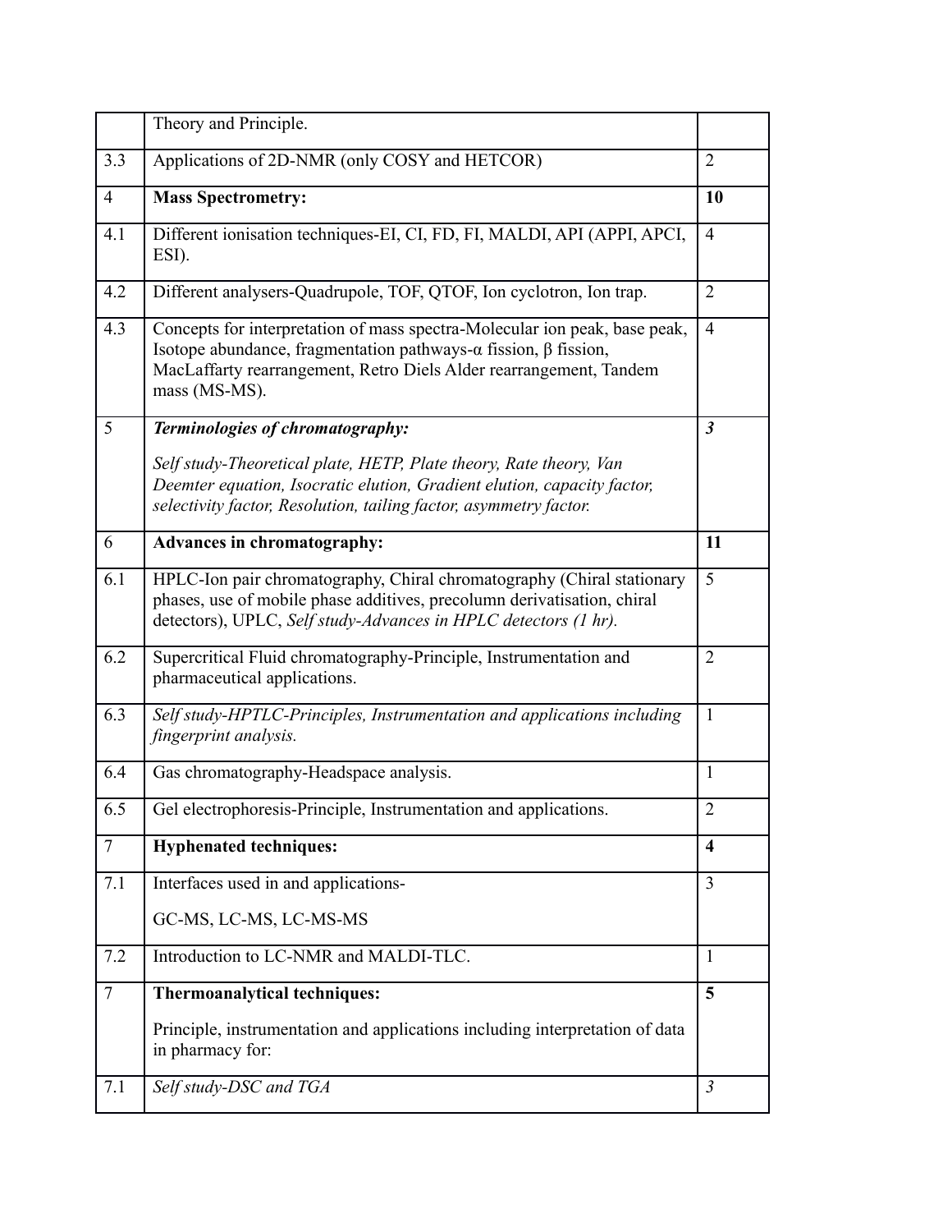| | | |
|---|---|---|
| | Theory and Principle. | |
| 3.3 | Applications of 2D-NMR (only COSY and HETCOR) | 2 |
| 4 | **Mass Spectrometry:** | **10** |
| 4.1 | Different ionisation techniques-EI, CI, FD, FI, MALDI, API (APPI, APCI, ESI). | 4 |
| 4.2 | Different analysers-Quadrupole, TOF, QTOF, Ion cyclotron, Ion trap. | 2 |
| 4.3 | Concepts for interpretation of mass spectra-Molecular ion peak, base peak, Isotope abundance, fragmentation pathways-α fission, β fission, MacLaffarty rearrangement, Retro Diels Alder rearrangement, Tandem mass (MS-MS). | 4 |
| 5 | ***Terminologies of chromatography:*** <br> *Self study-Theoretical plate, HETP, Plate theory, Rate theory, Van Deemter equation, Isocratic elution, Gradient elution, capacity factor, selectivity factor, Resolution, tailing factor, asymmetry factor.* | ***3*** |
| 6 | **Advances in chromatography:** | **11** |
| 6.1 | HPLC-Ion pair chromatography, Chiral chromatography (Chiral stationary phases, use of mobile phase additives, precolumn derivatisation, chiral detectors), UPLC, *Self study-Advances in HPLC detectors (1 hr).* | 5 |
| 6.2 | Supercritical Fluid chromatography-Principle, Instrumentation and pharmaceutical applications. | 2 |
| 6.3 | *Self study-HPTLC-Principles, Instrumentation and applications including fingerprint analysis.* | 1 |
| 6.4 | Gas chromatography-Headspace analysis. | 1 |
| 6.5 | Gel electrophoresis-Principle, Instrumentation and applications. | 2 |
| 7 | **Hyphenated techniques:** | **4** |
| 7.1 | Interfaces used in and applications- <br> GC-MS, LC-MS, LC-MS-MS | 3 |
| 7.2 | Introduction to LC-NMR and MALDI-TLC. | 1 |
| 7 | **Thermoanalytical techniques:** <br> Principle, instrumentation and applications including interpretation of data in pharmacy for: | **5** |
| 7.1 | *Self study-DSC and TGA* | *3* |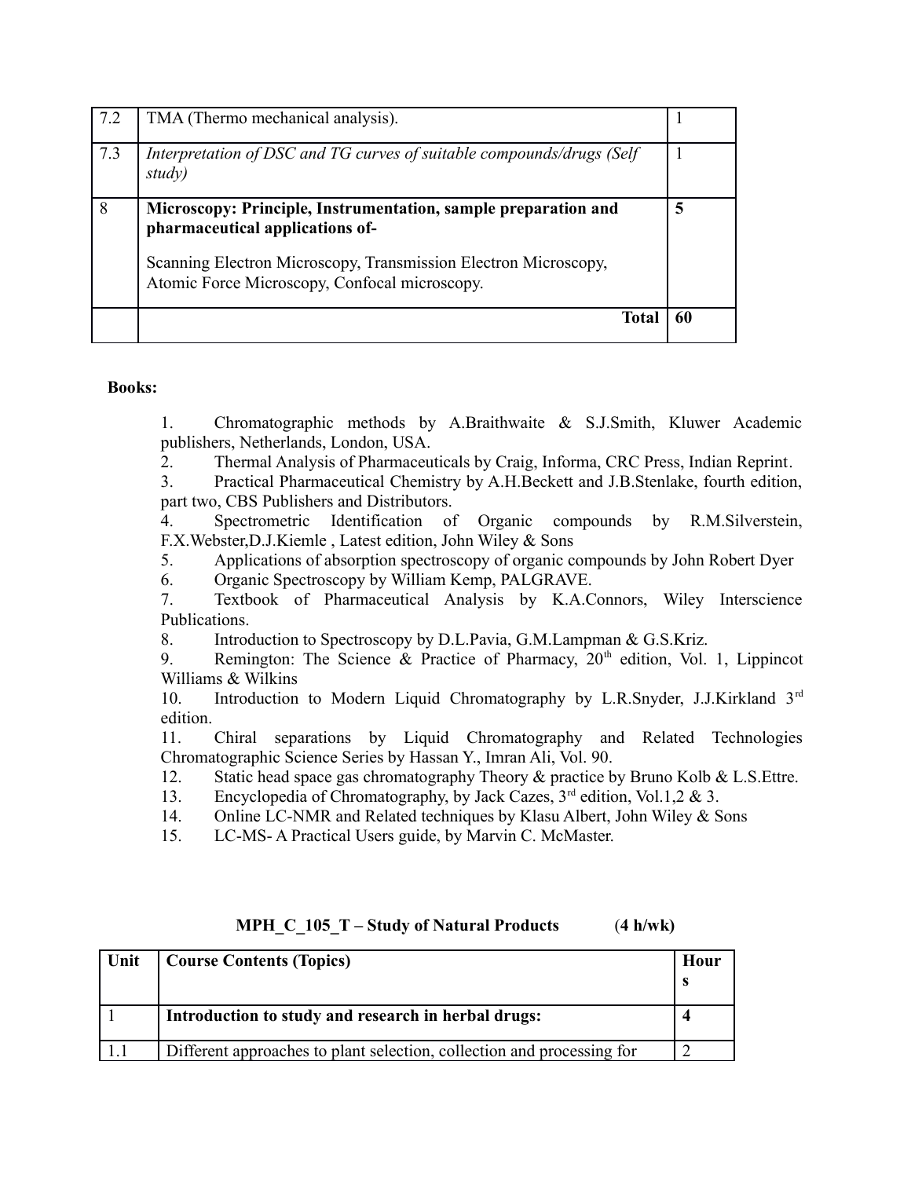| | | |
|---|---|---|
| 7.2 | TMA (Thermo mechanical analysis). | 1 |
| 7.3 | *Interpretation of DSC and TG curves of suitable compounds/drugs (Self study)* | 1 |
| 8 | **Microscopy: Principle, Instrumentation, sample preparation and pharmaceutical applications of-** <br><br> Scanning Electron Microscopy, Transmission Electron Microscopy, Atomic Force Microscopy, Confocal microscopy. | **5** |
| | **Total** | **60** |

**Books:**

1. Chromatographic methods by A.Braithwaite & S.J.Smith, Kluwer Academic publishers, Netherlands, London, USA.
2. Thermal Analysis of Pharmaceuticals by Craig, Informa, CRC Press, Indian Reprint.
3. Practical Pharmaceutical Chemistry by A.H.Beckett and J.B.Stenlake, fourth edition, part two, CBS Publishers and Distributors.
4. Spectrometric Identification of Organic compounds by R.M.Silverstein, F.X.Webster,D.J.Kiemle , Latest edition, John Wiley & Sons
5. Applications of absorption spectroscopy of organic compounds by John Robert Dyer
6. Organic Spectroscopy by William Kemp, PALGRAVE.
7. Textbook of Pharmaceutical Analysis by K.A.Connors, Wiley Interscience Publications.
8. Introduction to Spectroscopy by D.L.Pavia, G.M.Lampman & G.S.Kriz.
9. Remington: The Science & Practice of Pharmacy, 20th edition, Vol. 1, Lippincot Williams & Wilkins
10. Introduction to Modern Liquid Chromatography by L.R.Snyder, J.J.Kirkland 3rd edition.
11. Chiral separations by Liquid Chromatography and Related Technologies Chromatographic Science Series by Hassan Y., Imran Ali, Vol. 90.
12. Static head space gas chromatography Theory & practice by Bruno Kolb & L.S.Ettre.
13. Encyclopedia of Chromatography, by Jack Cazes, 3rd edition, Vol.1,2 & 3.
14. Online LC-NMR and Related techniques by Klasu Albert, John Wiley & Sons
15. LC-MS- A Practical Users guide, by Marvin C. McMaster.

**MPH_C_105_T – Study of Natural Products (4 h/wk)**

| Unit | Course Contents (Topics) | Hours |
|---|---|---|
| 1 | **Introduction to study and research in herbal drugs:** | **4** |
| 1.1 | Different approaches to plant selection, collection and processing for | 2 |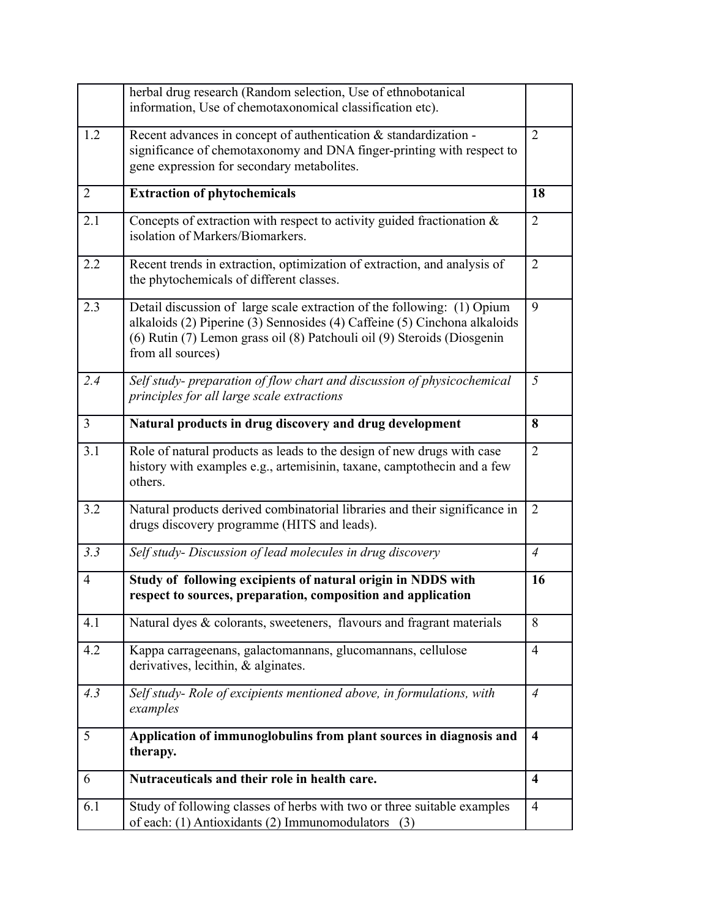| | | |
|---|---|---|
| | herbal drug research (Random selection, Use of ethnobotanical information, Use of chemotaxonomical classification etc). | |
| 1.2 | Recent advances in concept of authentication & standardization - significance of chemotaxonomy and DNA finger-printing with respect to gene expression for secondary metabolites. | 2 |
| 2 | **Extraction of phytochemicals** | **18** |
| 2.1 | Concepts of extraction with respect to activity guided fractionation & isolation of Markers/Biomarkers. | 2 |
| 2.2 | Recent trends in extraction, optimization of extraction, and analysis of the phytochemicals of different classes. | 2 |
| 2.3 | Detail discussion of large scale extraction of the following: (1) Opium alkaloids (2) Piperine (3) Sennosides (4) Caffeine (5) Cinchona alkaloids (6) Rutin (7) Lemon grass oil (8) Patchouli oil (9) Steroids (Diosgenin from all sources) | 9 |
| *2.4* | *Self study- preparation of flow chart and discussion of physicochemical principles for all large scale extractions* | *5* |
| 3 | **Natural products in drug discovery and drug development** | **8** |
| 3.1 | Role of natural products as leads to the design of new drugs with case history with examples e.g., artemisinin, taxane, camptothecin and a few others. | 2 |
| 3.2 | Natural products derived combinatorial libraries and their significance in drugs discovery programme (HITS and leads). | 2 |
| *3.3* | *Self study- Discussion of lead molecules in drug discovery* | *4* |
| 4 | **Study of following excipients of natural origin in NDDS with respect to sources, preparation, composition and application** | **16** |
| 4.1 | Natural dyes & colorants, sweeteners, flavours and fragrant materials | 8 |
| 4.2 | Kappa carrageenans, galactomannans, glucomannans, cellulose derivatives, lecithin, & alginates. | 4 |
| *4.3* | *Self study- Role of excipients mentioned above, in formulations, with examples* | *4* |
| 5 | **Application of immunoglobulins from plant sources in diagnosis and therapy.** | **4** |
| 6 | **Nutraceuticals and their role in health care.** | **4** |
| 6.1 | Study of following classes of herbs with two or three suitable examples of each: (1) Antioxidants (2) Immunomodulators (3) | 4 |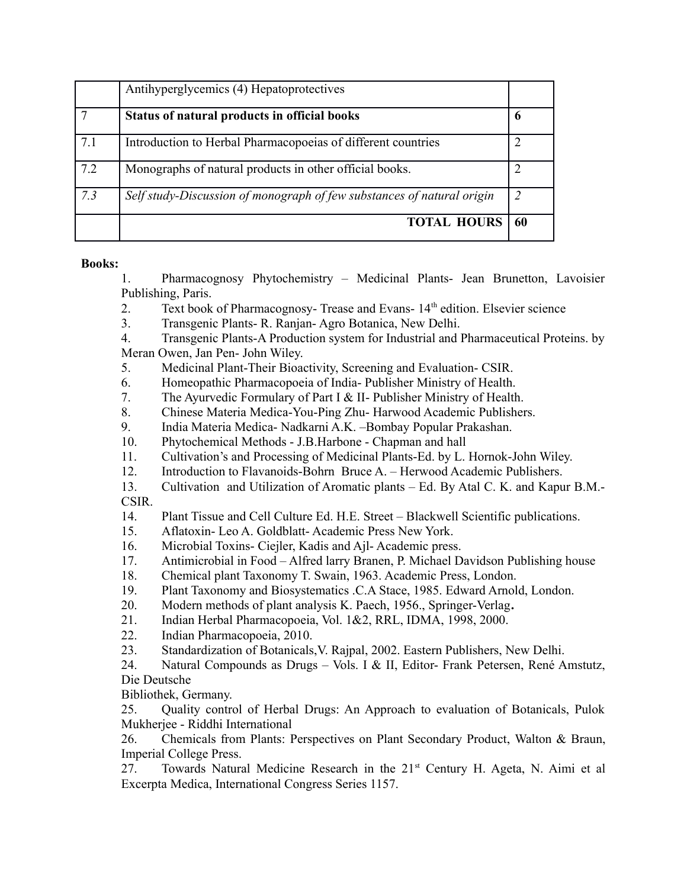|  |  |  |
|---|---|---|
|  | Antihyperglycemics (4) Hepatoprotectives |  |
| 7 | **Status of natural products in official books** | **6** |
| 7.1 | Introduction to Herbal Pharmacopoeias of different countries | 2 |
| 7.2 | Monographs of natural products in other official books. | 2 |
| *7.3* | *Self study-Discussion of monograph of few substances of natural origin* | *2* |
|  | **TOTAL HOURS** | **60** |

**Books:**

1. Pharmacognosy Phytochemistry – Medicinal Plants- Jean Brunetton, Lavoisier Publishing, Paris.
2. Text book of Pharmacognosy- Trease and Evans- 14th edition. Elsevier science
3. Transgenic Plants- R. Ranjan- Agro Botanica, New Delhi.
4. Transgenic Plants-A Production system for Industrial and Pharmaceutical Proteins. by Meran Owen, Jan Pen- John Wiley.
5. Medicinal Plant-Their Bioactivity, Screening and Evaluation- CSIR.
6. Homeopathic Pharmacopoeia of India- Publisher Ministry of Health.
7. The Ayurvedic Formulary of Part I & II- Publisher Ministry of Health.
8. Chinese Materia Medica-You-Ping Zhu- Harwood Academic Publishers.
9. India Materia Medica- Nadkarni A.K. –Bombay Popular Prakashan.
10. Phytochemical Methods - J.B.Harbone - Chapman and hall
11. Cultivation's and Processing of Medicinal Plants-Ed. by L. Hornok-John Wiley.
12. Introduction to Flavanoids-Bohrn Bruce A. – Herwood Academic Publishers.
13. Cultivation and Utilization of Aromatic plants – Ed. By Atal C. K. and Kapur B.M.-CSIR.
14. Plant Tissue and Cell Culture Ed. H.E. Street – Blackwell Scientific publications.
15. Aflatoxin- Leo A. Goldblatt- Academic Press New York.
16. Microbial Toxins- Ciejler, Kadis and Ajl- Academic press.
17. Antimicrobial in Food – Alfred larry Branen, P. Michael Davidson Publishing house
18. Chemical plant Taxonomy T. Swain, 1963. Academic Press, London.
19. Plant Taxonomy and Biosystematics .C.A Stace, 1985. Edward Arnold, London.
20. Modern methods of plant analysis K. Paech, 1956., Springer-Verlag**.**
21. Indian Herbal Pharmacopoeia, Vol. 1&2, RRL, IDMA, 1998, 2000.
22. Indian Pharmacopoeia, 2010.
23. Standardization of Botanicals,V. Rajpal, 2002. Eastern Publishers, New Delhi.
24. Natural Compounds as Drugs – Vols. I & II, Editor- Frank Petersen, René Amstutz, Die Deutsche Bibliothek, Germany.
25. Quality control of Herbal Drugs: An Approach to evaluation of Botanicals, Pulok Mukherjee - Riddhi International
26. Chemicals from Plants: Perspectives on Plant Secondary Product, Walton & Braun, Imperial College Press.
27. Towards Natural Medicine Research in the 21st Century H. Ageta, N. Aimi et al Excerpta Medica, International Congress Series 1157.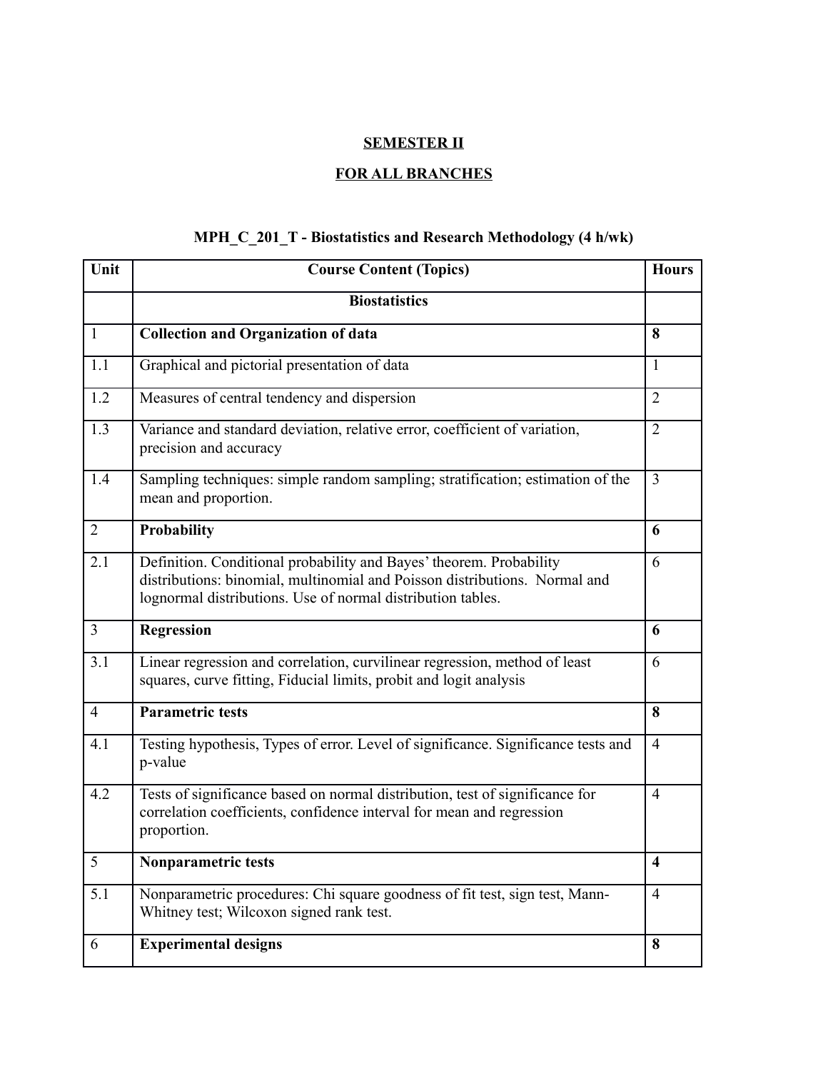## SEMESTER II

## FOR ALL BRANCHES

### MPH_C_201_T - Biostatistics and Research Methodology (4 h/wk)

| Unit | Course Content (Topics) | Hours |
|---|---|---|
| | **Biostatistics** | |
| 1 | **Collection and Organization of data** | **8** |
| 1.1 | Graphical and pictorial presentation of data | 1 |
| 1.2 | Measures of central tendency and dispersion | 2 |
| 1.3 | Variance and standard deviation, relative error, coefficient of variation, precision and accuracy | 2 |
| 1.4 | Sampling techniques: simple random sampling; stratification; estimation of the mean and proportion. | 3 |
| 2 | **Probability** | **6** |
| 2.1 | Definition. Conditional probability and Bayes' theorem. Probability distributions: binomial, multinomial and Poisson distributions. Normal and lognormal distributions. Use of normal distribution tables. | 6 |
| 3 | **Regression** | **6** |
| 3.1 | Linear regression and correlation, curvilinear regression, method of least squares, curve fitting, Fiducial limits, probit and logit analysis | 6 |
| 4 | **Parametric tests** | **8** |
| 4.1 | Testing hypothesis, Types of error. Level of significance. Significance tests and p-value | 4 |
| 4.2 | Tests of significance based on normal distribution, test of significance for correlation coefficients, confidence interval for mean and regression proportion. | 4 |
| 5 | **Nonparametric tests** | **4** |
| 5.1 | Nonparametric procedures: Chi square goodness of fit test, sign test, Mann-Whitney test; Wilcoxon signed rank test. | 4 |
| 6 | **Experimental designs** | **8** |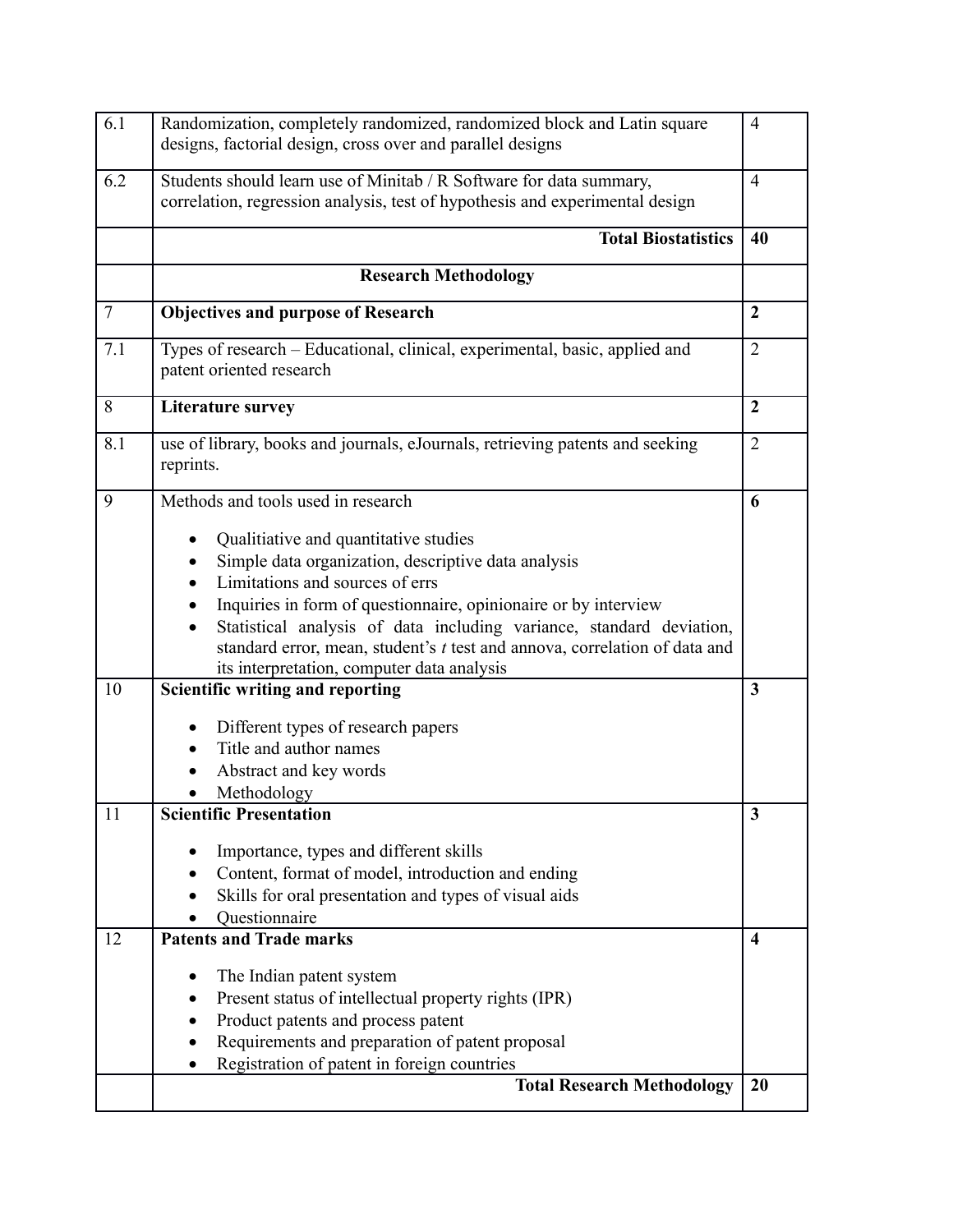| | | |
|---|---|---|
| 6.1 | Randomization, completely randomized, randomized block and Latin square designs, factorial design, cross over and parallel designs | 4 |
| 6.2 | Students should learn use of Minitab / R Software for data summary, correlation, regression analysis, test of hypothesis and experimental design | 4 |
| | **Total Biostatistics** | **40** |
| | **Research Methodology** | |
| 7 | **Objectives and purpose of Research** | **2** |
| 7.1 | Types of research – Educational, clinical, experimental, basic, applied and patent oriented research | 2 |
| 8 | **Literature survey** | **2** |
| 8.1 | use of library, books and journals, eJournals, retrieving patents and seeking reprints. | 2 |
| 9 | Methods and tools used in research<br>• Qualitiative and quantitative studies<br>• Simple data organization, descriptive data analysis<br>• Limitations and sources of errs<br>• Inquiries in form of questionnaire, opinionaire or by interview<br>• Statistical analysis of data including variance, standard deviation, standard error, mean, student's *t* test and annova, correlation of data and its interpretation, computer data analysis | **6** |
| 10 | **Scientific writing and reporting**<br>• Different types of research papers<br>• Title and author names<br>• Abstract and key words<br>• Methodology | **3** |
| 11 | **Scientific Presentation**<br>• Importance, types and different skills<br>• Content, format of model, introduction and ending<br>• Skills for oral presentation and types of visual aids<br>• Questionnaire | **3** |
| 12 | **Patents and Trade marks**<br>• The Indian patent system<br>• Present status of intellectual property rights (IPR)<br>• Product patents and process patent<br>• Requirements and preparation of patent proposal<br>• Registration of patent in foreign countries | **4** |
| | **Total Research Methodology** | **20** |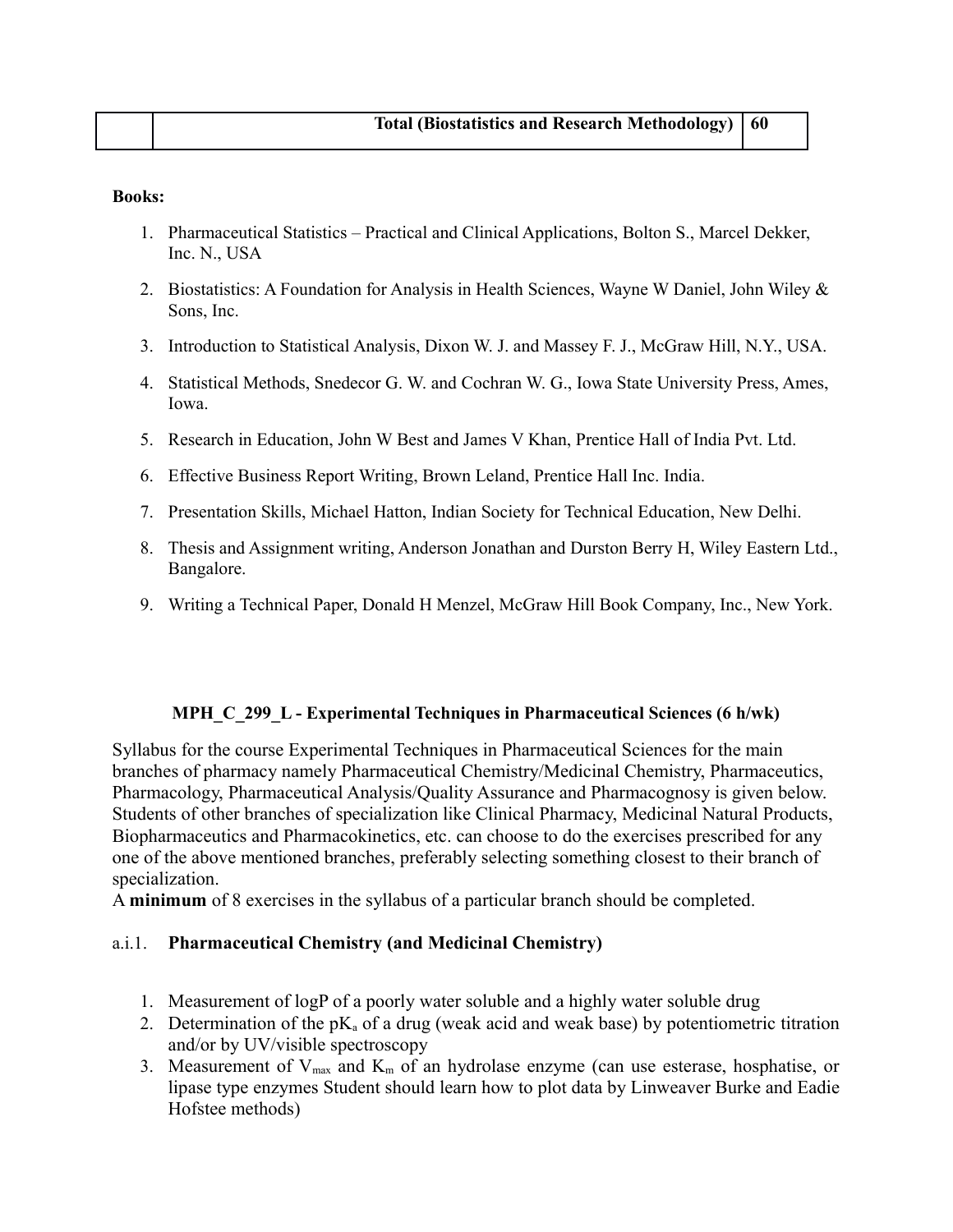| | Total (Biostatistics and Research Methodology) | 60 |
|---|---|---|

**Books:**

1. Pharmaceutical Statistics – Practical and Clinical Applications, Bolton S., Marcel Dekker, Inc. N., USA
2. Biostatistics: A Foundation for Analysis in Health Sciences, Wayne W Daniel, John Wiley & Sons, Inc.
3. Introduction to Statistical Analysis, Dixon W. J. and Massey F. J., McGraw Hill, N.Y., USA.
4. Statistical Methods, Snedecor G. W. and Cochran W. G., Iowa State University Press, Ames, Iowa.
5. Research in Education, John W Best and James V Khan, Prentice Hall of India Pvt. Ltd.
6. Effective Business Report Writing, Brown Leland, Prentice Hall Inc. India.
7. Presentation Skills, Michael Hatton, Indian Society for Technical Education, New Delhi.
8. Thesis and Assignment writing, Anderson Jonathan and Durston Berry H, Wiley Eastern Ltd., Bangalore.
9. Writing a Technical Paper, Donald H Menzel, McGraw Hill Book Company, Inc., New York.

## MPH_C_299_L - Experimental Techniques in Pharmaceutical Sciences (6 h/wk)

Syllabus for the course Experimental Techniques in Pharmaceutical Sciences for the main branches of pharmacy namely Pharmaceutical Chemistry/Medicinal Chemistry, Pharmaceutics, Pharmacology, Pharmaceutical Analysis/Quality Assurance and Pharmacognosy is given below. Students of other branches of specialization like Clinical Pharmacy, Medicinal Natural Products, Biopharmaceutics and Pharmacokinetics, etc. can choose to do the exercises prescribed for any one of the above mentioned branches, preferably selecting something closest to their branch of specialization.
A **minimum** of 8 exercises in the syllabus of a particular branch should be completed.

### a.i.1. Pharmaceutical Chemistry (and Medicinal Chemistry)

1. Measurement of logP of a poorly water soluble and a highly water soluble drug
2. Determination of the $pK_a$ of a drug (weak acid and weak base) by potentiometric titration and/or by UV/visible spectroscopy
3. Measurement of $V_{max}$ and $K_m$ of an hydrolase enzyme (can use esterase, hosphatise, or lipase type enzymes Student should learn how to plot data by Linweaver Burke and Eadie Hofstee methods)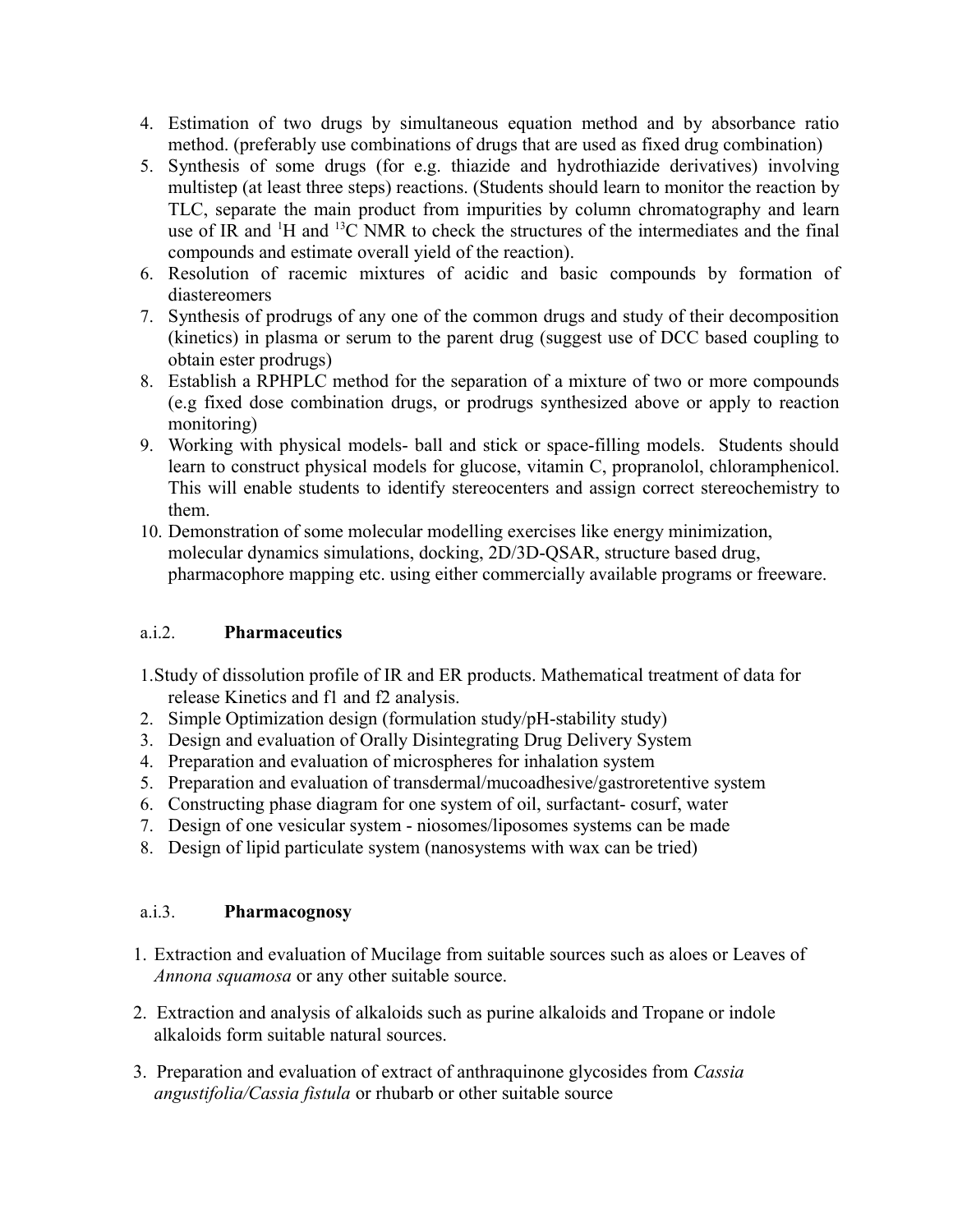4. Estimation of two drugs by simultaneous equation method and by absorbance ratio method. (preferably use combinations of drugs that are used as fixed drug combination)
5. Synthesis of some drugs (for e.g. thiazide and hydrothiazide derivatives) involving multistep (at least three steps) reactions. (Students should learn to monitor the reaction by TLC, separate the main product from impurities by column chromatography and learn use of IR and $^1H$ and $^{13}C$ NMR to check the structures of the intermediates and the final compounds and estimate overall yield of the reaction).
6. Resolution of racemic mixtures of acidic and basic compounds by formation of diastereomers
7. Synthesis of prodrugs of any one of the common drugs and study of their decomposition (kinetics) in plasma or serum to the parent drug (suggest use of DCC based coupling to obtain ester prodrugs)
8. Establish a RPHPLC method for the separation of a mixture of two or more compounds (e.g fixed dose combination drugs, or prodrugs synthesized above or apply to reaction monitoring)
9. Working with physical models- ball and stick or space-filling models. Students should learn to construct physical models for glucose, vitamin C, propranolol, chloramphenicol. This will enable students to identify stereocenters and assign correct stereochemistry to them.
10. Demonstration of some molecular modelling exercises like energy minimization, molecular dynamics simulations, docking, 2D/3D-QSAR, structure based drug, pharmacophore mapping etc. using either commercially available programs or freeware.

### a.i.2. **Pharmaceutics**

1. Study of dissolution profile of IR and ER products. Mathematical treatment of data for release Kinetics and f1 and f2 analysis.
2. Simple Optimization design (formulation study/pH-stability study)
3. Design and evaluation of Orally Disintegrating Drug Delivery System
4. Preparation and evaluation of microspheres for inhalation system
5. Preparation and evaluation of transdermal/mucoadhesive/gastroretentive system
6. Constructing phase diagram for one system of oil, surfactant- cosurf, water
7. Design of one vesicular system - niosomes/liposomes systems can be made
8. Design of lipid particulate system (nanosystems with wax can be tried)

### a.i.3. **Pharmacognosy**

1. Extraction and evaluation of Mucilage from suitable sources such as aloes or Leaves of *Annona squamosa* or any other suitable source.

2. Extraction and analysis of alkaloids such as purine alkaloids and Tropane or indole alkaloids form suitable natural sources.

3. Preparation and evaluation of extract of anthraquinone glycosides from *Cassia angustifolia/Cassia fistula* or rhubarb or other suitable source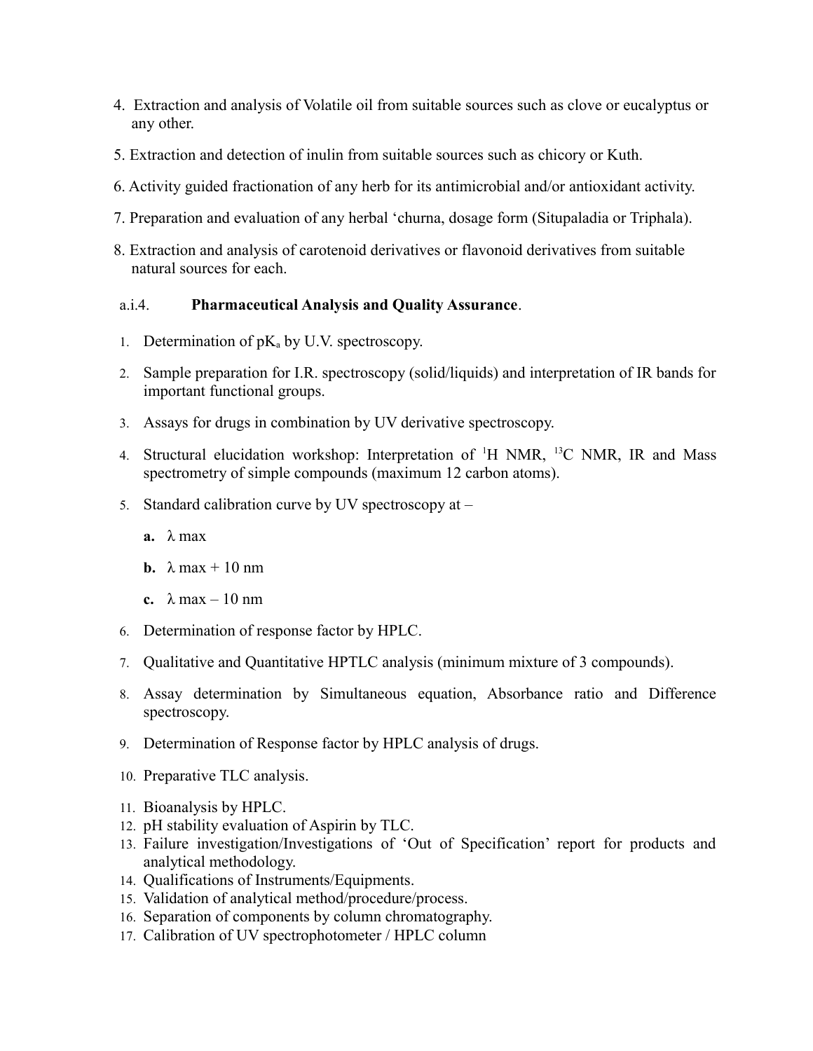4. Extraction and analysis of Volatile oil from suitable sources such as clove or eucalyptus or any other.

5. Extraction and detection of inulin from suitable sources such as chicory or Kuth.

6. Activity guided fractionation of any herb for its antimicrobial and/or antioxidant activity.

7. Preparation and evaluation of any herbal 'churna, dosage form (Situpaladia or Triphala).

8. Extraction and analysis of carotenoid derivatives or flavonoid derivatives from suitable natural sources for each.

a.i.4. **Pharmaceutical Analysis and Quality Assurance**.

1. Determination of $pK_a$ by U.V. spectroscopy.
2. Sample preparation for I.R. spectroscopy (solid/liquids) and interpretation of IR bands for important functional groups.
3. Assays for drugs in combination by UV derivative spectroscopy.
4. Structural elucidation workshop: Interpretation of $^{1}H$ NMR, $^{13}C$ NMR, IR and Mass spectrometry of simple compounds (maximum 12 carbon atoms).
5. Standard calibration curve by UV spectroscopy at –
   - **a.** $\lambda$ max
   - **b.** $\lambda$ max + 10 nm
   - **c.** $\lambda$ max – 10 nm
6. Determination of response factor by HPLC.
7. Qualitative and Quantitative HPTLC analysis (minimum mixture of 3 compounds).
8. Assay determination by Simultaneous equation, Absorbance ratio and Difference spectroscopy.
9. Determination of Response factor by HPLC analysis of drugs.
10. Preparative TLC analysis.
11. Bioanalysis by HPLC.
12. pH stability evaluation of Aspirin by TLC.
13. Failure investigation/Investigations of 'Out of Specification' report for products and analytical methodology.
14. Qualifications of Instruments/Equipments.
15. Validation of analytical method/procedure/process.
16. Separation of components by column chromatography.
17. Calibration of UV spectrophotometer / HPLC column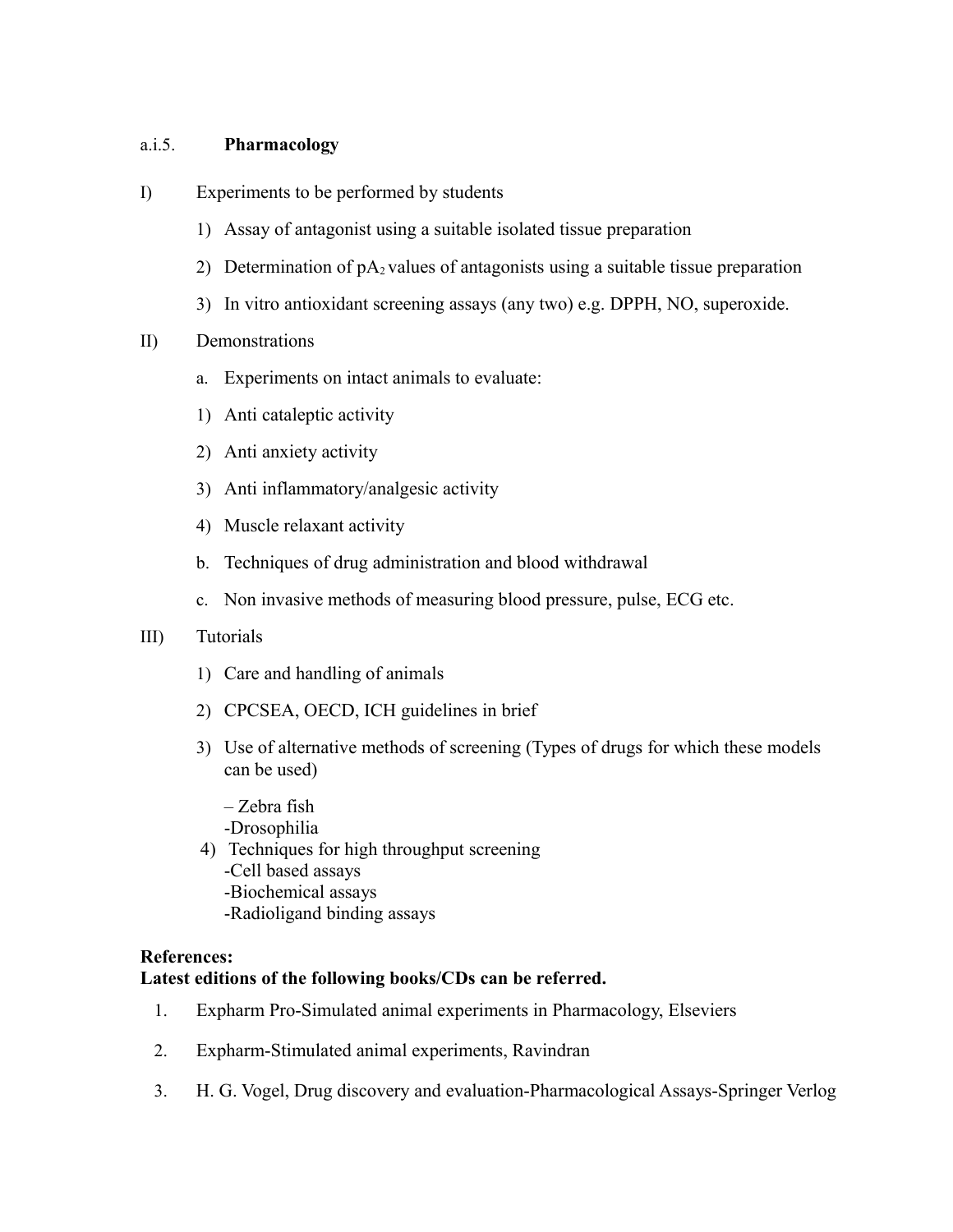a.i.5. **Pharmacology**

I) Experiments to be performed by students

1) Assay of antagonist using a suitable isolated tissue preparation
2) Determination of $pA_2$ values of antagonists using a suitable tissue preparation
3) In vitro antioxidant screening assays (any two) e.g. DPPH, NO, superoxide.

II) Demonstrations

a. Experiments on intact animals to evaluate:

1) Anti cataleptic activity
2) Anti anxiety activity
3) Anti inflammatory/analgesic activity
4) Muscle relaxant activity

b. Techniques of drug administration and blood withdrawal

c. Non invasive methods of measuring blood pressure, pulse, ECG etc.

III) Tutorials

1) Care and handling of animals
2) CPCSEA, OECD, ICH guidelines in brief
3) Use of alternative methods of screening (Types of drugs for which these models can be used)

   – Zebra fish
   -Drosophilia

4) Techniques for high throughput screening
   -Cell based assays
   -Biochemical assays
   -Radioligand binding assays

**References:**
**Latest editions of the following books/CDs can be referred.**

1. Expharm Pro-Simulated animal experiments in Pharmacology, Elseviers
2. Expharm-Stimulated animal experiments, Ravindran
3. H. G. Vogel, Drug discovery and evaluation-Pharmacological Assays-Springer Verlog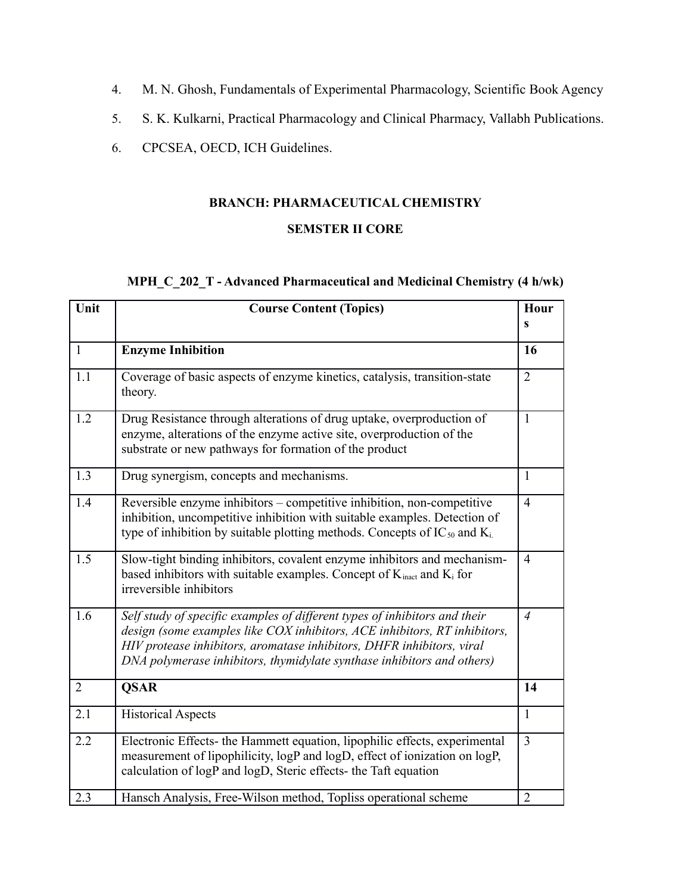4. M. N. Ghosh, Fundamentals of Experimental Pharmacology, Scientific Book Agency
5. S. K. Kulkarni, Practical Pharmacology and Clinical Pharmacy, Vallabh Publications.
6. CPCSEA, OECD, ICH Guidelines.

## BRANCH: PHARMACEUTICAL CHEMISTRY

## SEMSTER II CORE

### MPH_C_202_T - Advanced Pharmaceutical and Medicinal Chemistry (4 h/wk)

| Unit | Course Content (Topics) | Hours |
|---|---|---|
| 1 | **Enzyme Inhibition** | **16** |
| 1.1 | Coverage of basic aspects of enzyme kinetics, catalysis, transition-state theory. | 2 |
| 1.2 | Drug Resistance through alterations of drug uptake, overproduction of enzyme, alterations of the enzyme active site, overproduction of the substrate or new pathways for formation of the product | 1 |
| 1.3 | Drug synergism, concepts and mechanisms. | 1 |
| 1.4 | Reversible enzyme inhibitors – competitive inhibition, non-competitive inhibition, uncompetitive inhibition with suitable examples. Detection of type of inhibition by suitable plotting methods. Concepts of $IC_{50}$ and $K_i$. | 4 |
| 1.5 | Slow-tight binding inhibitors, covalent enzyme inhibitors and mechanism-based inhibitors with suitable examples. Concept of $K_{inact}$ and $K_i$ for irreversible inhibitors | 4 |
| 1.6 | *Self study of specific examples of different types of inhibitors and their design (some examples like COX inhibitors, ACE inhibitors, RT inhibitors, HIV protease inhibitors, aromatase inhibitors, DHFR inhibitors, viral DNA polymerase inhibitors, thymidylate synthase inhibitors and others)* | *4* |
| 2 | **QSAR** | **14** |
| 2.1 | Historical Aspects | 1 |
| 2.2 | Electronic Effects- the Hammett equation, lipophilic effects, experimental measurement of lipophilicity, logP and logD, effect of ionization on logP, calculation of logP and logD, Steric effects- the Taft equation | 3 |
| 2.3 | Hansch Analysis, Free-Wilson method, Topliss operational scheme | 2 |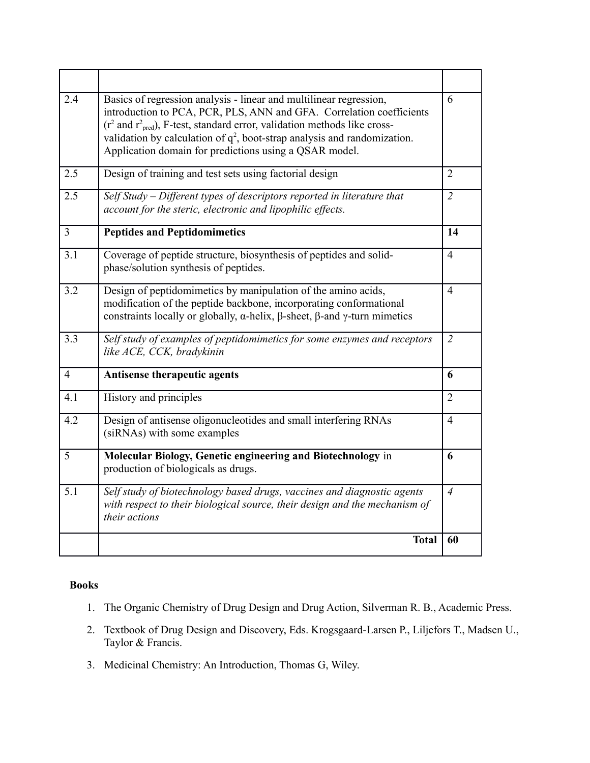| | | |
|---|---|---|
| 2.4 | Basics of regression analysis - linear and multilinear regression, introduction to PCA, PCR, PLS, ANN and GFA. Correlation coefficients ($r^2$ and $r^2_{pred}$), F-test, standard error, validation methods like cross-validation by calculation of $q^2$, boot-strap analysis and randomization. Application domain for predictions using a QSAR model. | 6 |
| 2.5 | Design of training and test sets using factorial design | 2 |
| 2.5 | *Self Study – Different types of descriptors reported in literature that account for the steric, electronic and lipophilic effects.* | *2* |
| 3 | **Peptides and Peptidomimetics** | **14** |
| 3.1 | Coverage of peptide structure, biosynthesis of peptides and solid-phase/solution synthesis of peptides. | 4 |
| 3.2 | Design of peptidomimetics by manipulation of the amino acids, modification of the peptide backbone, incorporating conformational constraints locally or globally, α-helix, β-sheet, β-and γ-turn mimetics | 4 |
| 3.3 | *Self study of examples of peptidomimetics for some enzymes and receptors like ACE, CCK, bradykinin* | *2* |
| 4 | **Antisense therapeutic agents** | **6** |
| 4.1 | History and principles | 2 |
| 4.2 | Design of antisense oligonucleotides and small interfering RNAs (siRNAs) with some examples | 4 |
| 5 | **Molecular Biology, Genetic engineering and Biotechnology** in production of biologicals as drugs. | **6** |
| 5.1 | *Self study of biotechnology based drugs, vaccines and diagnostic agents with respect to their biological source, their design and the mechanism of their actions* | *4* |
| | **Total** | **60** |

**Books**

1. The Organic Chemistry of Drug Design and Drug Action, Silverman R. B., Academic Press.
2. Textbook of Drug Design and Discovery, Eds. Krogsgaard-Larsen P., Liljefors T., Madsen U., Taylor & Francis.
3. Medicinal Chemistry: An Introduction, Thomas G, Wiley.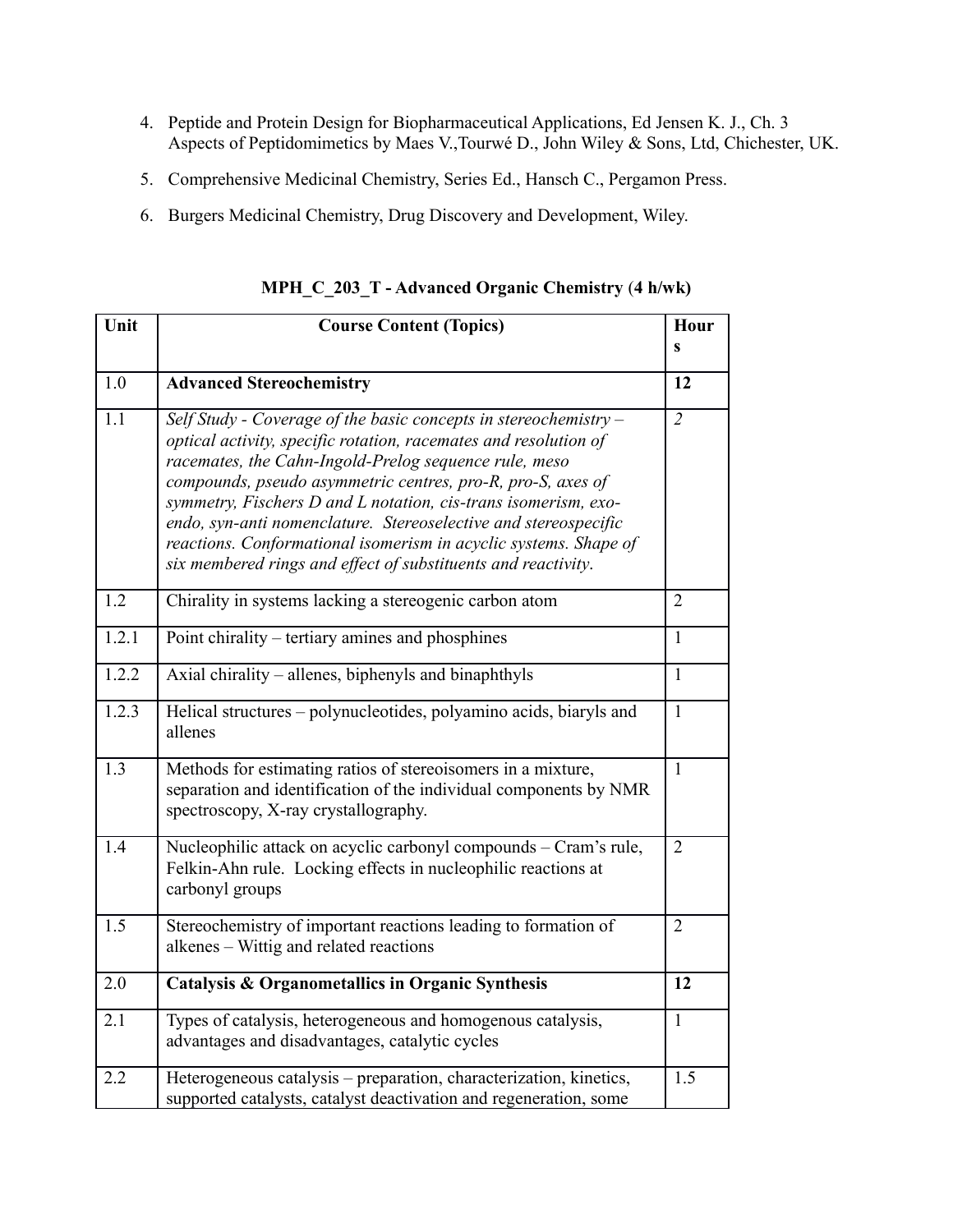4. Peptide and Protein Design for Biopharmaceutical Applications, Ed Jensen K. J., Ch. 3 Aspects of Peptidomimetics by Maes V.,Tourwé D., John Wiley & Sons, Ltd, Chichester, UK.

5. Comprehensive Medicinal Chemistry, Series Ed., Hansch C., Pergamon Press.

6. Burgers Medicinal Chemistry, Drug Discovery and Development, Wiley.

## MPH_C_203_T - Advanced Organic Chemistry (4 h/wk)

| Unit | Course Content (Topics) | Hours |
|---|---|---|
| 1.0 | **Advanced Stereochemistry** | **12** |
| 1.1 | *Self Study - Coverage of the basic concepts in stereochemistry – optical activity, specific rotation, racemates and resolution of racemates, the Cahn-Ingold-Prelog sequence rule, meso compounds, pseudo asymmetric centres, pro-R, pro-S, axes of symmetry, Fischers D and L notation, cis-trans isomerism, exo-endo, syn-anti nomenclature. Stereoselective and stereospecific reactions. Conformational isomerism in acyclic systems. Shape of six membered rings and effect of substituents and reactivity*. | *2* |
| 1.2 | Chirality in systems lacking a stereogenic carbon atom | 2 |
| 1.2.1 | Point chirality – tertiary amines and phosphines | 1 |
| 1.2.2 | Axial chirality – allenes, biphenyls and binaphthyls | 1 |
| 1.2.3 | Helical structures – polynucleotides, polyamino acids, biaryls and allenes | 1 |
| 1.3 | Methods for estimating ratios of stereoisomers in a mixture, separation and identification of the individual components by NMR spectroscopy, X-ray crystallography. | 1 |
| 1.4 | Nucleophilic attack on acyclic carbonyl compounds – Cram's rule, Felkin-Ahn rule. Locking effects in nucleophilic reactions at carbonyl groups | 2 |
| 1.5 | Stereochemistry of important reactions leading to formation of alkenes – Wittig and related reactions | 2 |
| 2.0 | **Catalysis & Organometallics in Organic Synthesis** | **12** |
| 2.1 | Types of catalysis, heterogeneous and homogenous catalysis, advantages and disadvantages, catalytic cycles | 1 |
| 2.2 | Heterogeneous catalysis – preparation, characterization, kinetics, supported catalysts, catalyst deactivation and regeneration, some | 1.5 |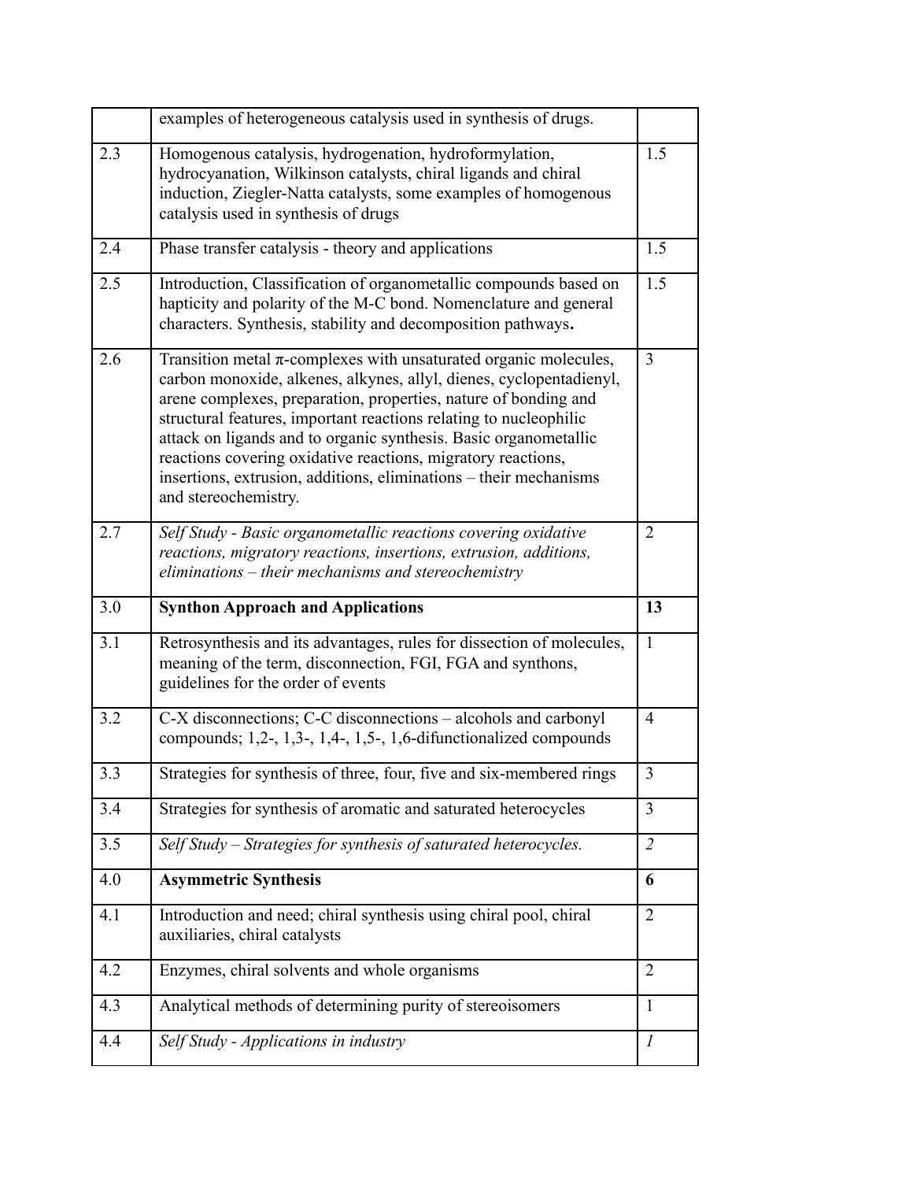| | | |
|---|---|---|
| | examples of heterogeneous catalysis used in synthesis of drugs. | |
| 2.3 | Homogenous catalysis, hydrogenation, hydroformylation, hydrocyanation, Wilkinson catalysts, chiral ligands and chiral induction, Ziegler-Natta catalysts, some examples of homogenous catalysis used in synthesis of drugs | 1.5 |
| 2.4 | Phase transfer catalysis - theory and applications | 1.5 |
| 2.5 | Introduction, Classification of organometallic compounds based on hapticity and polarity of the M-C bond. Nomenclature and general characters. Synthesis, stability and decomposition pathways**.** | 1.5 |
| 2.6 | Transition metal π-complexes with unsaturated organic molecules, carbon monoxide, alkenes, alkynes, allyl, dienes, cyclopentadienyl, arene complexes, preparation, properties, nature of bonding and structural features, important reactions relating to nucleophilic attack on ligands and to organic synthesis. Basic organometallic reactions covering oxidative reactions, migratory reactions, insertions, extrusion, additions, eliminations – their mechanisms and stereochemistry. | 3 |
| 2.7 | *Self Study - Basic organometallic reactions covering oxidative reactions, migratory reactions, insertions, extrusion, additions, eliminations – their mechanisms and stereochemistry* | 2 |
| 3.0 | **Synthon Approach and Applications** | **13** |
| 3.1 | Retrosynthesis and its advantages, rules for dissection of molecules, meaning of the term, disconnection, FGI, FGA and synthons, guidelines for the order of events | 1 |
| 3.2 | C-X disconnections; C-C disconnections – alcohols and carbonyl compounds; 1,2-, 1,3-, 1,4-, 1,5-, 1,6-difunctionalized compounds | 4 |
| 3.3 | Strategies for synthesis of three, four, five and six-membered rings | 3 |
| 3.4 | Strategies for synthesis of aromatic and saturated heterocycles | 3 |
| 3.5 | *Self Study – Strategies for synthesis of saturated heterocycles.* | *2* |
| 4.0 | **Asymmetric Synthesis** | **6** |
| 4.1 | Introduction and need; chiral synthesis using chiral pool, chiral auxiliaries, chiral catalysts | 2 |
| 4.2 | Enzymes, chiral solvents and whole organisms | 2 |
| 4.3 | Analytical methods of determining purity of stereoisomers | 1 |
| 4.4 | *Self Study - Applications in industry* | *1* |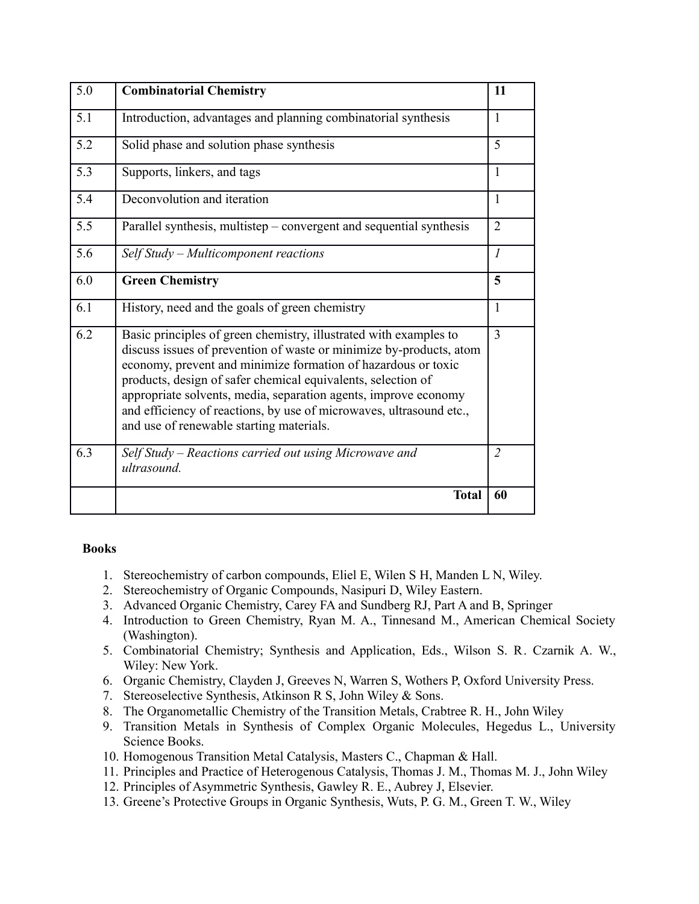| 5.0 | **Combinatorial Chemistry** | **11** |
|---|---|---|
| 5.1 | Introduction, advantages and planning combinatorial synthesis | 1 |
| 5.2 | Solid phase and solution phase synthesis | 5 |
| 5.3 | Supports, linkers, and tags | 1 |
| 5.4 | Deconvolution and iteration | 1 |
| 5.5 | Parallel synthesis, multistep – convergent and sequential synthesis | 2 |
| 5.6 | *Self Study – Multicomponent reactions* | *1* |
| 6.0 | **Green Chemistry** | **5** |
| 6.1 | History, need and the goals of green chemistry | 1 |
| 6.2 | Basic principles of green chemistry, illustrated with examples to discuss issues of prevention of waste or minimize by-products, atom economy, prevent and minimize formation of hazardous or toxic products, design of safer chemical equivalents, selection of appropriate solvents, media, separation agents, improve economy and efficiency of reactions, by use of microwaves, ultrasound etc., and use of renewable starting materials. | 3 |
| 6.3 | *Self Study – Reactions carried out using Microwave and ultrasound.* | *2* |
| | **Total** | **60** |

**Books**

1. Stereochemistry of carbon compounds, Eliel E, Wilen S H, Manden L N, Wiley.
2. Stereochemistry of Organic Compounds, Nasipuri D, Wiley Eastern.
3. Advanced Organic Chemistry, Carey FA and Sundberg RJ, Part A and B, Springer
4. Introduction to Green Chemistry, Ryan M. A., Tinnesand M., American Chemical Society (Washington).
5. Combinatorial Chemistry; Synthesis and Application, Eds., Wilson S. R. Czarnik A. W., Wiley: New York.
6. Organic Chemistry, Clayden J, Greeves N, Warren S, Wothers P, Oxford University Press.
7. Stereoselective Synthesis, Atkinson R S, John Wiley & Sons.
8. The Organometallic Chemistry of the Transition Metals, Crabtree R. H., John Wiley
9. Transition Metals in Synthesis of Complex Organic Molecules, Hegedus L., University Science Books.
10. Homogenous Transition Metal Catalysis, Masters C., Chapman & Hall.
11. Principles and Practice of Heterogenous Catalysis, Thomas J. M., Thomas M. J., John Wiley
12. Principles of Asymmetric Synthesis, Gawley R. E., Aubrey J, Elsevier.
13. Greene's Protective Groups in Organic Synthesis, Wuts, P. G. M., Green T. W., Wiley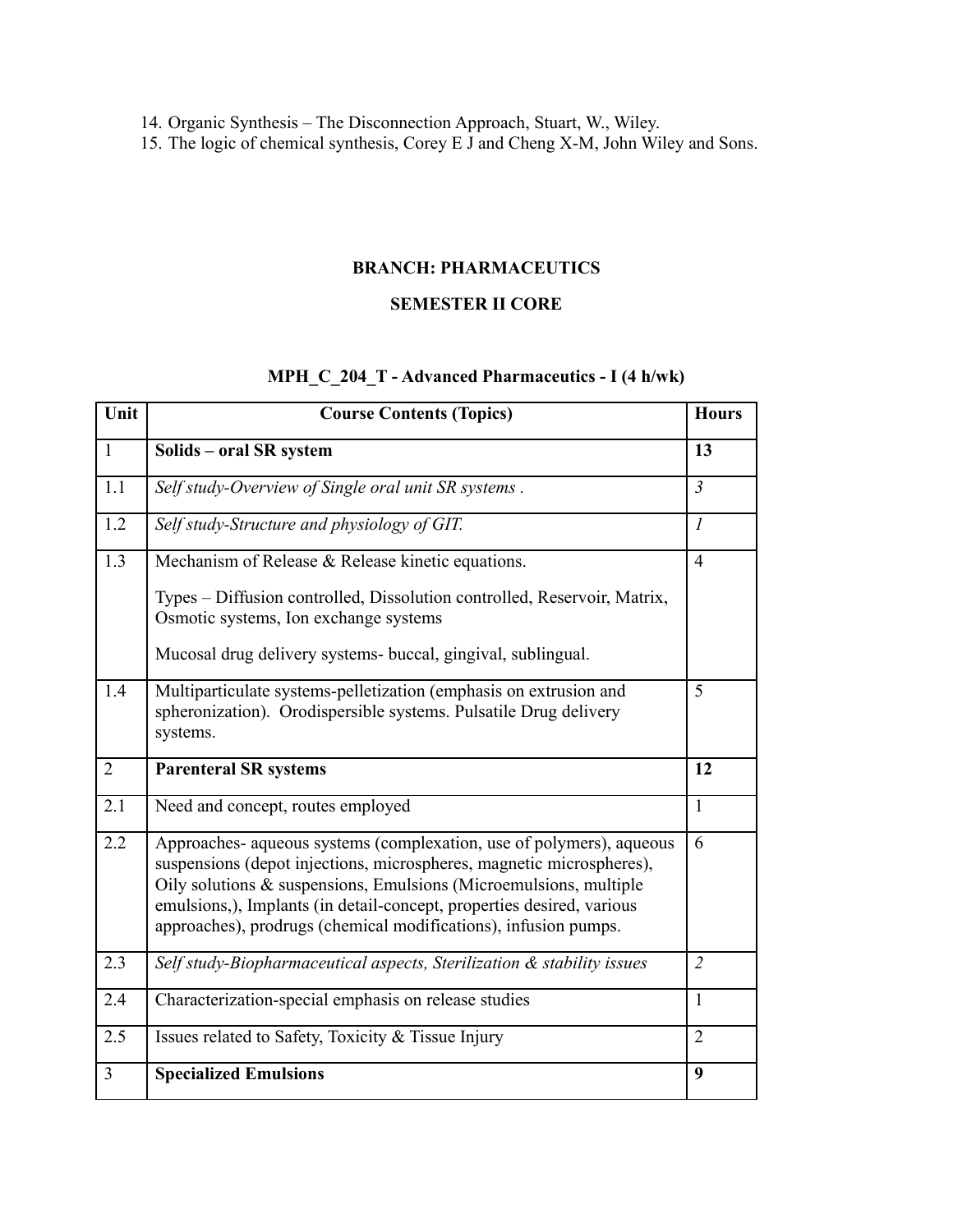14. Organic Synthesis – The Disconnection Approach, Stuart, W., Wiley.
15. The logic of chemical synthesis, Corey E J and Cheng X-M, John Wiley and Sons.

## BRANCH: PHARMACEUTICS

## SEMESTER II CORE

### MPH_C_204_T - Advanced Pharmaceutics - I (4 h/wk)

| Unit | Course Contents (Topics) | Hours |
|---|---|---|
| 1 | **Solids – oral SR system** | **13** |
| 1.1 | *Self study-Overview of Single oral unit SR systems .* | *3* |
| 1.2 | *Self study-Structure and physiology of GIT.* | *1* |
| 1.3 | Mechanism of Release & Release kinetic equations.<br><br>Types – Diffusion controlled, Dissolution controlled, Reservoir, Matrix, Osmotic systems, Ion exchange systems<br><br>Mucosal drug delivery systems- buccal, gingival, sublingual. | 4 |
| 1.4 | Multiparticulate systems-pelletization (emphasis on extrusion and spheronization). Orodispersible systems. Pulsatile Drug delivery systems. | 5 |
| 2 | **Parenteral SR systems** | **12** |
| 2.1 | Need and concept, routes employed | 1 |
| 2.2 | Approaches- aqueous systems (complexation, use of polymers), aqueous suspensions (depot injections, microspheres, magnetic microspheres), Oily solutions & suspensions, Emulsions (Microemulsions, multiple emulsions,), Implants (in detail-concept, properties desired, various approaches), prodrugs (chemical modifications), infusion pumps. | 6 |
| 2.3 | *Self study-Biopharmaceutical aspects, Sterilization & stability issues* | *2* |
| 2.4 | Characterization-special emphasis on release studies | 1 |
| 2.5 | Issues related to Safety, Toxicity & Tissue Injury | 2 |
| 3 | **Specialized Emulsions** | **9** |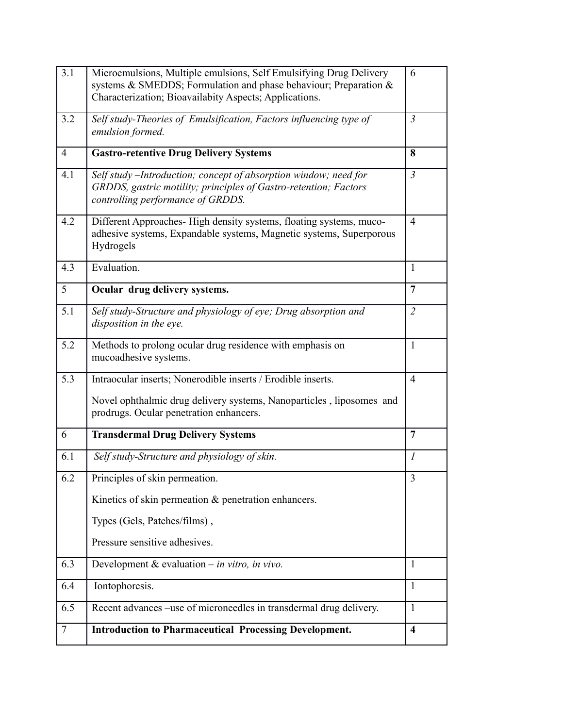| | | |
|---|---|---|
| 3.1 | Microemulsions, Multiple emulsions, Self Emulsifying Drug Delivery systems & SMEDDS; Formulation and phase behaviour; Preparation & Characterization; Bioavailabity Aspects; Applications. | 6 |
| 3.2 | *Self study-Theories of Emulsification, Factors influencing type of emulsion formed.* | *3* |
| 4 | **Gastro-retentive Drug Delivery Systems** | **8** |
| 4.1 | *Self study –Introduction; concept of absorption window; need for GRDDS, gastric motility; principles of Gastro-retention; Factors controlling performance of GRDDS.* | *3* |
| 4.2 | Different Approaches- High density systems, floating systems, muco-adhesive systems, Expandable systems, Magnetic systems, Superporous Hydrogels | 4 |
| 4.3 | Evaluation. | 1 |
| 5 | **Ocular drug delivery systems.** | **7** |
| 5.1 | *Self study-Structure and physiology of eye; Drug absorption and disposition in the eye.* | *2* |
| 5.2 | Methods to prolong ocular drug residence with emphasis on mucoadhesive systems. | 1 |
| 5.3 | Intraocular inserts; Nonerodible inserts / Erodible inserts.<br><br>Novel ophthalmic drug delivery systems, Nanoparticles , liposomes and prodrugs. Ocular penetration enhancers. | 4 |
| 6 | **Transdermal Drug Delivery Systems** | **7** |
| 6.1 | *Self study-Structure and physiology of skin.* | *1* |
| 6.2 | Principles of skin permeation.<br><br>Kinetics of skin permeation & penetration enhancers.<br><br>Types (Gels, Patches/films) ,<br><br>Pressure sensitive adhesives. | 3 |
| 6.3 | Development & evaluation – *in vitro, in vivo.* | 1 |
| 6.4 | Iontophoresis. | 1 |
| 6.5 | Recent advances –use of microneedles in transdermal drug delivery. | 1 |
| 7 | **Introduction to Pharmaceutical Processing Development.** | **4** |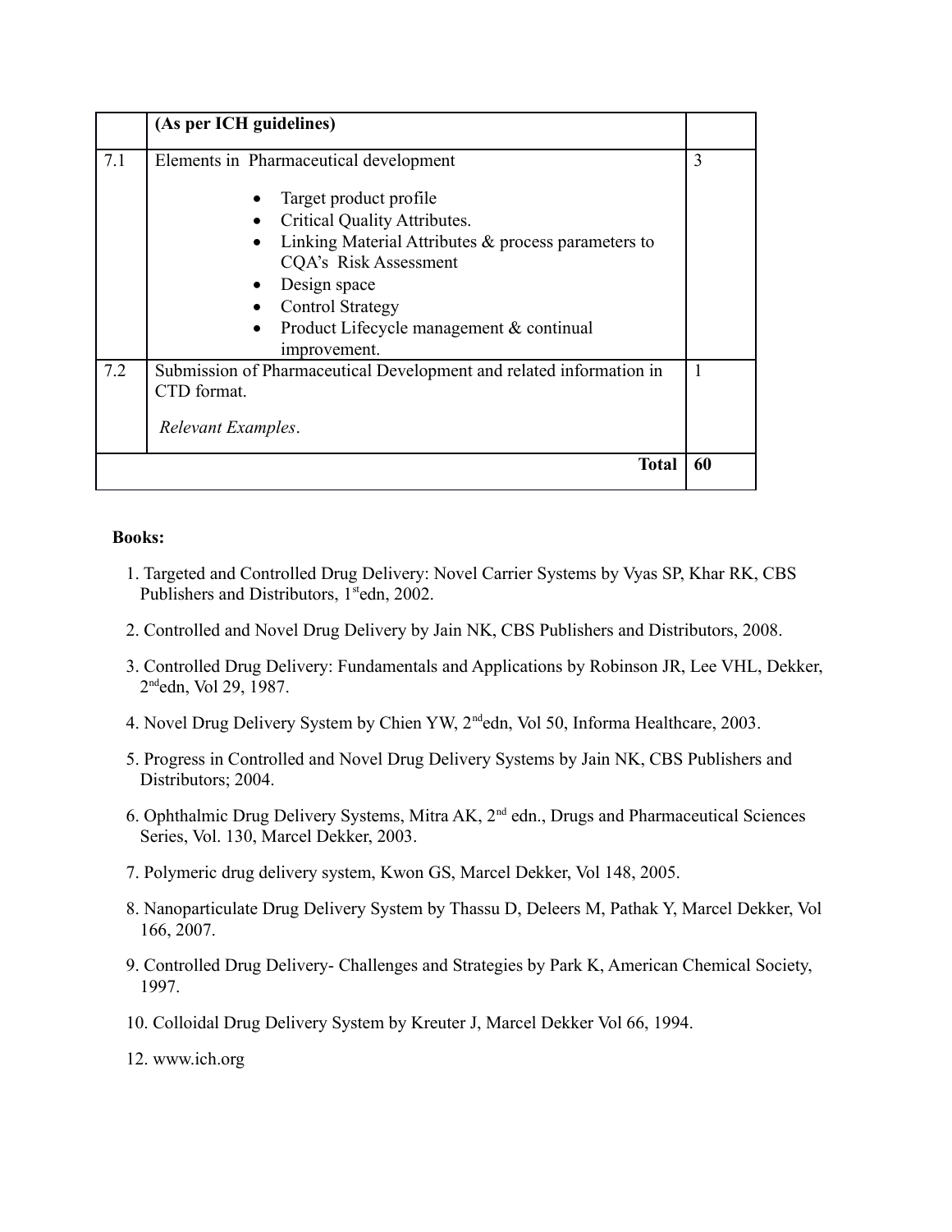| | (As per ICH guidelines) | |
|---|---|---|
| 7.1 | Elements in Pharmaceutical development<br><br>• Target product profile<br>• Critical Quality Attributes.<br>• Linking Material Attributes & process parameters to CQA's Risk Assessment<br>• Design space<br>• Control Strategy<br>• Product Lifecycle management & continual improvement. | 3 |
| 7.2 | Submission of Pharmaceutical Development and related information in CTD format.<br><br>*Relevant Examples*. | 1 |
| | **Total** | **60** |

**Books:**

1. Targeted and Controlled Drug Delivery: Novel Carrier Systems by Vyas SP, Khar RK, CBS Publishers and Distributors, 1st edn, 2002.
2. Controlled and Novel Drug Delivery by Jain NK, CBS Publishers and Distributors, 2008.
3. Controlled Drug Delivery: Fundamentals and Applications by Robinson JR, Lee VHL, Dekker, 2nd edn, Vol 29, 1987.
4. Novel Drug Delivery System by Chien YW, 2nd edn, Vol 50, Informa Healthcare, 2003.
5. Progress in Controlled and Novel Drug Delivery Systems by Jain NK, CBS Publishers and Distributors; 2004.
6. Ophthalmic Drug Delivery Systems, Mitra AK, 2nd edn., Drugs and Pharmaceutical Sciences Series, Vol. 130, Marcel Dekker, 2003.
7. Polymeric drug delivery system, Kwon GS, Marcel Dekker, Vol 148, 2005.
8. Nanoparticulate Drug Delivery System by Thassu D, Deleers M, Pathak Y, Marcel Dekker, Vol 166, 2007.
9. Controlled Drug Delivery- Challenges and Strategies by Park K, American Chemical Society, 1997.
10. Colloidal Drug Delivery System by Kreuter J, Marcel Dekker Vol 66, 1994.

12. www.ich.org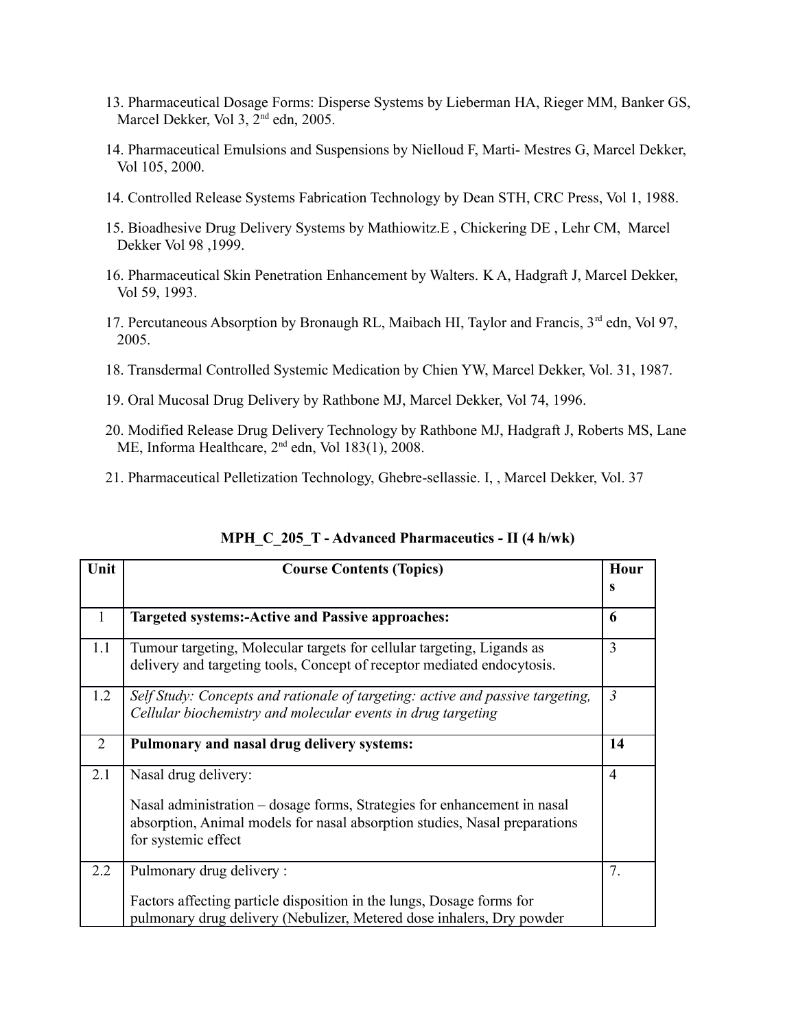13. Pharmaceutical Dosage Forms: Disperse Systems by Lieberman HA, Rieger MM, Banker GS, Marcel Dekker, Vol 3, 2nd edn, 2005.

14. Pharmaceutical Emulsions and Suspensions by Nielloud F, Marti- Mestres G, Marcel Dekker, Vol 105, 2000.

14. Controlled Release Systems Fabrication Technology by Dean STH, CRC Press, Vol 1, 1988.

15. Bioadhesive Drug Delivery Systems by Mathiowitz.E , Chickering DE , Lehr CM, Marcel Dekker Vol 98 ,1999.

16. Pharmaceutical Skin Penetration Enhancement by Walters. K A, Hadgraft J, Marcel Dekker, Vol 59, 1993.

17. Percutaneous Absorption by Bronaugh RL, Maibach HI, Taylor and Francis, 3rd edn, Vol 97, 2005.

18. Transdermal Controlled Systemic Medication by Chien YW, Marcel Dekker, Vol. 31, 1987.

19. Oral Mucosal Drug Delivery by Rathbone MJ, Marcel Dekker, Vol 74, 1996.

20. Modified Release Drug Delivery Technology by Rathbone MJ, Hadgraft J, Roberts MS, Lane ME, Informa Healthcare, 2nd edn, Vol 183(1), 2008.

21. Pharmaceutical Pelletization Technology, Ghebre-sellassie. I, , Marcel Dekker, Vol. 37

## MPH_C_205_T - Advanced Pharmaceutics - II (4 h/wk)

| Unit | Course Contents (Topics) | Hours |
|---|---|---|
| 1 | **Targeted systems:-Active and Passive approaches:** | **6** |
| 1.1 | Tumour targeting, Molecular targets for cellular targeting, Ligands as delivery and targeting tools, Concept of receptor mediated endocytosis. | 3 |
| 1.2 | *Self Study: Concepts and rationale of targeting: active and passive targeting, Cellular biochemistry and molecular events in drug targeting* | *3* |
| 2 | **Pulmonary and nasal drug delivery systems:** | **14** |
| 2.1 | Nasal drug delivery:<br><br>Nasal administration – dosage forms, Strategies for enhancement in nasal absorption, Animal models for nasal absorption studies, Nasal preparations for systemic effect | 4 |
| 2.2 | Pulmonary drug delivery :<br><br>Factors affecting particle disposition in the lungs, Dosage forms for pulmonary drug delivery (Nebulizer, Metered dose inhalers, Dry powder | 7. |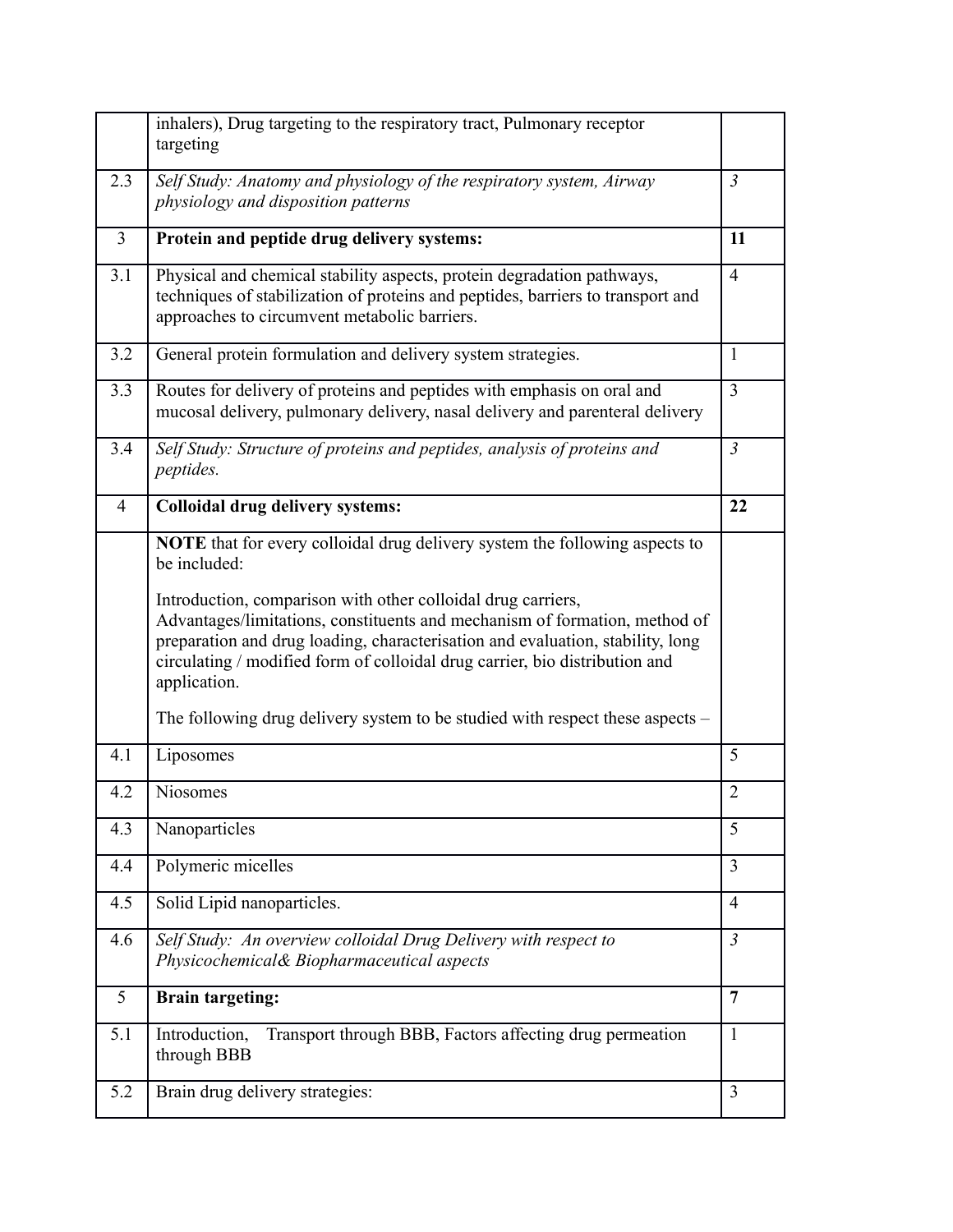|  |  |  |
|---|---|---|
|  | inhalers), Drug targeting to the respiratory tract, Pulmonary receptor targeting |  |
| 2.3 | *Self Study: Anatomy and physiology of the respiratory system, Airway physiology and disposition patterns* | *3* |
| 3 | **Protein and peptide drug delivery systems:** | **11** |
| 3.1 | Physical and chemical stability aspects, protein degradation pathways, techniques of stabilization of proteins and peptides, barriers to transport and approaches to circumvent metabolic barriers. | 4 |
| 3.2 | General protein formulation and delivery system strategies. | 1 |
| 3.3 | Routes for delivery of proteins and peptides with emphasis on oral and mucosal delivery, pulmonary delivery, nasal delivery and parenteral delivery | 3 |
| 3.4 | *Self Study: Structure of proteins and peptides, analysis of proteins and peptides.* | *3* |
| 4 | **Colloidal drug delivery systems:** | **22** |
|  | **NOTE** that for every colloidal drug delivery system the following aspects to be included:<br><br>Introduction, comparison with other colloidal drug carriers, Advantages/limitations, constituents and mechanism of formation, method of preparation and drug loading, characterisation and evaluation, stability, long circulating / modified form of colloidal drug carrier, bio distribution and application.<br><br>The following drug delivery system to be studied with respect these aspects – |  |
| 4.1 | Liposomes | 5 |
| 4.2 | Niosomes | 2 |
| 4.3 | Nanoparticles | 5 |
| 4.4 | Polymeric micelles | 3 |
| 4.5 | Solid Lipid nanoparticles. | 4 |
| 4.6 | *Self Study: An overview colloidal Drug Delivery with respect to Physicochemical& Biopharmaceutical aspects* | *3* |
| 5 | **Brain targeting:** | **7** |
| 5.1 | Introduction, Transport through BBB, Factors affecting drug permeation through BBB | 1 |
| 5.2 | Brain drug delivery strategies: | 3 |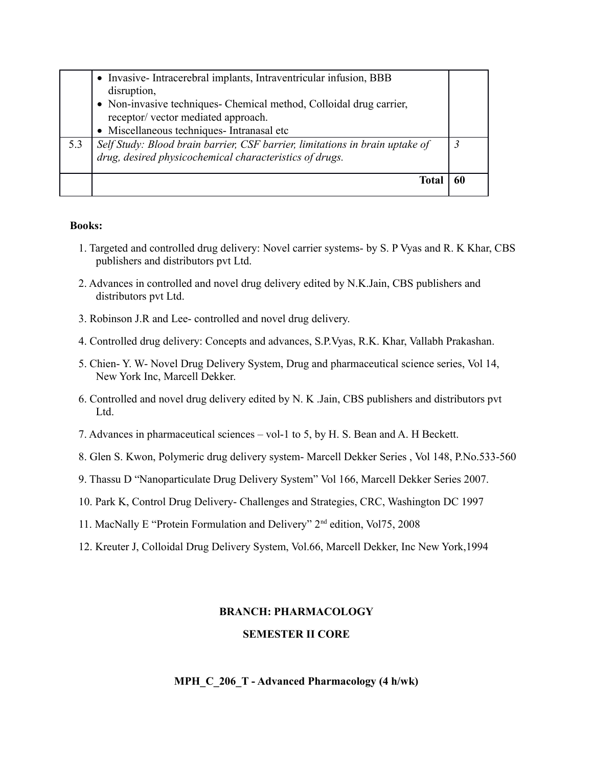| | | |
|---|---|---|
| | • Invasive- Intracerebral implants, Intraventricular infusion, BBB disruption,<br>• Non-invasive techniques- Chemical method, Colloidal drug carrier, receptor/ vector mediated approach.<br>• Miscellaneous techniques- Intranasal etc | |
| 5.3 | *Self Study: Blood brain barrier, CSF barrier, limitations in brain uptake of drug, desired physicochemical characteristics of drugs.* | *3* |
| | **Total** | **60** |

**Books:**

1. Targeted and controlled drug delivery: Novel carrier systems- by S. P Vyas and R. K Khar, CBS publishers and distributors pvt Ltd.
2. Advances in controlled and novel drug delivery edited by N.K.Jain, CBS publishers and distributors pvt Ltd.
3. Robinson J.R and Lee- controlled and novel drug delivery.
4. Controlled drug delivery: Concepts and advances, S.P.Vyas, R.K. Khar, Vallabh Prakashan.
5. Chien- Y. W- Novel Drug Delivery System, Drug and pharmaceutical science series, Vol 14, New York Inc, Marcell Dekker.
6. Controlled and novel drug delivery edited by N. K .Jain, CBS publishers and distributors pvt Ltd.
7. Advances in pharmaceutical sciences – vol-1 to 5, by H. S. Bean and A. H Beckett.
8. Glen S. Kwon, Polymeric drug delivery system- Marcell Dekker Series , Vol 148, P.No.533-560
9. Thassu D "Nanoparticulate Drug Delivery System" Vol 166, Marcell Dekker Series 2007.
10. Park K, Control Drug Delivery- Challenges and Strategies, CRC, Washington DC 1997
11. MacNally E "Protein Formulation and Delivery" 2nd edition, Vol75, 2008
12. Kreuter J, Colloidal Drug Delivery System, Vol.66, Marcell Dekker, Inc New York,1994

## BRANCH: PHARMACOLOGY

## SEMESTER II CORE

### MPH_C_206_T - Advanced Pharmacology (4 h/wk)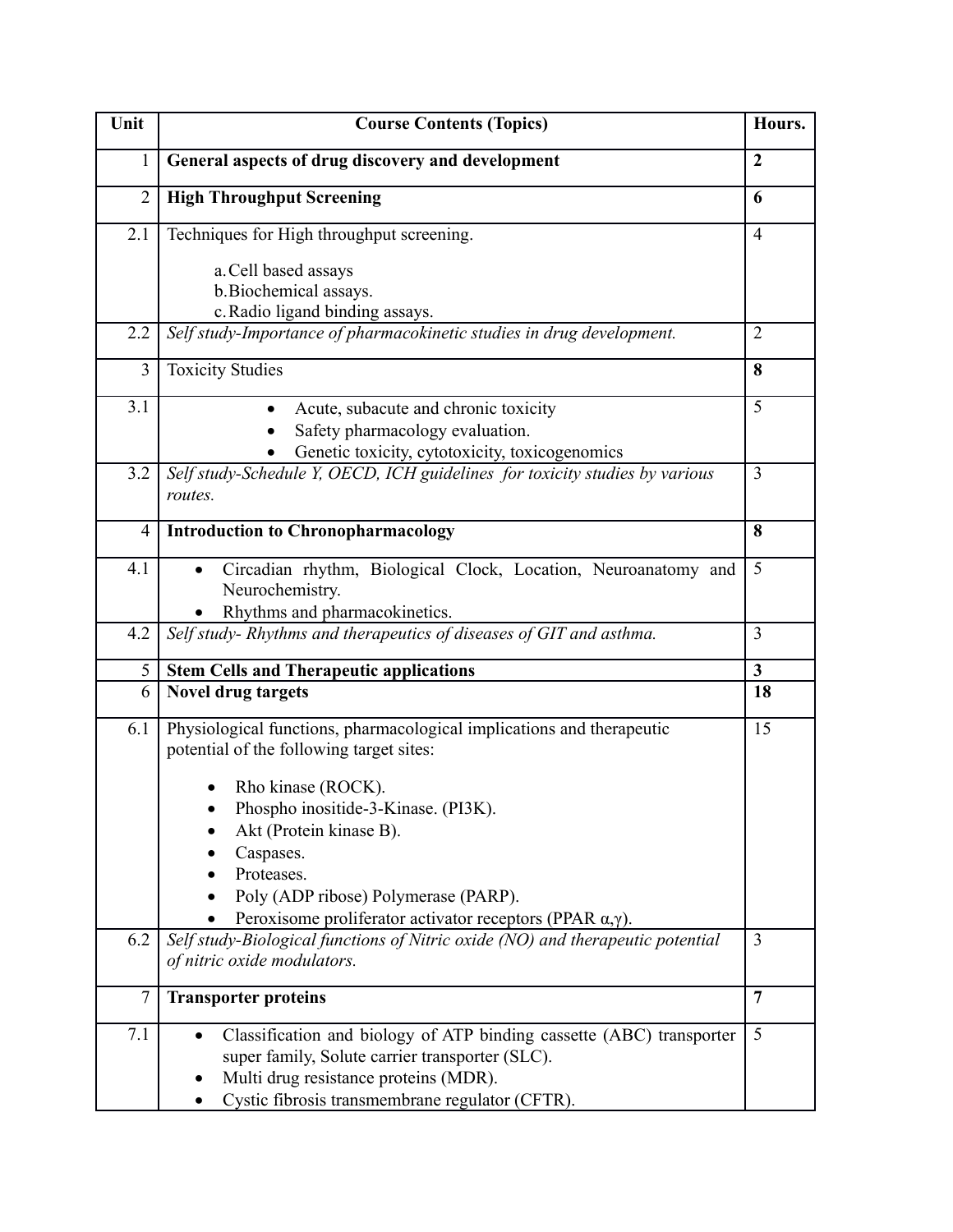| Unit | Course Contents (Topics) | Hours. |
|---|---|---|
| 1 | **General aspects of drug discovery and development** | **2** |
| 2 | **High Throughput Screening** | **6** |
| 2.1 | Techniques for High throughput screening.<br>a. Cell based assays<br>b. Biochemical assays.<br>c. Radio ligand binding assays. | 4 |
| 2.2 | *Self study-Importance of pharmacokinetic studies in drug development.* | 2 |
| 3 | Toxicity Studies | **8** |
| 3.1 | • Acute, subacute and chronic toxicity<br>• Safety pharmacology evaluation.<br>• Genetic toxicity, cytotoxicity, toxicogenomics | 5 |
| 3.2 | *Self study-Schedule Y, OECD, ICH guidelines for toxicity studies by various routes.* | 3 |
| 4 | **Introduction to Chronopharmacology** | **8** |
| 4.1 | • Circadian rhythm, Biological Clock, Location, Neuroanatomy and Neurochemistry.<br>• Rhythms and pharmacokinetics. | 5 |
| 4.2 | *Self study- Rhythms and therapeutics of diseases of GIT and asthma.* | 3 |
| 5 | **Stem Cells and Therapeutic applications** | **3** |
| 6 | **Novel drug targets** | **18** |
| 6.1 | Physiological functions, pharmacological implications and therapeutic potential of the following target sites:<br>• Rho kinase (ROCK).<br>• Phospho inositide-3-Kinase. (PI3K).<br>• Akt (Protein kinase B).<br>• Caspases.<br>• Proteases.<br>• Poly (ADP ribose) Polymerase (PARP).<br>• Peroxisome proliferator activator receptors (PPAR α,γ). | 15 |
| 6.2 | *Self study-Biological functions of Nitric oxide (NO) and therapeutic potential of nitric oxide modulators.* | 3 |
| 7 | **Transporter proteins** | **7** |
| 7.1 | • Classification and biology of ATP binding cassette (ABC) transporter super family, Solute carrier transporter (SLC).<br>• Multi drug resistance proteins (MDR).<br>• Cystic fibrosis transmembrane regulator (CFTR). | 5 |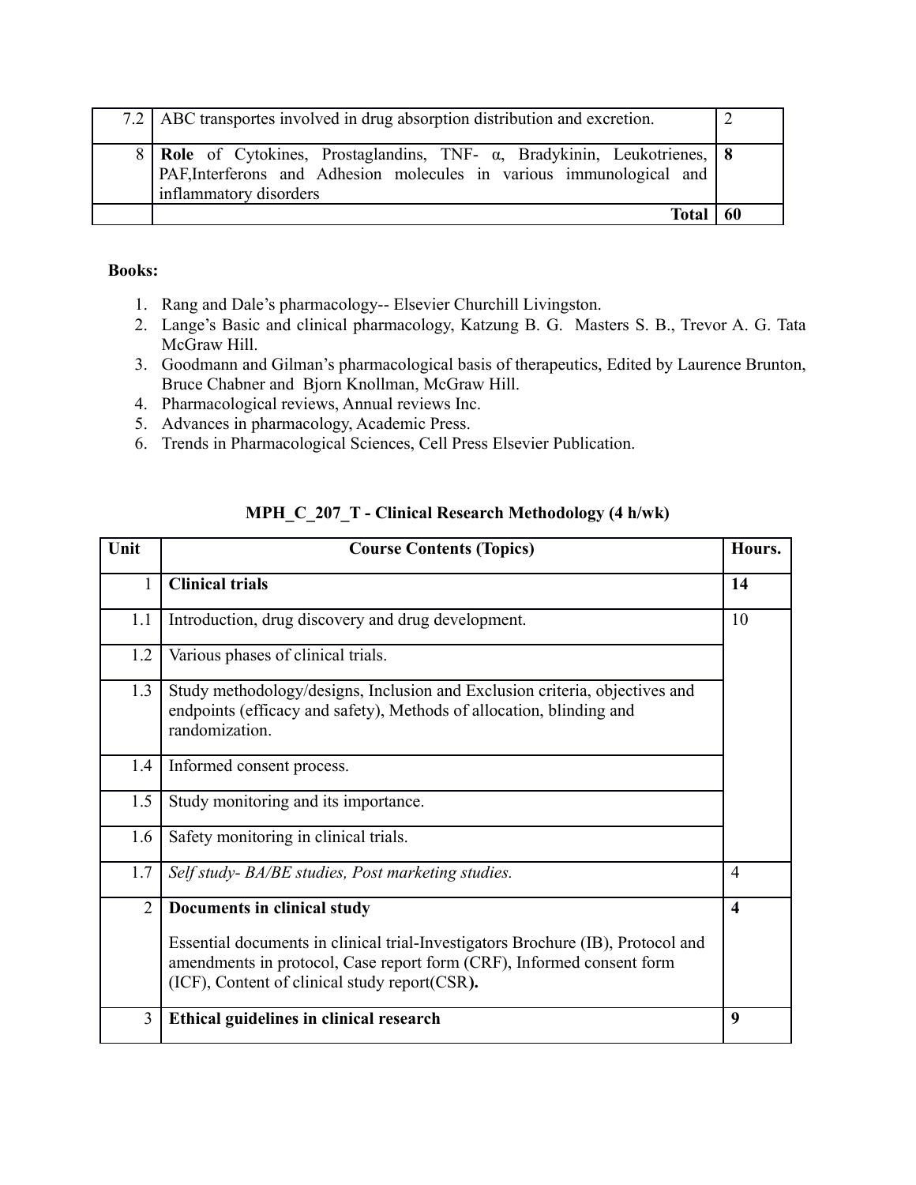| | | |
|---|---|---|
| 7.2 | ABC transportes involved in drug absorption distribution and excretion. | 2 |
| 8 | **Role** of Cytokines, Prostaglandins, TNF- α, Bradykinin, Leukotrienes, PAF,Interferons and Adhesion molecules in various immunological and inflammatory disorders | **8** |
| | **Total** | **60** |

**Books:**

1. Rang and Dale's pharmacology-- Elsevier Churchill Livingston.
2. Lange's Basic and clinical pharmacology, Katzung B. G. Masters S. B., Trevor A. G. Tata McGraw Hill.
3. Goodmann and Gilman's pharmacological basis of therapeutics, Edited by Laurence Brunton, Bruce Chabner and Bjorn Knollman, McGraw Hill.
4. Pharmacological reviews, Annual reviews Inc.
5. Advances in pharmacology, Academic Press.
6. Trends in Pharmacological Sciences, Cell Press Elsevier Publication.

## MPH_C_207_T - Clinical Research Methodology (4 h/wk)

| Unit | Course Contents (Topics) | Hours. |
|---|---|---|
| 1 | **Clinical trials** | **14** |
| 1.1 | Introduction, drug discovery and drug development. | 10 |
| 1.2 | Various phases of clinical trials. | |
| 1.3 | Study methodology/designs, Inclusion and Exclusion criteria, objectives and endpoints (efficacy and safety), Methods of allocation, blinding and randomization. | |
| 1.4 | Informed consent process. | |
| 1.5 | Study monitoring and its importance. | |
| 1.6 | Safety monitoring in clinical trials. | |
| 1.7 | *Self study- BA/BE studies, Post marketing studies.* | 4 |
| 2 | **Documents in clinical study**<br><br>Essential documents in clinical trial-Investigators Brochure (IB), Protocol and amendments in protocol, Case report form (CRF), Informed consent form (ICF), Content of clinical study report(CSR**).** | **4** |
| 3 | **Ethical guidelines in clinical research** | **9** |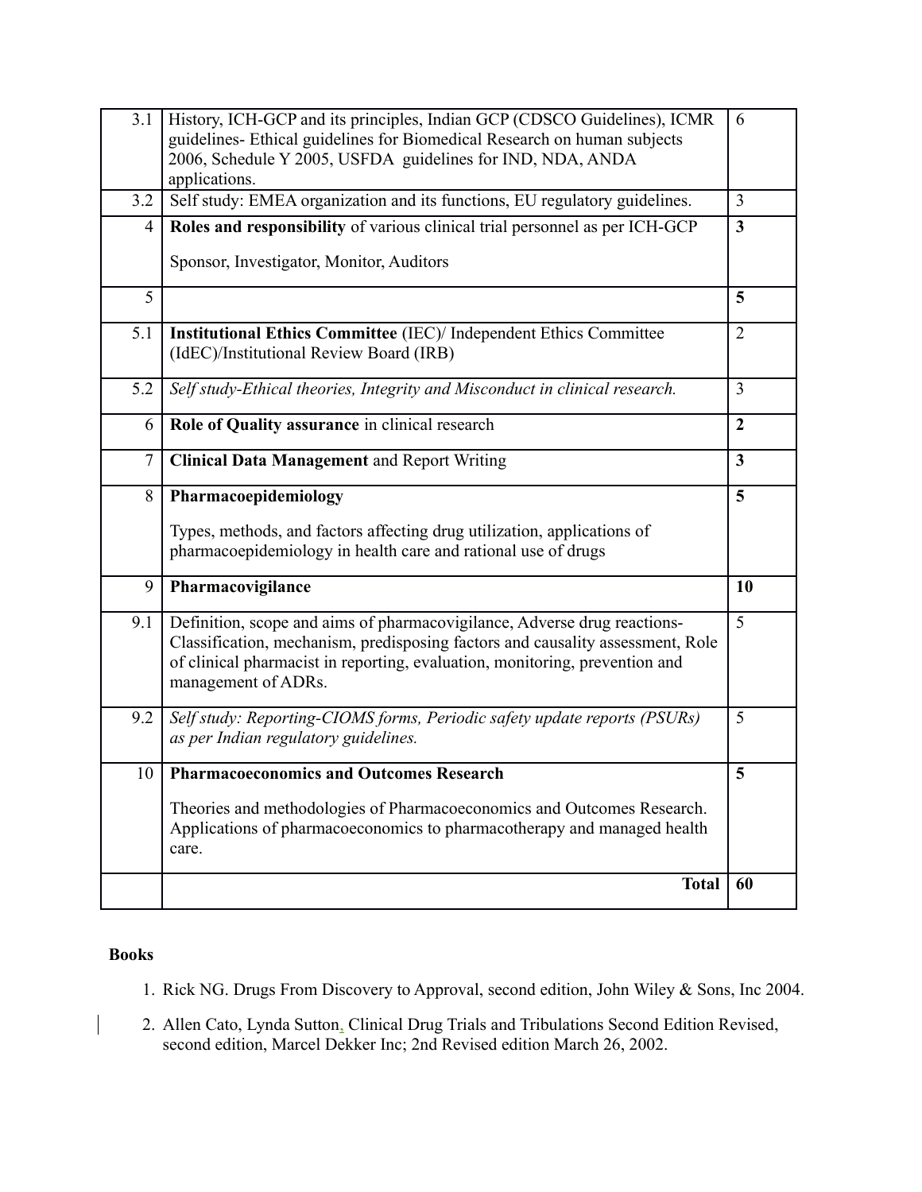| | | |
|---|---|---|
| 3.1 | History, ICH-GCP and its principles, Indian GCP (CDSCO Guidelines), ICMR guidelines- Ethical guidelines for Biomedical Research on human subjects 2006, Schedule Y 2005, USFDA guidelines for IND, NDA, ANDA applications. | 6 |
| 3.2 | Self study: EMEA organization and its functions, EU regulatory guidelines. | 3 |
| 4 | **Roles and responsibility** of various clinical trial personnel as per ICH-GCP<br><br>Sponsor, Investigator, Monitor, Auditors | **3** |
| 5 | | **5** |
| 5.1 | **Institutional Ethics Committee** (IEC)/ Independent Ethics Committee (IdEC)/Institutional Review Board (IRB) | 2 |
| 5.2 | *Self study-Ethical theories, Integrity and Misconduct in clinical research.* | 3 |
| 6 | **Role of Quality assurance** in clinical research | **2** |
| 7 | **Clinical Data Management** and Report Writing | **3** |
| 8 | **Pharmacoepidemiology**<br><br>Types, methods, and factors affecting drug utilization, applications of pharmacoepidemiology in health care and rational use of drugs | **5** |
| 9 | **Pharmacovigilance** | **10** |
| 9.1 | Definition, scope and aims of pharmacovigilance, Adverse drug reactions-Classification, mechanism, predisposing factors and causality assessment, Role of clinical pharmacist in reporting, evaluation, monitoring, prevention and management of ADRs. | 5 |
| 9.2 | *Self study: Reporting-CIOMS forms, Periodic safety update reports (PSURs) as per Indian regulatory guidelines.* | 5 |
| 10 | **Pharmacoeconomics and Outcomes Research**<br><br>Theories and methodologies of Pharmacoeconomics and Outcomes Research. Applications of pharmacoeconomics to pharmacotherapy and managed health care. | **5** |
| | **Total** | **60** |

**Books**

1. Rick NG. Drugs From Discovery to Approval, second edition, John Wiley & Sons, Inc 2004.
2. Allen Cato, Lynda Sutton, Clinical Drug Trials and Tribulations Second Edition Revised, second edition, Marcel Dekker Inc; 2nd Revised edition March 26, 2002.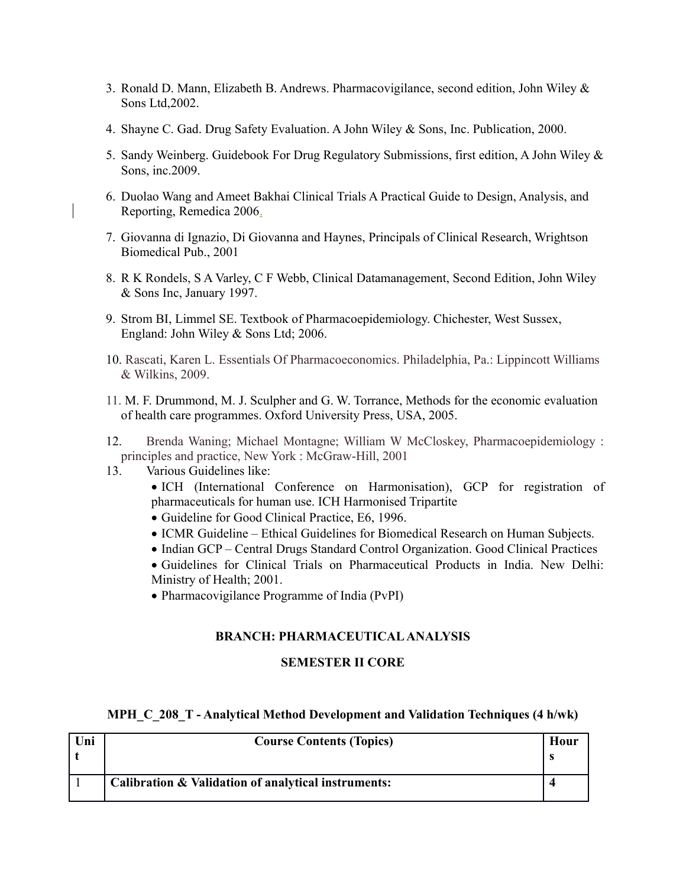3. Ronald D. Mann, Elizabeth B. Andrews. Pharmacovigilance, second edition, John Wiley & Sons Ltd,2002.
4. Shayne C. Gad. Drug Safety Evaluation. A John Wiley & Sons, Inc. Publication, 2000.
5. Sandy Weinberg. Guidebook For Drug Regulatory Submissions, first edition, A John Wiley & Sons, inc.2009.
6. Duolao Wang and Ameet Bakhai Clinical Trials A Practical Guide to Design, Analysis, and Reporting, Remedica 2006.
7. Giovanna di Ignazio, Di Giovanna and Haynes, Principals of Clinical Research, Wrightson Biomedical Pub., 2001
8. R K Rondels, S A Varley, C F Webb, Clinical Datamanagement, Second Edition, John Wiley & Sons Inc, January 1997.
9. Strom BI, Limmel SE. Textbook of Pharmacoepidemiology. Chichester, West Sussex, England: John Wiley & Sons Ltd; 2006.
10. Rascati, Karen L. Essentials Of Pharmacoeconomics. Philadelphia, Pa.: Lippincott Williams & Wilkins, 2009.
11. M. F. Drummond, M. J. Sculpher and G. W. Torrance, Methods for the economic evaluation of health care programmes. Oxford University Press, USA, 2005.
12. Brenda Waning; Michael Montagne; William W McCloskey, Pharmacoepidemiology : principles and practice, New York : McGraw-Hill, 2001
13. Various Guidelines like:
    - ICH (International Conference on Harmonisation), GCP for registration of pharmaceuticals for human use. ICH Harmonised Tripartite
    - Guideline for Good Clinical Practice, E6, 1996.
    - ICMR Guideline – Ethical Guidelines for Biomedical Research on Human Subjects.
    - Indian GCP – Central Drugs Standard Control Organization. Good Clinical Practices
    - Guidelines for Clinical Trials on Pharmaceutical Products in India. New Delhi: Ministry of Health; 2001.
    - Pharmacovigilance Programme of India (PvPI)

**BRANCH: PHARMACEUTICAL ANALYSIS**

**SEMESTER II CORE**

**MPH_C_208_T - Analytical Method Development and Validation Techniques (4 h/wk)**

| Unit | Course Contents (Topics) | Hours |
|---|---|---|
| 1 | **Calibration & Validation of analytical instruments:** | **4** |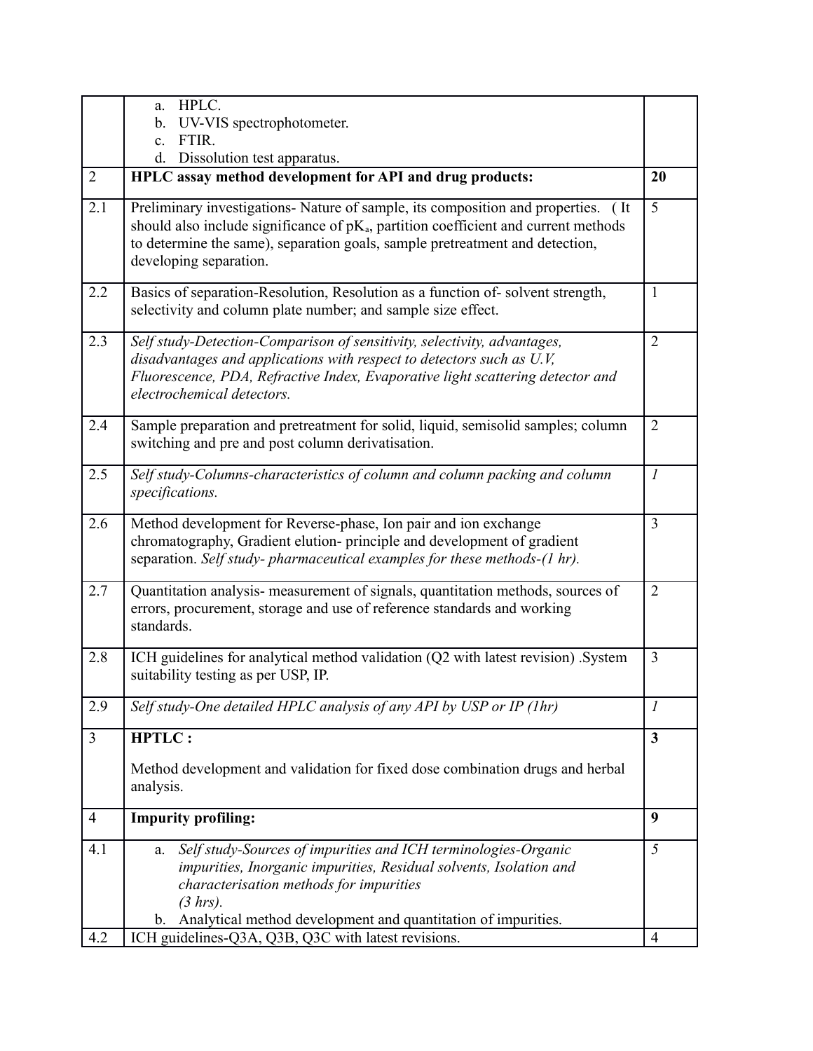| | | |
|---|---|---|
| | a. HPLC.<br>b. UV-VIS spectrophotometer.<br>c. FTIR.<br>d. Dissolution test apparatus. | |
| 2 | **HPLC assay method development for API and drug products:** | **20** |
| 2.1 | Preliminary investigations- Nature of sample, its composition and properties. ( It should also include significance of $pK_a$, partition coefficient and current methods to determine the same), separation goals, sample pretreatment and detection, developing separation. | 5 |
| 2.2 | Basics of separation-Resolution, Resolution as a function of- solvent strength, selectivity and column plate number; and sample size effect. | 1 |
| 2.3 | *Self study-Detection-Comparison of sensitivity, selectivity, advantages, disadvantages and applications with respect to detectors such as U.V, Fluorescence, PDA, Refractive Index, Evaporative light scattering detector and electrochemical detectors.* | 2 |
| 2.4 | Sample preparation and pretreatment for solid, liquid, semisolid samples; column switching and pre and post column derivatisation. | 2 |
| 2.5 | *Self study-Columns-characteristics of column and column packing and column specifications.* | *1* |
| 2.6 | Method development for Reverse-phase, Ion pair and ion exchange chromatography, Gradient elution- principle and development of gradient separation. *Self study- pharmaceutical examples for these methods-(1 hr).* | 3 |
| 2.7 | Quantitation analysis- measurement of signals, quantitation methods, sources of errors, procurement, storage and use of reference standards and working standards. | 2 |
| 2.8 | ICH guidelines for analytical method validation (Q2 with latest revision) .System suitability testing as per USP, IP. | 3 |
| 2.9 | *Self study-One detailed HPLC analysis of any API by USP or IP (1hr)* | *1* |
| 3 | **HPTLC :**<br><br>Method development and validation for fixed dose combination drugs and herbal analysis. | **3** |
| 4 | **Impurity profiling:** | **9** |
| 4.1 | a. *Self study-Sources of impurities and ICH terminologies-Organic impurities, Inorganic impurities, Residual solvents, Isolation and characterisation methods for impurities (3 hrs).*<br>b. Analytical method development and quantitation of impurities. | *5* |
| 4.2 | ICH guidelines-Q3A, Q3B, Q3C with latest revisions. | 4 |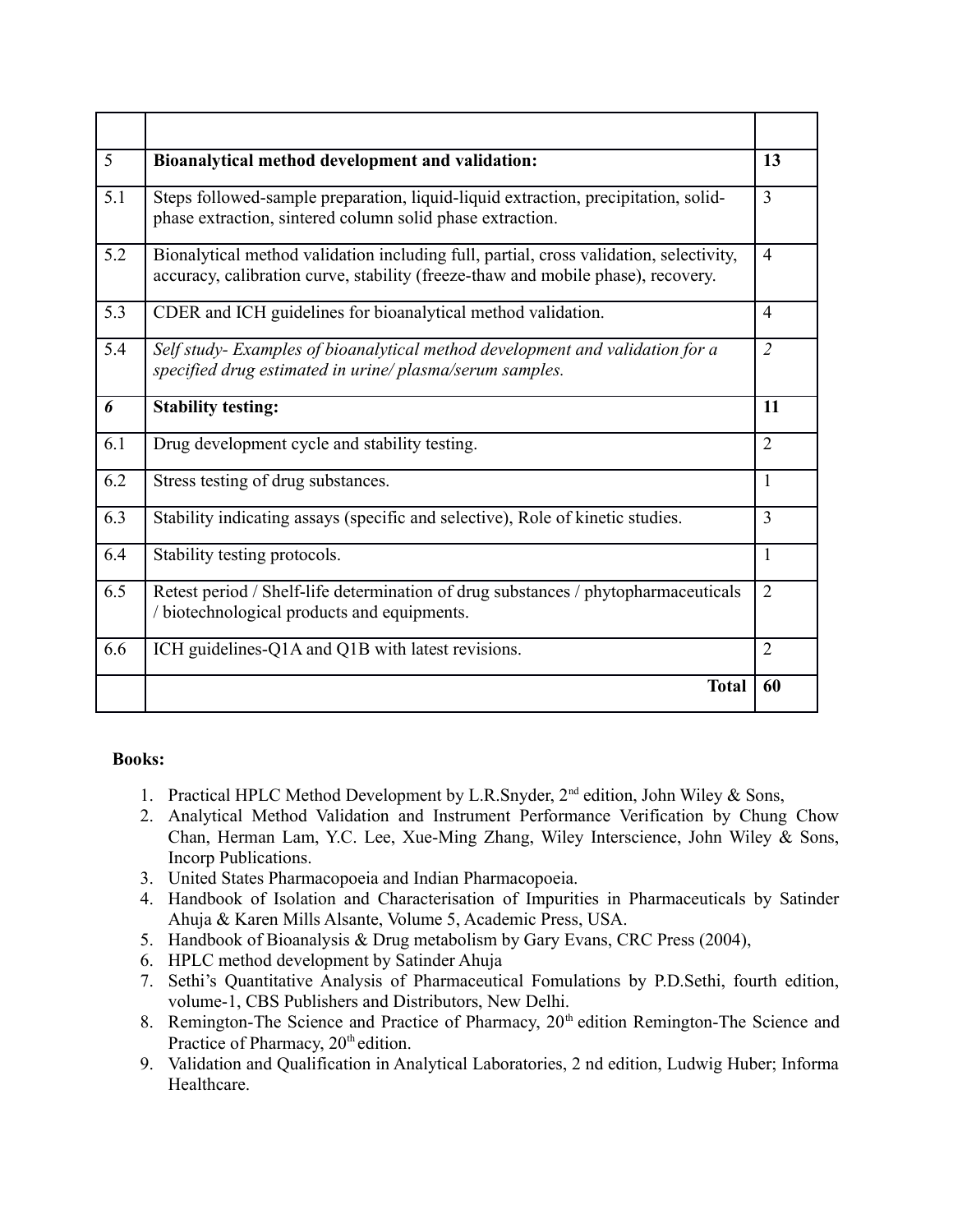| | | |
|---|---|---|
| 5 | **Bioanalytical method development and validation:** | **13** |
| 5.1 | Steps followed-sample preparation, liquid-liquid extraction, precipitation, solid-phase extraction, sintered column solid phase extraction. | 3 |
| 5.2 | Bionalytical method validation including full, partial, cross validation, selectivity, accuracy, calibration curve, stability (freeze-thaw and mobile phase), recovery. | 4 |
| 5.3 | CDER and ICH guidelines for bioanalytical method validation. | 4 |
| 5.4 | *Self study- Examples of bioanalytical method development and validation for a specified drug estimated in urine/ plasma/serum samples.* | *2* |
| ***6*** | **Stability testing:** | **11** |
| 6.1 | Drug development cycle and stability testing. | 2 |
| 6.2 | Stress testing of drug substances. | 1 |
| 6.3 | Stability indicating assays (specific and selective), Role of kinetic studies. | 3 |
| 6.4 | Stability testing protocols. | 1 |
| 6.5 | Retest period / Shelf-life determination of drug substances / phytopharmaceuticals / biotechnological products and equipments. | 2 |
| 6.6 | ICH guidelines-Q1A and Q1B with latest revisions. | 2 |
| | **Total** | **60** |

**Books:**

1. Practical HPLC Method Development by L.R.Snyder, 2nd edition, John Wiley & Sons,
2. Analytical Method Validation and Instrument Performance Verification by Chung Chow Chan, Herman Lam, Y.C. Lee, Xue-Ming Zhang, Wiley Interscience, John Wiley & Sons, Incorp Publications.
3. United States Pharmacopoeia and Indian Pharmacopoeia.
4. Handbook of Isolation and Characterisation of Impurities in Pharmaceuticals by Satinder Ahuja & Karen Mills Alsante, Volume 5, Academic Press, USA.
5. Handbook of Bioanalysis & Drug metabolism by Gary Evans, CRC Press (2004),
6. HPLC method development by Satinder Ahuja
7. Sethi's Quantitative Analysis of Pharmaceutical Fomulations by P.D.Sethi, fourth edition, volume-1, CBS Publishers and Distributors, New Delhi.
8. Remington-The Science and Practice of Pharmacy, 20th edition Remington-The Science and Practice of Pharmacy, 20th edition.
9. Validation and Qualification in Analytical Laboratories, 2 nd edition, Ludwig Huber; Informa Healthcare.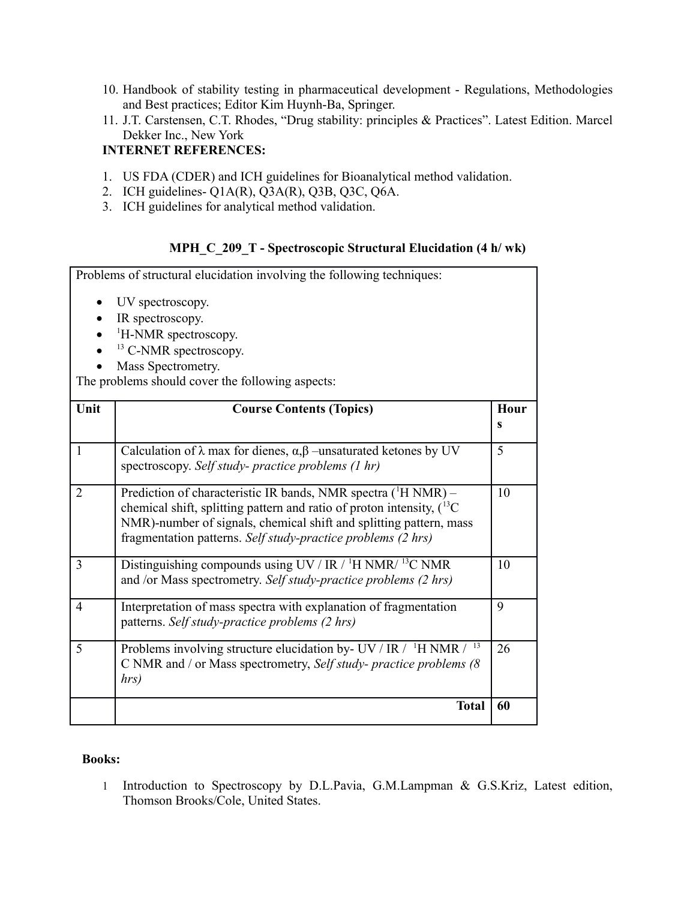10. Handbook of stability testing in pharmaceutical development - Regulations, Methodologies and Best practices; Editor Kim Huynh-Ba, Springer.
11. J.T. Carstensen, C.T. Rhodes, "Drug stability: principles & Practices". Latest Edition. Marcel Dekker Inc., New York

**INTERNET REFERENCES:**

1. US FDA (CDER) and ICH guidelines for Bioanalytical method validation.
2. ICH guidelines- Q1A(R), Q3A(R), Q3B, Q3C, Q6A.
3. ICH guidelines for analytical method validation.

### MPH_C_209_T - Spectroscopic Structural Elucidation (4 h/ wk)

Problems of structural elucidation involving the following techniques:

- UV spectroscopy.
- IR spectroscopy.
- $^{1}$H-NMR spectroscopy.
- $^{13}$ C-NMR spectroscopy.
- Mass Spectrometry.

The problems should cover the following aspects:

| Unit | Course Contents (Topics) | Hours |
|---|---|---|
| 1 | Calculation of λ max for dienes, α,β –unsaturated ketones by UV spectroscopy. *Self study- practice problems (1 hr)* | 5 |
| 2 | Prediction of characteristic IR bands, NMR spectra ($^{1}$H NMR) – chemical shift, splitting pattern and ratio of proton intensity, ($^{13}$C NMR)-number of signals, chemical shift and splitting pattern, mass fragmentation patterns. *Self study-practice problems (2 hrs)* | 10 |
| 3 | Distinguishing compounds using UV / IR / $^{1}$H NMR/ $^{13}$C NMR and /or Mass spectrometry. *Self study-practice problems (2 hrs)* | 10 |
| 4 | Interpretation of mass spectra with explanation of fragmentation patterns. *Self study-practice problems (2 hrs)* | 9 |
| 5 | Problems involving structure elucidation by- UV / IR / $^{1}$H NMR / $^{13}$C NMR and / or Mass spectrometry, *Self study- practice problems (8 hrs)* | 26 |
| | **Total** | **60** |

**Books:**

1. Introduction to Spectroscopy by D.L.Pavia, G.M.Lampman & G.S.Kriz, Latest edition, Thomson Brooks/Cole, United States.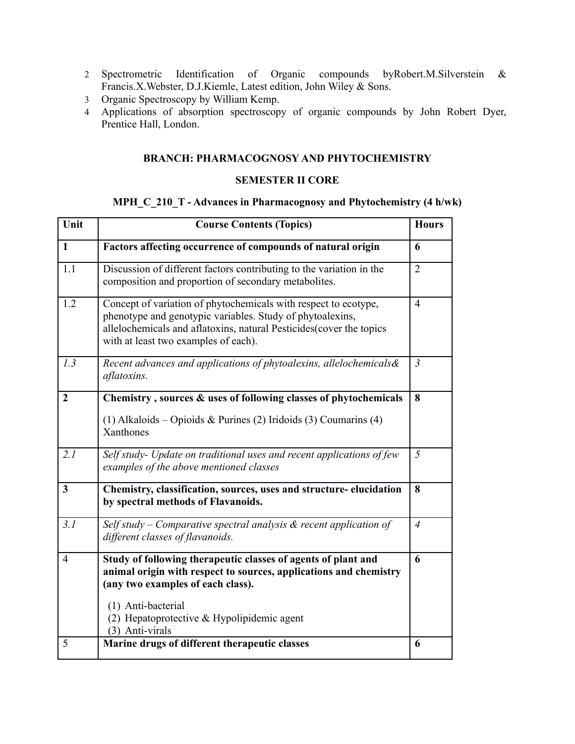2. Spectrometric Identification of Organic compounds byRobert.M.Silverstein & Francis.X.Webster, D.J.Kiemle, Latest edition, John Wiley & Sons.
3. Organic Spectroscopy by William Kemp.
4. Applications of absorption spectroscopy of organic compounds by John Robert Dyer, Prentice Hall, London.

**BRANCH: PHARMACOGNOSY AND PHYTOCHEMISTRY**

**SEMESTER II CORE**

**MPH_C_210_T - Advances in Pharmacognosy and Phytochemistry (4 h/wk)**

| Unit | Course Contents (Topics) | Hours |
|---|---|---|
| **1** | **Factors affecting occurrence of compounds of natural origin** | **6** |
| 1.1 | Discussion of different factors contributing to the variation in the composition and proportion of secondary metabolites. | 2 |
| 1.2 | Concept of variation of phytochemicals with respect to ecotype, phenotype and genotypic variables. Study of phytoalexins, allelochemicals and aflatoxins, natural Pesticides(cover the topics with at least two examples of each). | 4 |
| *1.3* | *Recent advances and applications of phytoalexins, allelochemicals& aflatoxins.* | *3* |
| **2** | **Chemistry , sources & uses of following classes of phytochemicals**<br>(1) Alkaloids – Opioids & Purines (2) Iridoids (3) Coumarins (4) Xanthones | **8** |
| *2.1* | *Self study- Update on traditional uses and recent applications of few examples of the above mentioned classes* | *5* |
| **3** | **Chemistry, classification, sources, uses and structure- elucidation by spectral methods of Flavanoids.** | **8** |
| *3.1* | *Self study – Comparative spectral analysis & recent application of different classes of flavanoids.* | *4* |
| 4 | **Study of following therapeutic classes of agents of plant and animal origin with respect to sources, applications and chemistry (any two examples of each class).**<br>(1) Anti-bacterial<br>(2) Hepatoprotective & Hypolipidemic agent<br>(3) Anti-virals | **6** |
| 5 | **Marine drugs of different therapeutic classes** | **6** |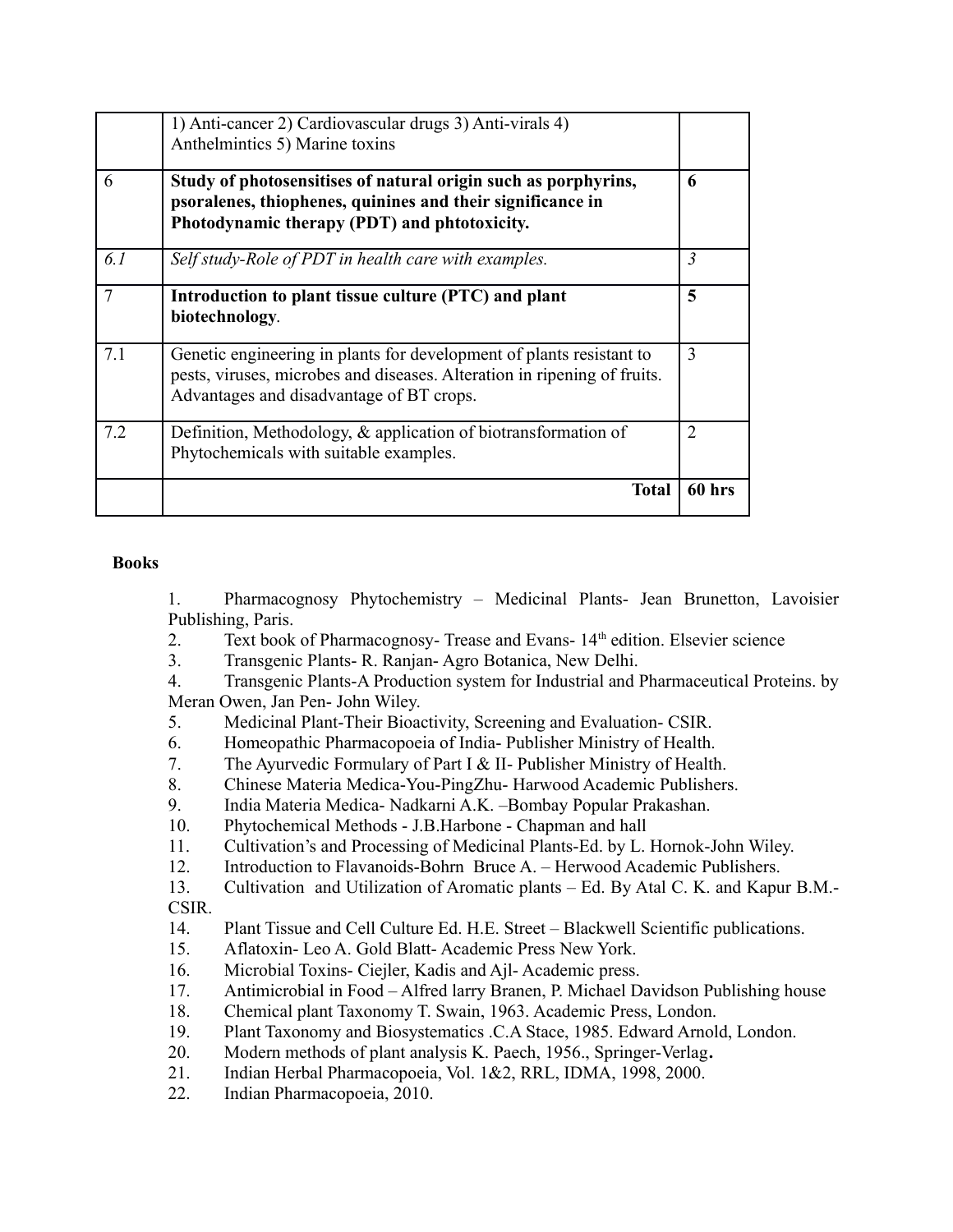|  |  |  |
|---|---|---|
|  | 1) Anti-cancer 2) Cardiovascular drugs 3) Anti-virals 4) Anthelmintics 5) Marine toxins |  |
| 6 | **Study of photosensitises of natural origin such as porphyrins, psoralenes, thiophenes, quinines and their significance in Photodynamic therapy (PDT) and phtotoxicity.** | **6** |
| *6.1* | *Self study-Role of PDT in health care with examples.* | *3* |
| 7 | **Introduction to plant tissue culture (PTC) and plant biotechnology**. | **5** |
| 7.1 | Genetic engineering in plants for development of plants resistant to pests, viruses, microbes and diseases. Alteration in ripening of fruits. Advantages and disadvantage of BT crops. | 3 |
| 7.2 | Definition, Methodology, & application of biotransformation of Phytochemicals with suitable examples. | 2 |
|  | **Total** | **60 hrs** |

**Books**

1. Pharmacognosy Phytochemistry – Medicinal Plants- Jean Brunetton, Lavoisier Publishing, Paris.
2. Text book of Pharmacognosy- Trease and Evans- 14th edition. Elsevier science
3. Transgenic Plants- R. Ranjan- Agro Botanica, New Delhi.
4. Transgenic Plants-A Production system for Industrial and Pharmaceutical Proteins. by Meran Owen, Jan Pen- John Wiley.
5. Medicinal Plant-Their Bioactivity, Screening and Evaluation- CSIR.
6. Homeopathic Pharmacopoeia of India- Publisher Ministry of Health.
7. The Ayurvedic Formulary of Part I & II- Publisher Ministry of Health.
8. Chinese Materia Medica-You-PingZhu- Harwood Academic Publishers.
9. India Materia Medica- Nadkarni A.K. –Bombay Popular Prakashan.
10. Phytochemical Methods - J.B.Harbone - Chapman and hall
11. Cultivation's and Processing of Medicinal Plants-Ed. by L. Hornok-John Wiley.
12. Introduction to Flavanoids-Bohrn Bruce A. – Herwood Academic Publishers.
13. Cultivation and Utilization of Aromatic plants – Ed. By Atal C. K. and Kapur B.M.- CSIR.
14. Plant Tissue and Cell Culture Ed. H.E. Street – Blackwell Scientific publications.
15. Aflatoxin- Leo A. Gold Blatt- Academic Press New York.
16. Microbial Toxins- Ciejler, Kadis and Ajl- Academic press.
17. Antimicrobial in Food – Alfred larry Branen, P. Michael Davidson Publishing house
18. Chemical plant Taxonomy T. Swain, 1963. Academic Press, London.
19. Plant Taxonomy and Biosystematics .C.A Stace, 1985. Edward Arnold, London.
20. Modern methods of plant analysis K. Paech, 1956., Springer-Verlag.
21. Indian Herbal Pharmacopoeia, Vol. 1&2, RRL, IDMA, 1998, 2000.
22. Indian Pharmacopoeia, 2010.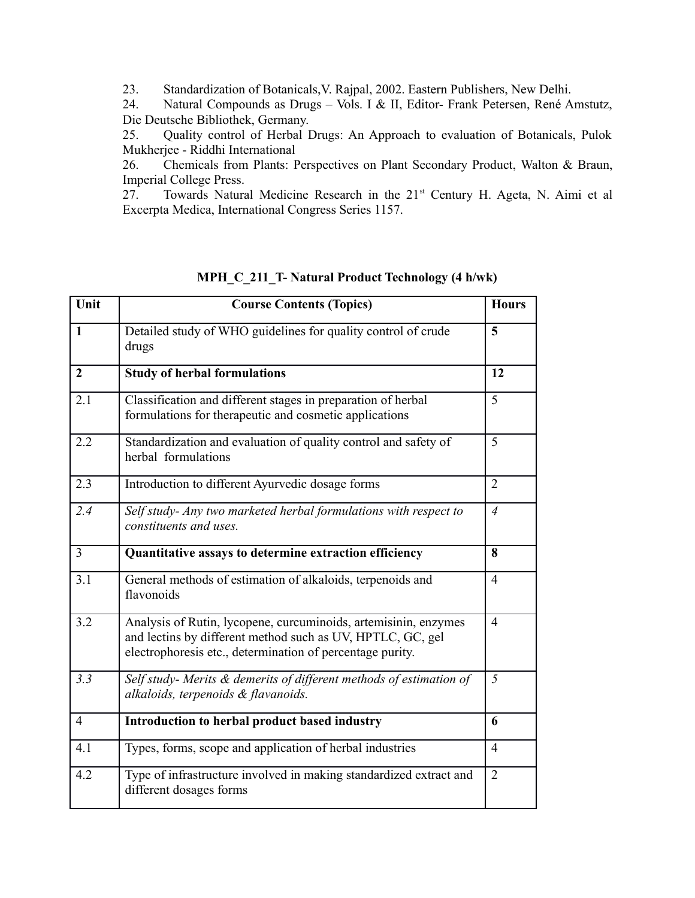23. Standardization of Botanicals,V. Rajpal, 2002. Eastern Publishers, New Delhi.
24. Natural Compounds as Drugs – Vols. I & II, Editor- Frank Petersen, René Amstutz, Die Deutsche Bibliothek, Germany.
25. Quality control of Herbal Drugs: An Approach to evaluation of Botanicals, Pulok Mukherjee - Riddhi International
26. Chemicals from Plants: Perspectives on Plant Secondary Product, Walton & Braun, Imperial College Press.
27. Towards Natural Medicine Research in the 21st Century H. Ageta, N. Aimi et al Excerpta Medica, International Congress Series 1157.

**MPH_C_211_T- Natural Product Technology (4 h/wk)**

| Unit | Course Contents (Topics) | Hours |
|---|---|---|
| **1** | Detailed study of WHO guidelines for quality control of crude drugs | **5** |
| **2** | **Study of herbal formulations** | **12** |
| 2.1 | Classification and different stages in preparation of herbal formulations for therapeutic and cosmetic applications | 5 |
| 2.2 | Standardization and evaluation of quality control and safety of herbal formulations | 5 |
| 2.3 | Introduction to different Ayurvedic dosage forms | 2 |
| *2.4* | *Self study- Any two marketed herbal formulations with respect to constituents and uses.* | *4* |
| 3 | **Quantitative assays to determine extraction efficiency** | **8** |
| 3.1 | General methods of estimation of alkaloids, terpenoids and flavonoids | 4 |
| 3.2 | Analysis of Rutin, lycopene, curcuminoids, artemisinin, enzymes and lectins by different method such as UV, HPTLC, GC, gel electrophoresis etc., determination of percentage purity. | 4 |
| *3.3* | *Self study- Merits & demerits of different methods of estimation of alkaloids, terpenoids & flavanoids.* | *5* |
| 4 | **Introduction to herbal product based industry** | **6** |
| 4.1 | Types, forms, scope and application of herbal industries | 4 |
| 4.2 | Type of infrastructure involved in making standardized extract and different dosages forms | 2 |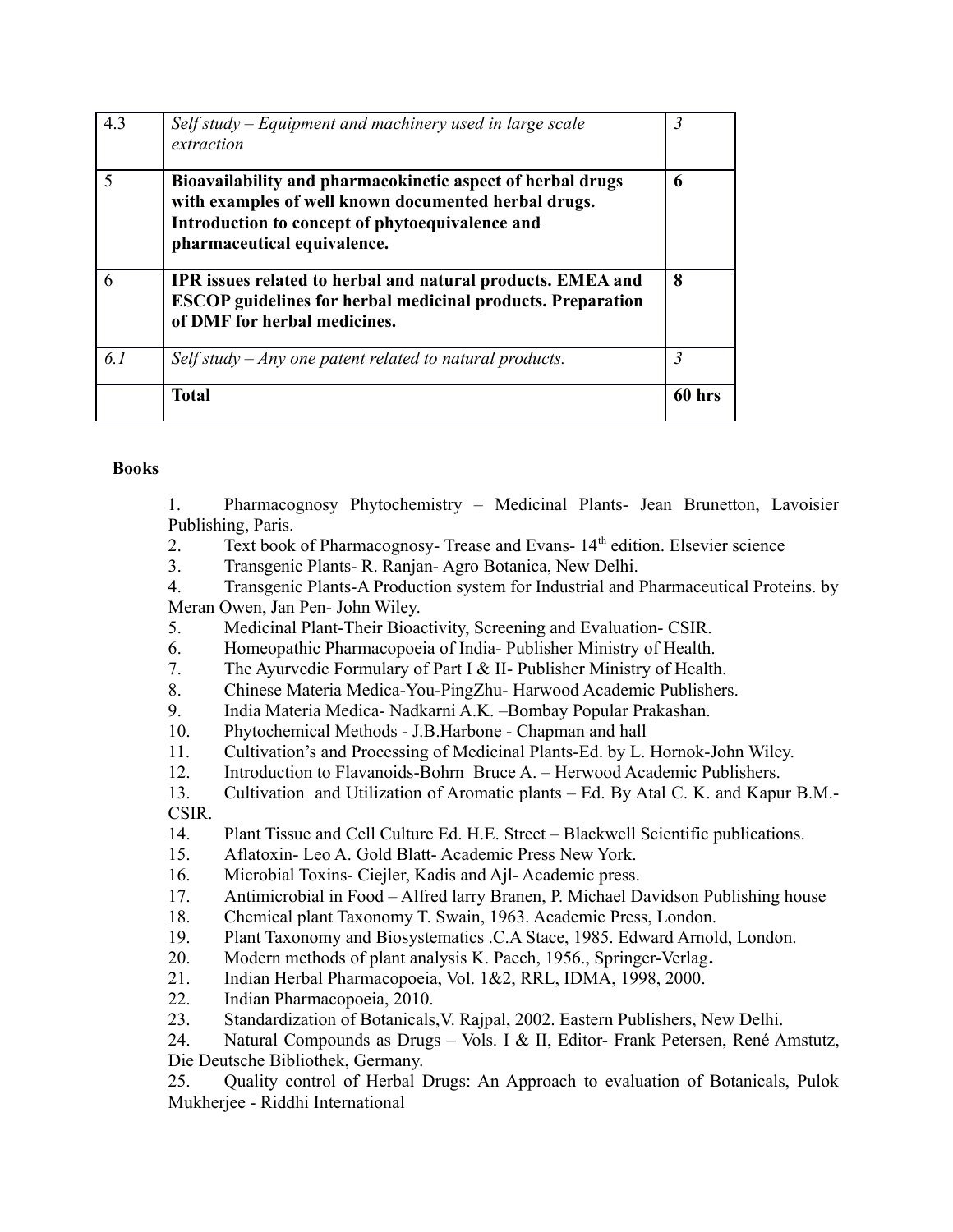| | | |
|---|---|---|
| 4.3 | *Self study – Equipment and machinery used in large scale extraction* | *3* |
| 5 | **Bioavailability and pharmacokinetic aspect of herbal drugs with examples of well known documented herbal drugs. Introduction to concept of phytoequivalence and pharmaceutical equivalence.** | **6** |
| 6 | **IPR issues related to herbal and natural products. EMEA and ESCOP guidelines for herbal medicinal products. Preparation of DMF for herbal medicines.** | **8** |
| *6.1* | *Self study – Any one patent related to natural products.* | *3* |
| | **Total** | **60 hrs** |

**Books**

1. Pharmacognosy Phytochemistry – Medicinal Plants- Jean Brunetton, Lavoisier Publishing, Paris.
2. Text book of Pharmacognosy- Trease and Evans- 14th edition. Elsevier science
3. Transgenic Plants- R. Ranjan- Agro Botanica, New Delhi.
4. Transgenic Plants-A Production system for Industrial and Pharmaceutical Proteins. by Meran Owen, Jan Pen- John Wiley.
5. Medicinal Plant-Their Bioactivity, Screening and Evaluation- CSIR.
6. Homeopathic Pharmacopoeia of India- Publisher Ministry of Health.
7. The Ayurvedic Formulary of Part I & II- Publisher Ministry of Health.
8. Chinese Materia Medica-You-PingZhu- Harwood Academic Publishers.
9. India Materia Medica- Nadkarni A.K. –Bombay Popular Prakashan.
10. Phytochemical Methods - J.B.Harbone - Chapman and hall
11. Cultivation's and Processing of Medicinal Plants-Ed. by L. Hornok-John Wiley.
12. Introduction to Flavanoids-Bohrn Bruce A. – Herwood Academic Publishers.
13. Cultivation and Utilization of Aromatic plants – Ed. By Atal C. K. and Kapur B.M.-CSIR.
14. Plant Tissue and Cell Culture Ed. H.E. Street – Blackwell Scientific publications.
15. Aflatoxin- Leo A. Gold Blatt- Academic Press New York.
16. Microbial Toxins- Ciejler, Kadis and Ajl- Academic press.
17. Antimicrobial in Food – Alfred larry Branen, P. Michael Davidson Publishing house
18. Chemical plant Taxonomy T. Swain, 1963. Academic Press, London.
19. Plant Taxonomy and Biosystematics .C.A Stace, 1985. Edward Arnold, London.
20. Modern methods of plant analysis K. Paech, 1956., Springer-Verlag**.**
21. Indian Herbal Pharmacopoeia, Vol. 1&2, RRL, IDMA, 1998, 2000.
22. Indian Pharmacopoeia, 2010.
23. Standardization of Botanicals,V. Rajpal, 2002. Eastern Publishers, New Delhi.
24. Natural Compounds as Drugs – Vols. I & II, Editor- Frank Petersen, René Amstutz, Die Deutsche Bibliothek, Germany.
25. Quality control of Herbal Drugs: An Approach to evaluation of Botanicals, Pulok Mukherjee - Riddhi International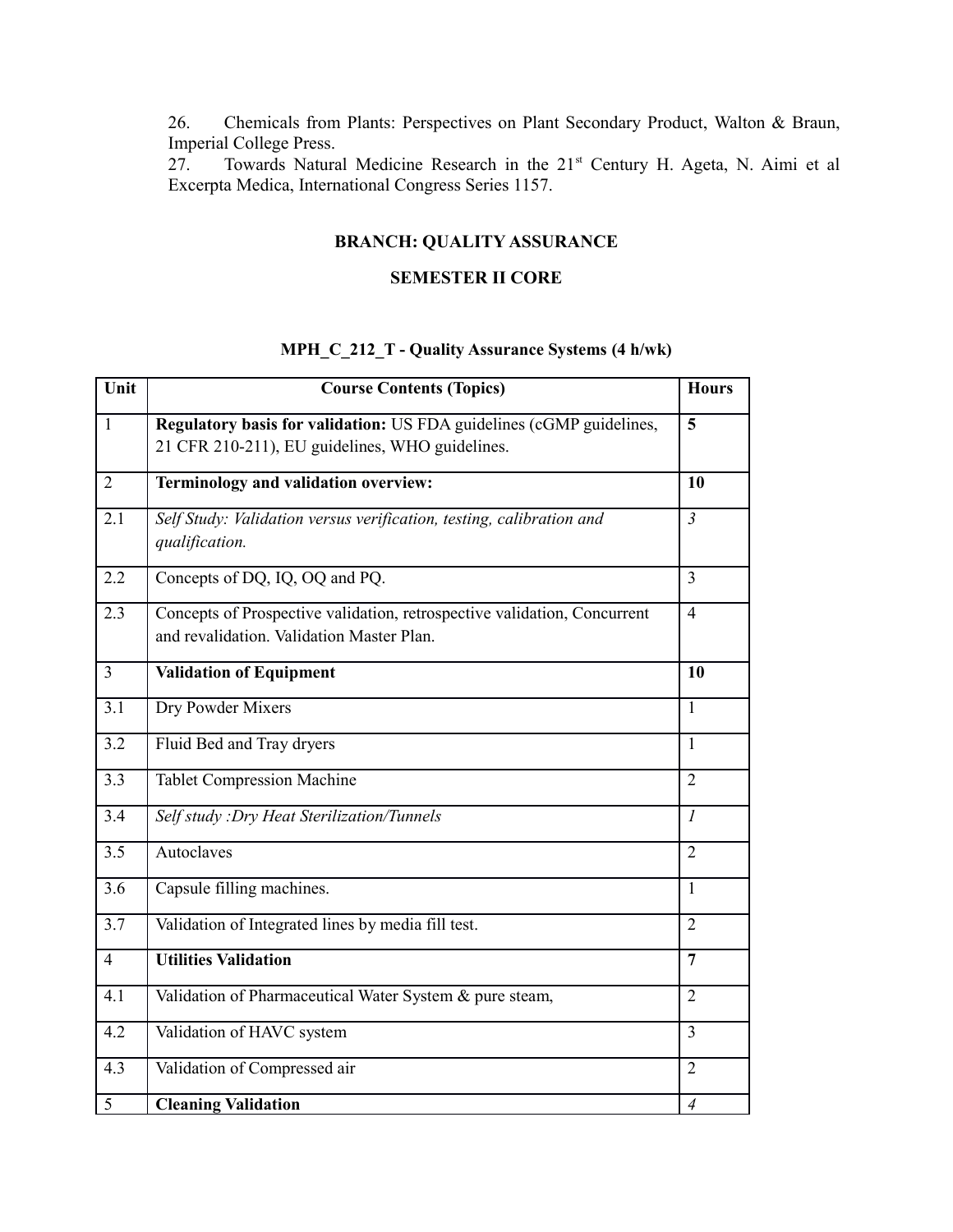26. Chemicals from Plants: Perspectives on Plant Secondary Product, Walton & Braun, Imperial College Press.

27. Towards Natural Medicine Research in the 21st Century H. Ageta, N. Aimi et al Excerpta Medica, International Congress Series 1157.

## BRANCH: QUALITY ASSURANCE

## SEMESTER II CORE

### MPH_C_212_T - Quality Assurance Systems (4 h/wk)

| Unit | Course Contents (Topics) | Hours |
|---|---|---|
| 1 | **Regulatory basis for validation:** US FDA guidelines (cGMP guidelines, 21 CFR 210-211), EU guidelines, WHO guidelines. | **5** |
| 2 | **Terminology and validation overview:** | **10** |
| 2.1 | *Self Study: Validation versus verification, testing, calibration and qualification.* | *3* |
| 2.2 | Concepts of DQ, IQ, OQ and PQ. | 3 |
| 2.3 | Concepts of Prospective validation, retrospective validation, Concurrent and revalidation. Validation Master Plan. | 4 |
| 3 | **Validation of Equipment** | **10** |
| 3.1 | Dry Powder Mixers | 1 |
| 3.2 | Fluid Bed and Tray dryers | 1 |
| 3.3 | Tablet Compression Machine | 2 |
| 3.4 | *Self study :Dry Heat Sterilization/Tunnels* | *1* |
| 3.5 | Autoclaves | 2 |
| 3.6 | Capsule filling machines. | 1 |
| 3.7 | Validation of Integrated lines by media fill test. | 2 |
| 4 | **Utilities Validation** | **7** |
| 4.1 | Validation of Pharmaceutical Water System & pure steam, | 2 |
| 4.2 | Validation of HAVC system | 3 |
| 4.3 | Validation of Compressed air | 2 |
| 5 | **Cleaning Validation** | *4* |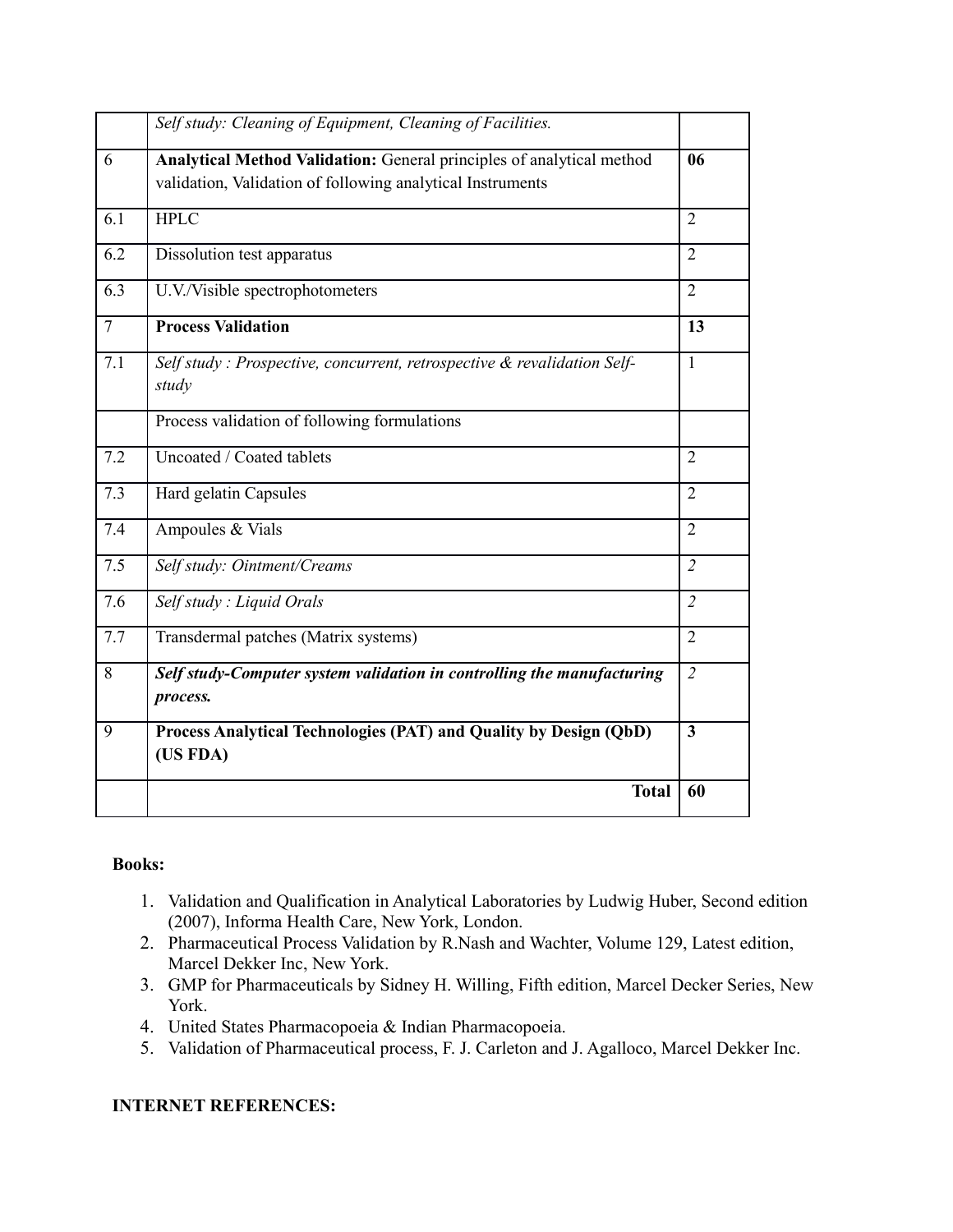| | | |
|---|---|---|
| | *Self study: Cleaning of Equipment, Cleaning of Facilities.* | |
| 6 | **Analytical Method Validation:** General principles of analytical method validation, Validation of following analytical Instruments | **06** |
| 6.1 | HPLC | 2 |
| 6.2 | Dissolution test apparatus | 2 |
| 6.3 | U.V./Visible spectrophotometers | 2 |
| 7 | **Process Validation** | **13** |
| 7.1 | *Self study : Prospective, concurrent, retrospective & revalidation Self-study* | 1 |
| | Process validation of following formulations | |
| 7.2 | Uncoated / Coated tablets | 2 |
| 7.3 | Hard gelatin Capsules | 2 |
| 7.4 | Ampoules & Vials | 2 |
| 7.5 | *Self study: Ointment/Creams* | *2* |
| 7.6 | *Self study : Liquid Orals* | *2* |
| 7.7 | Transdermal patches (Matrix systems) | 2 |
| 8 | ***Self study-Computer system validation in controlling the manufacturing process.*** | *2* |
| 9 | **Process Analytical Technologies (PAT) and Quality by Design (QbD) (US FDA)** | **3** |
| | **Total** | **60** |

**Books:**

1. Validation and Qualification in Analytical Laboratories by Ludwig Huber, Second edition (2007), Informa Health Care, New York, London.
2. Pharmaceutical Process Validation by R.Nash and Wachter, Volume 129, Latest edition, Marcel Dekker Inc, New York.
3. GMP for Pharmaceuticals by Sidney H. Willing, Fifth edition, Marcel Decker Series, New York.
4. United States Pharmacopoeia & Indian Pharmacopoeia.
5. Validation of Pharmaceutical process, F. J. Carleton and J. Agalloco, Marcel Dekker Inc.

**INTERNET REFERENCES:**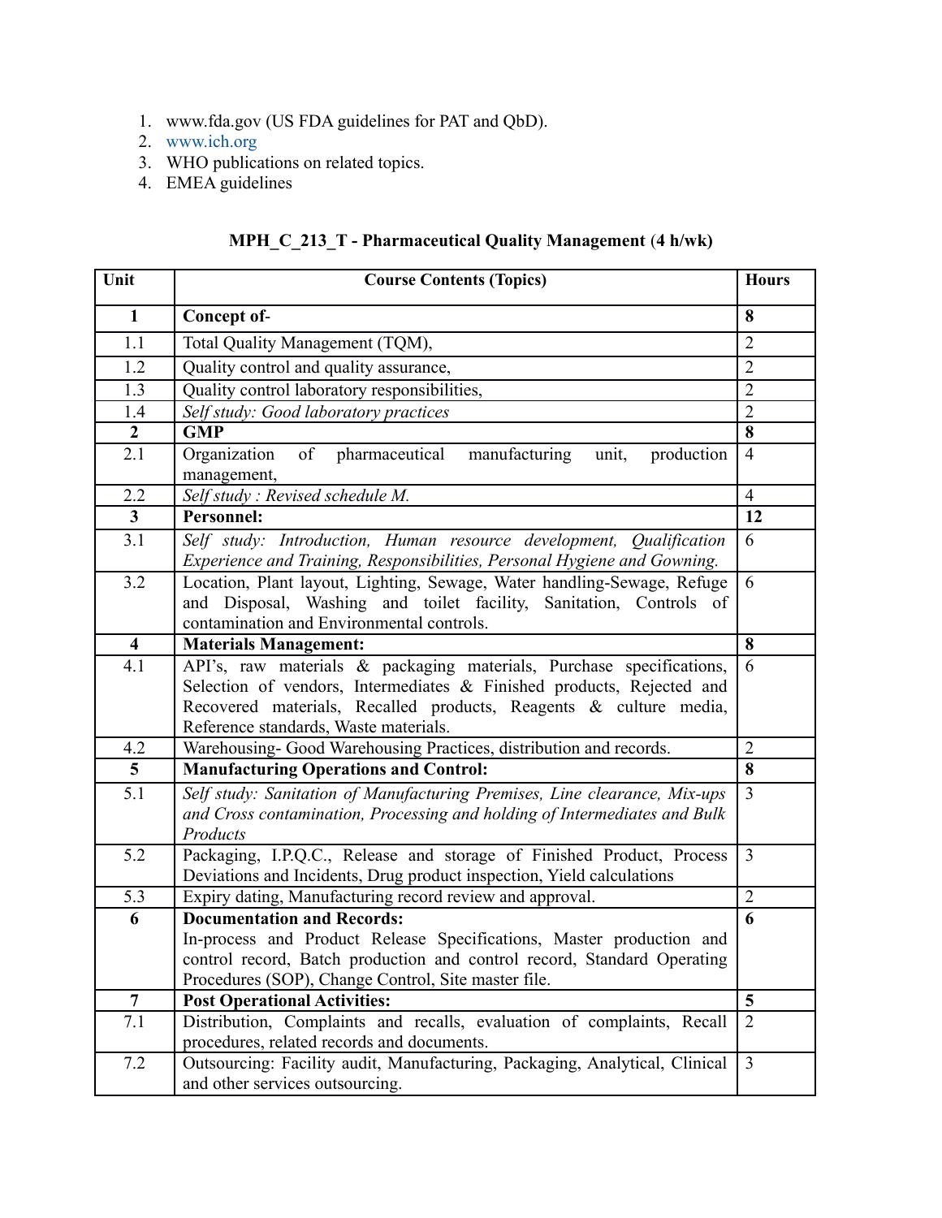1. www.fda.gov (US FDA guidelines for PAT and QbD).
2. www.ich.org
3. WHO publications on related topics.
4. EMEA guidelines

### MPH_C_213_T - Pharmaceutical Quality Management (4 h/wk)

| Unit | Course Contents (Topics) | Hours |
|---|---|---|
| **1** | **Concept of-** | **8** |
| 1.1 | Total Quality Management (TQM), | 2 |
| 1.2 | Quality control and quality assurance, | 2 |
| 1.3 | Quality control laboratory responsibilities, | 2 |
| 1.4 | *Self study: Good laboratory practices* | 2 |
| **2** | **GMP** | **8** |
| 2.1 | Organization of pharmaceutical manufacturing unit, production management, | 4 |
| 2.2 | *Self study : Revised schedule M.* | 4 |
| **3** | **Personnel:** | **12** |
| 3.1 | *Self study: Introduction, Human resource development, Qualification Experience and Training, Responsibilities, Personal Hygiene and Gowning.* | 6 |
| 3.2 | Location, Plant layout, Lighting, Sewage, Water handling-Sewage, Refuge and Disposal, Washing and toilet facility, Sanitation, Controls of contamination and Environmental controls. | 6 |
| **4** | **Materials Management:** | **8** |
| 4.1 | API's, raw materials & packaging materials, Purchase specifications, Selection of vendors, Intermediates & Finished products, Rejected and Recovered materials, Recalled products, Reagents & culture media, Reference standards, Waste materials. | 6 |
| 4.2 | Warehousing- Good Warehousing Practices, distribution and records. | 2 |
| **5** | **Manufacturing Operations and Control:** | **8** |
| 5.1 | *Self study: Sanitation of Manufacturing Premises, Line clearance, Mix-ups and Cross contamination, Processing and holding of Intermediates and Bulk Products* | 3 |
| 5.2 | Packaging, I.P.Q.C., Release and storage of Finished Product, Process Deviations and Incidents, Drug product inspection, Yield calculations | 3 |
| 5.3 | Expiry dating, Manufacturing record review and approval. | 2 |
| **6** | **Documentation and Records:** In-process and Product Release Specifications, Master production and control record, Batch production and control record, Standard Operating Procedures (SOP), Change Control, Site master file. | **6** |
| **7** | **Post Operational Activities:** | **5** |
| 7.1 | Distribution, Complaints and recalls, evaluation of complaints, Recall procedures, related records and documents. | 2 |
| 7.2 | Outsourcing: Facility audit, Manufacturing, Packaging, Analytical, Clinical and other services outsourcing. | 3 |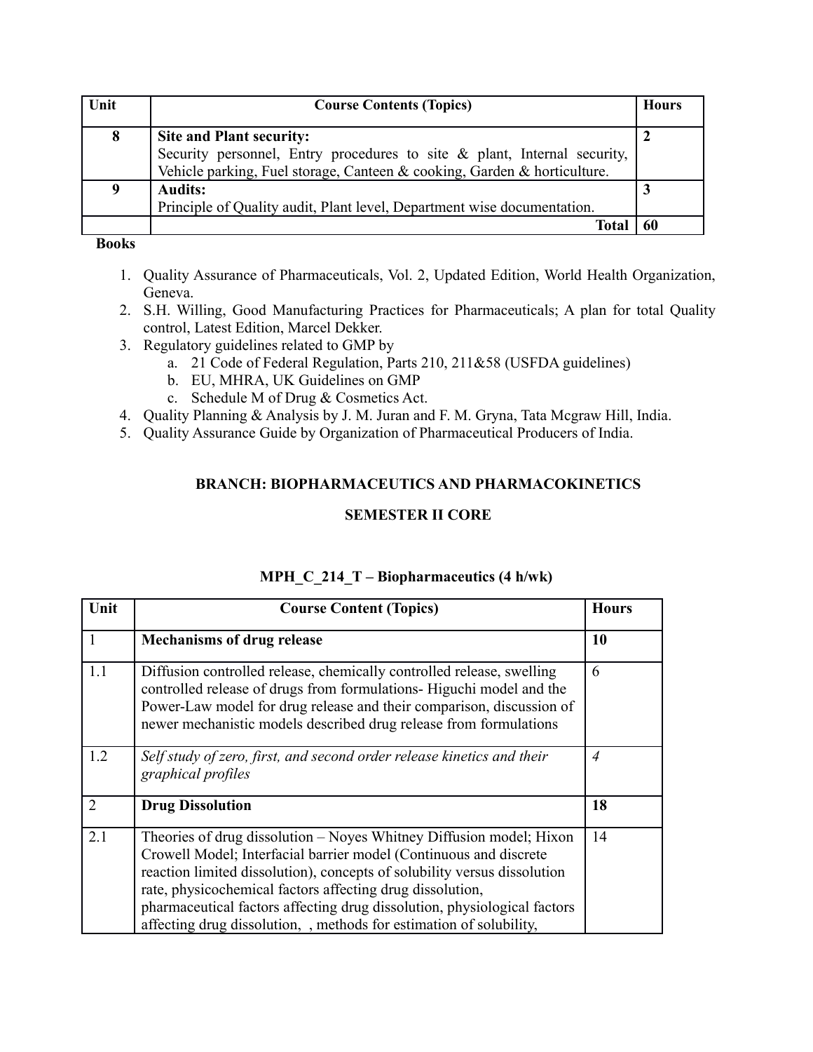| Unit | Course Contents (Topics) | Hours |
|---|---|---|
| **8** | **Site and Plant security:**<br>Security personnel, Entry procedures to site & plant, Internal security, Vehicle parking, Fuel storage, Canteen & cooking, Garden & horticulture. | **2** |
| **9** | **Audits:**<br>Principle of Quality audit, Plant level, Department wise documentation. | **3** |
| | **Total** | **60** |

**Books**

1. Quality Assurance of Pharmaceuticals, Vol. 2, Updated Edition, World Health Organization, Geneva.
2. S.H. Willing, Good Manufacturing Practices for Pharmaceuticals; A plan for total Quality control, Latest Edition, Marcel Dekker.
3. Regulatory guidelines related to GMP by
   a. 21 Code of Federal Regulation, Parts 210, 211&58 (USFDA guidelines)
   b. EU, MHRA, UK Guidelines on GMP
   c. Schedule M of Drug & Cosmetics Act.
4. Quality Planning & Analysis by J. M. Juran and F. M. Gryna, Tata Mcgraw Hill, India.
5. Quality Assurance Guide by Organization of Pharmaceutical Producers of India.

## BRANCH: BIOPHARMACEUTICS AND PHARMACOKINETICS

## SEMESTER II CORE

### MPH_C_214_T – Biopharmaceutics (4 h/wk)

| Unit | Course Content (Topics) | Hours |
|---|---|---|
| 1 | **Mechanisms of drug release** | **10** |
| 1.1 | Diffusion controlled release, chemically controlled release, swelling controlled release of drugs from formulations- Higuchi model and the Power-Law model for drug release and their comparison, discussion of newer mechanistic models described drug release from formulations | 6 |
| 1.2 | *Self study of zero, first, and second order release kinetics and their graphical profiles* | *4* |
| 2 | **Drug Dissolution** | **18** |
| 2.1 | Theories of drug dissolution – Noyes Whitney Diffusion model; Hixon Crowell Model; Interfacial barrier model (Continuous and discrete reaction limited dissolution), concepts of solubility versus dissolution rate, physicochemical factors affecting drug dissolution, pharmaceutical factors affecting drug dissolution, physiological factors affecting drug dissolution, , methods for estimation of solubility, | 14 |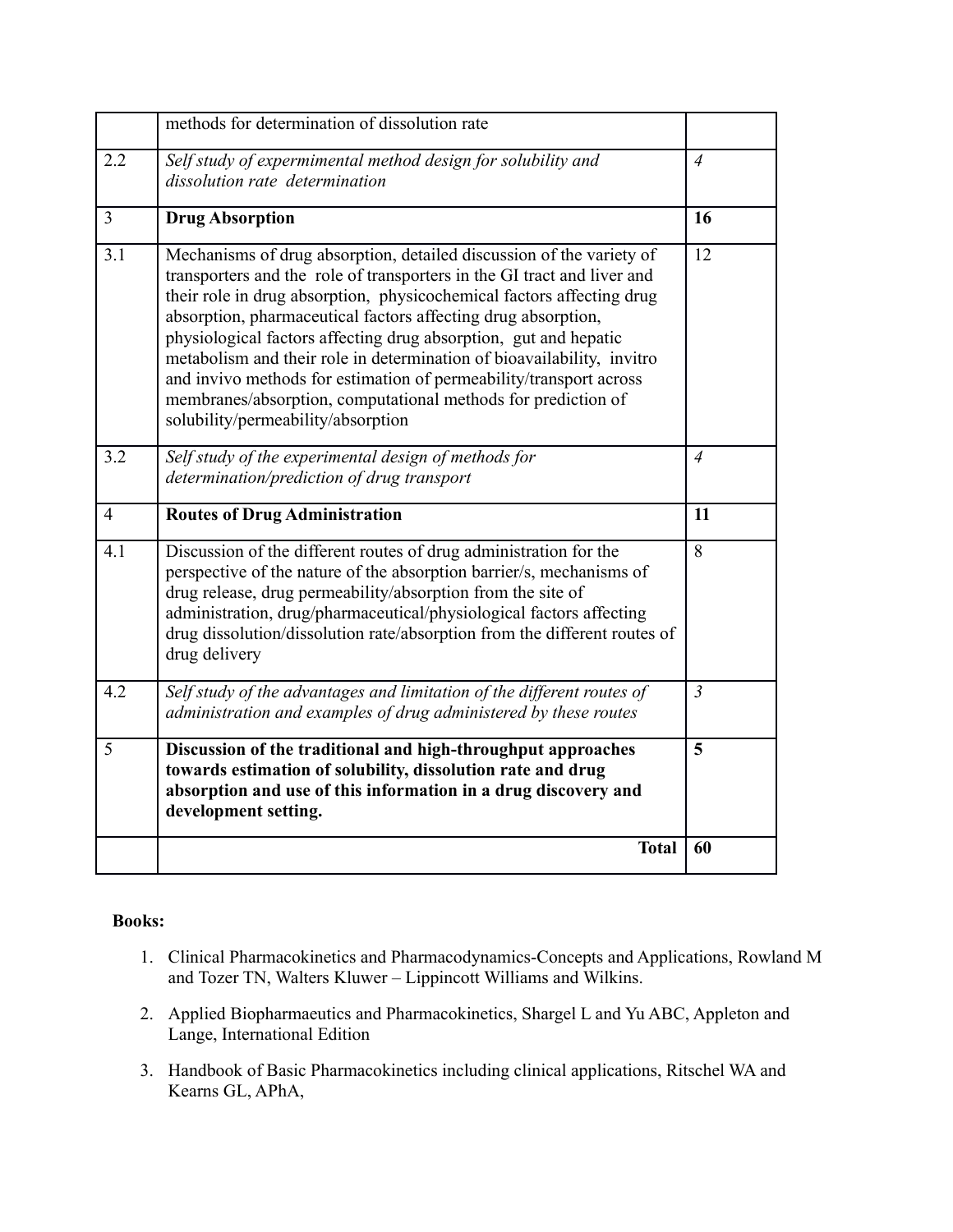| | | |
|---|---|---|
| | methods for determination of dissolution rate | |
| 2.2 | *Self study of expermimental method design for solubility and dissolution rate determination* | *4* |
| 3 | **Drug Absorption** | **16** |
| 3.1 | Mechanisms of drug absorption, detailed discussion of the variety of transporters and the role of transporters in the GI tract and liver and their role in drug absorption, physicochemical factors affecting drug absorption, pharmaceutical factors affecting drug absorption, physiological factors affecting drug absorption, gut and hepatic metabolism and their role in determination of bioavailability, invitro and invivo methods for estimation of permeability/transport across membranes/absorption, computational methods for prediction of solubility/permeability/absorption | 12 |
| 3.2 | *Self study of the experimental design of methods for determination/prediction of drug transport* | *4* |
| 4 | **Routes of Drug Administration** | **11** |
| 4.1 | Discussion of the different routes of drug administration for the perspective of the nature of the absorption barrier/s, mechanisms of drug release, drug permeability/absorption from the site of administration, drug/pharmaceutical/physiological factors affecting drug dissolution/dissolution rate/absorption from the different routes of drug delivery | 8 |
| 4.2 | *Self study of the advantages and limitation of the different routes of administration and examples of drug administered by these routes* | *3* |
| 5 | **Discussion of the traditional and high-throughput approaches towards estimation of solubility, dissolution rate and drug absorption and use of this information in a drug discovery and development setting.** | **5** |
| | **Total** | **60** |

**Books:**

1. Clinical Pharmacokinetics and Pharmacodynamics-Concepts and Applications, Rowland M and Tozer TN, Walters Kluwer – Lippincott Williams and Wilkins.
2. Applied Biopharmaeutics and Pharmacokinetics, Shargel L and Yu ABC, Appleton and Lange, International Edition
3. Handbook of Basic Pharmacokinetics including clinical applications, Ritschel WA and Kearns GL, APhA,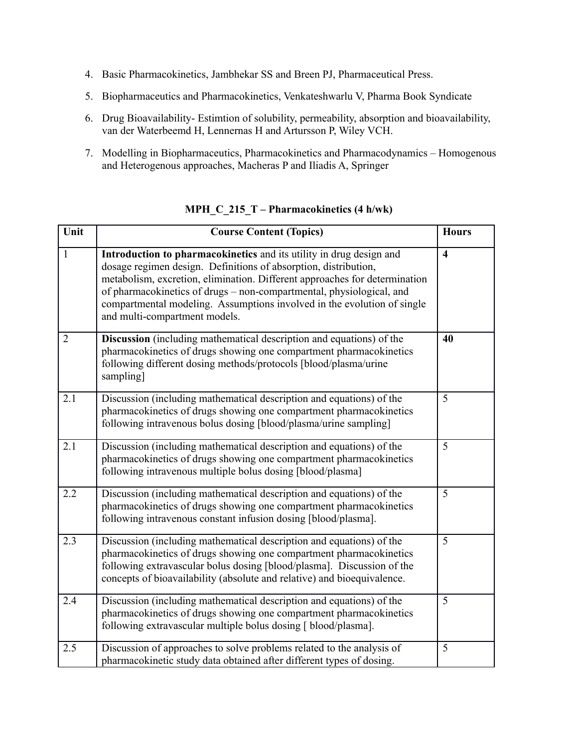4. Basic Pharmacokinetics, Jambhekar SS and Breen PJ, Pharmaceutical Press.
5. Biopharmaceutics and Pharmacokinetics, Venkateshwarlu V, Pharma Book Syndicate
6. Drug Bioavailability- Estimtion of solubility, permeability, absorption and bioavailability, van der Waterbeemd H, Lennernas H and Artursson P, Wiley VCH.
7. Modelling in Biopharmaceutics, Pharmacokinetics and Pharmacodynamics – Homogenous and Heterogenous approaches, Macheras P and Iliadis A, Springer

## MPH_C_215_T – Pharmacokinetics (4 h/wk)

| Unit | Course Content (Topics) | Hours |
|---|---|---|
| 1 | **Introduction to pharmacokinetics** and its utility in drug design and dosage regimen design. Definitions of absorption, distribution, metabolism, excretion, elimination. Different approaches for determination of pharmacokinetics of drugs – non-compartmental, physiological, and compartmental modeling. Assumptions involved in the evolution of single and multi-compartment models. | **4** |
| 2 | **Discussion** (including mathematical description and equations) of the pharmacokinetics of drugs showing one compartment pharmacokinetics following different dosing methods/protocols [blood/plasma/urine sampling] | **40** |
| 2.1 | Discussion (including mathematical description and equations) of the pharmacokinetics of drugs showing one compartment pharmacokinetics following intravenous bolus dosing [blood/plasma/urine sampling] | 5 |
| 2.1 | Discussion (including mathematical description and equations) of the pharmacokinetics of drugs showing one compartment pharmacokinetics following intravenous multiple bolus dosing [blood/plasma] | 5 |
| 2.2 | Discussion (including mathematical description and equations) of the pharmacokinetics of drugs showing one compartment pharmacokinetics following intravenous constant infusion dosing [blood/plasma]. | 5 |
| 2.3 | Discussion (including mathematical description and equations) of the pharmacokinetics of drugs showing one compartment pharmacokinetics following extravascular bolus dosing [blood/plasma]. Discussion of the concepts of bioavailability (absolute and relative) and bioequivalence. | 5 |
| 2.4 | Discussion (including mathematical description and equations) of the pharmacokinetics of drugs showing one compartment pharmacokinetics following extravascular multiple bolus dosing [ blood/plasma]. | 5 |
| 2.5 | Discussion of approaches to solve problems related to the analysis of pharmacokinetic study data obtained after different types of dosing. | 5 |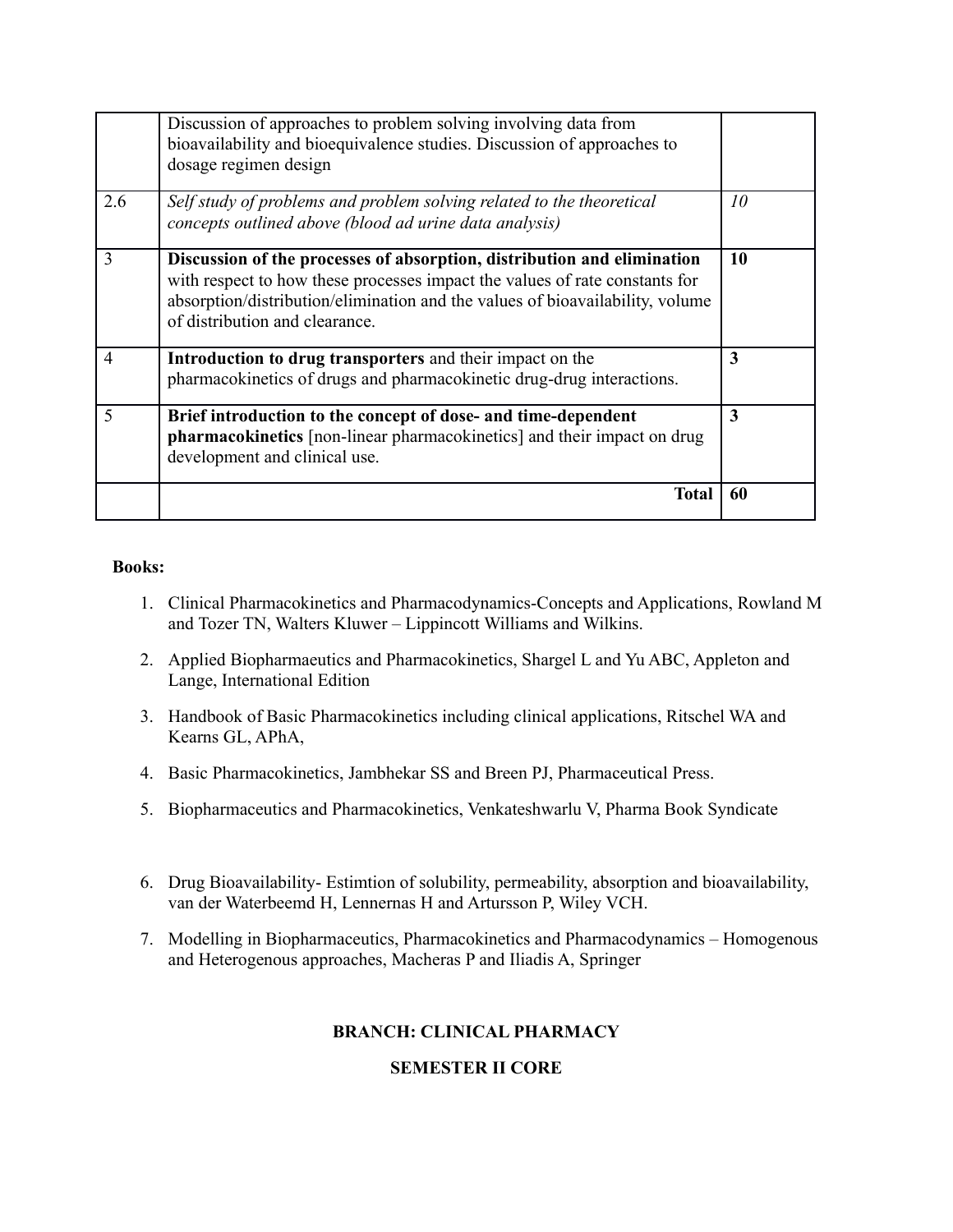| | | |
|---|---|---|
| | Discussion of approaches to problem solving involving data from bioavailability and bioequivalence studies. Discussion of approaches to dosage regimen design | |
| 2.6 | *Self study of problems and problem solving related to the theoretical concepts outlined above (blood ad urine data analysis)* | *10* |
| 3 | **Discussion of the processes of absorption, distribution and elimination** with respect to how these processes impact the values of rate constants for absorption/distribution/elimination and the values of bioavailability, volume of distribution and clearance. | **10** |
| 4 | **Introduction to drug transporters** and their impact on the pharmacokinetics of drugs and pharmacokinetic drug-drug interactions. | **3** |
| 5 | **Brief introduction to the concept of dose- and time-dependent pharmacokinetics** [non-linear pharmacokinetics] and their impact on drug development and clinical use. | **3** |
| | **Total** | **60** |

**Books:**

1. Clinical Pharmacokinetics and Pharmacodynamics-Concepts and Applications, Rowland M and Tozer TN, Walters Kluwer – Lippincott Williams and Wilkins.
2. Applied Biopharmaeutics and Pharmacokinetics, Shargel L and Yu ABC, Appleton and Lange, International Edition
3. Handbook of Basic Pharmacokinetics including clinical applications, Ritschel WA and Kearns GL, APhA,
4. Basic Pharmacokinetics, Jambhekar SS and Breen PJ, Pharmaceutical Press.
5. Biopharmaceutics and Pharmacokinetics, Venkateshwarlu V, Pharma Book Syndicate
6. Drug Bioavailability- Estimtion of solubility, permeability, absorption and bioavailability, van der Waterbeemd H, Lennernas H and Artursson P, Wiley VCH.
7. Modelling in Biopharmaceutics, Pharmacokinetics and Pharmacodynamics – Homogenous and Heterogenous approaches, Macheras P and Iliadis A, Springer

**BRANCH: CLINICAL PHARMACY**

**SEMESTER II CORE**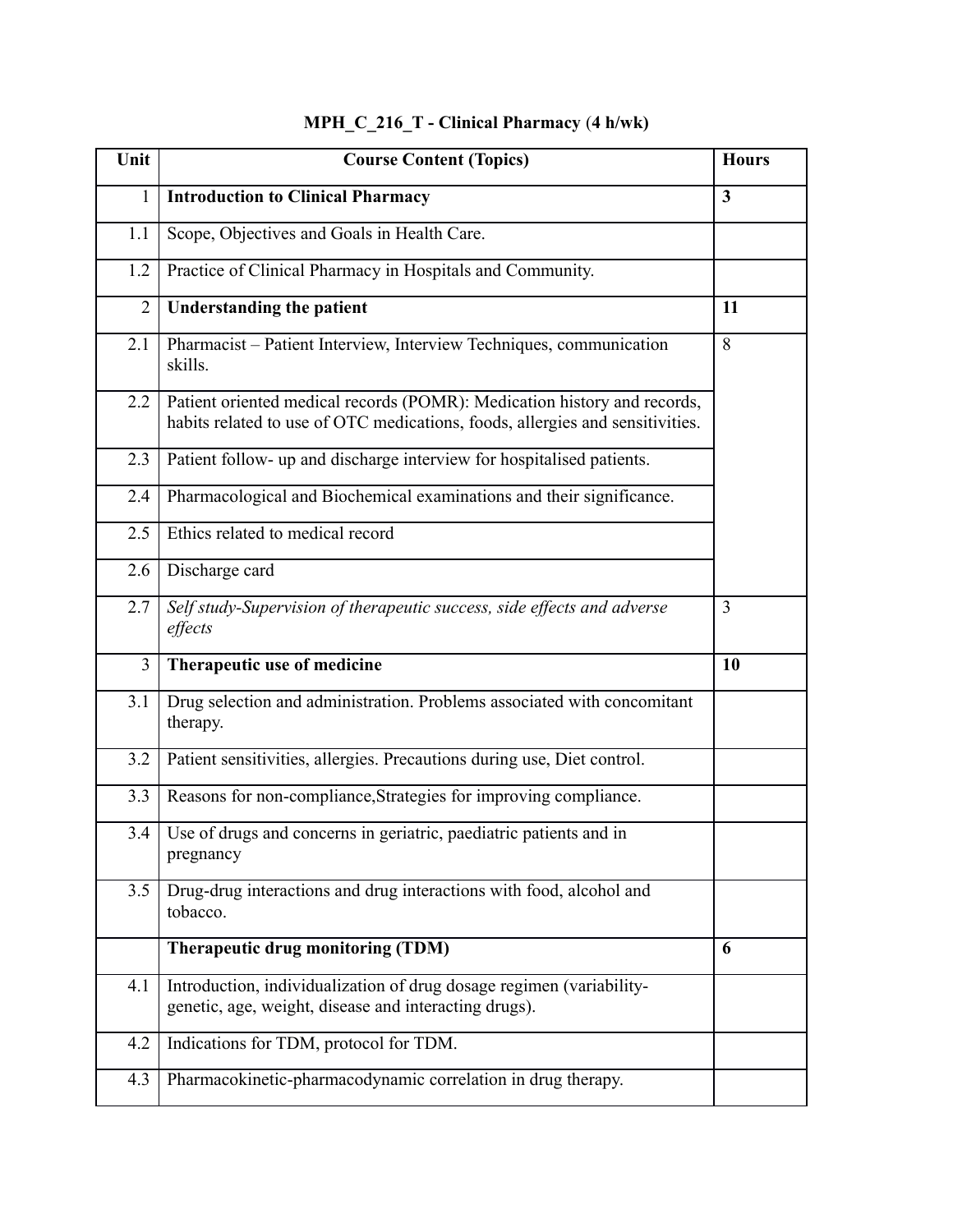**MPH_C_216_T - Clinical Pharmacy (4 h/wk)**

| Unit | Course Content (Topics) | Hours |
|---|---|---|
| 1 | **Introduction to Clinical Pharmacy** | **3** |
| 1.1 | Scope, Objectives and Goals in Health Care. | |
| 1.2 | Practice of Clinical Pharmacy in Hospitals and Community. | |
| 2 | **Understanding the patient** | **11** |
| 2.1 | Pharmacist – Patient Interview, Interview Techniques, communication skills. | 8 |
| 2.2 | Patient oriented medical records (POMR): Medication history and records, habits related to use of OTC medications, foods, allergies and sensitivities. | |
| 2.3 | Patient follow- up and discharge interview for hospitalised patients. | |
| 2.4 | Pharmacological and Biochemical examinations and their significance. | |
| 2.5 | Ethics related to medical record | |
| 2.6 | Discharge card | |
| 2.7 | *Self study-Supervision of therapeutic success, side effects and adverse effects* | 3 |
| 3 | **Therapeutic use of medicine** | **10** |
| 3.1 | Drug selection and administration. Problems associated with concomitant therapy. | |
| 3.2 | Patient sensitivities, allergies. Precautions during use, Diet control. | |
| 3.3 | Reasons for non-compliance,Strategies for improving compliance. | |
| 3.4 | Use of drugs and concerns in geriatric, paediatric patients and in pregnancy | |
| 3.5 | Drug-drug interactions and drug interactions with food, alcohol and tobacco. | |
| | **Therapeutic drug monitoring (TDM)** | **6** |
| 4.1 | Introduction, individualization of drug dosage regimen (variability- genetic, age, weight, disease and interacting drugs). | |
| 4.2 | Indications for TDM, protocol for TDM. | |
| 4.3 | Pharmacokinetic-pharmacodynamic correlation in drug therapy. | |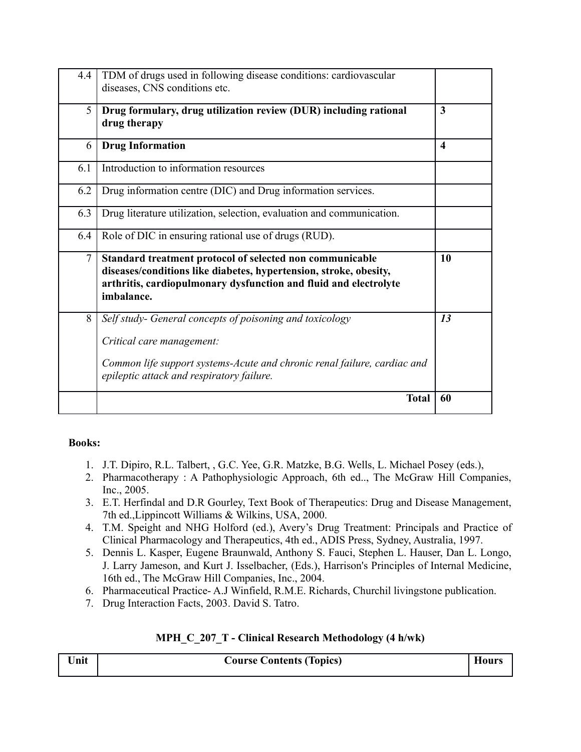| | | |
|---|---|---|
| 4.4 | TDM of drugs used in following disease conditions: cardiovascular diseases, CNS conditions etc. | |
| 5 | **Drug formulary, drug utilization review (DUR) including rational drug therapy** | **3** |
| 6 | **Drug Information** | **4** |
| 6.1 | Introduction to information resources | |
| 6.2 | Drug information centre (DIC) and Drug information services. | |
| 6.3 | Drug literature utilization, selection, evaluation and communication. | |
| 6.4 | Role of DIC in ensuring rational use of drugs (RUD). | |
| 7 | **Standard treatment protocol of selected non communicable diseases/conditions like diabetes, hypertension, stroke, obesity, arthritis, cardiopulmonary dysfunction and fluid and electrolyte imbalance.** | **10** |
| 8 | *Self study- General concepts of poisoning and toxicology*<br><br>*Critical care management:*<br><br>*Common life support systems-Acute and chronic renal failure, cardiac and epileptic attack and respiratory failure.* | ***13*** |
| | **Total** | **60** |

**Books:**

1. J.T. Dipiro, R.L. Talbert, , G.C. Yee, G.R. Matzke, B.G. Wells, L. Michael Posey (eds.),
2. Pharmacotherapy : A Pathophysiologic Approach, 6th ed.., The McGraw Hill Companies, Inc., 2005.
3. E.T. Herfindal and D.R Gourley, Text Book of Therapeutics: Drug and Disease Management, 7th ed.,Lippincott Williams & Wilkins, USA, 2000.
4. T.M. Speight and NHG Holford (ed.), Avery's Drug Treatment: Principals and Practice of Clinical Pharmacology and Therapeutics, 4th ed., ADIS Press, Sydney, Australia, 1997.
5. Dennis L. Kasper, Eugene Braunwald, Anthony S. Fauci, Stephen L. Hauser, Dan L. Longo, J. Larry Jameson, and Kurt J. Isselbacher, (Eds.), Harrison's Principles of Internal Medicine, 16th ed., The McGraw Hill Companies, Inc., 2004.
6. Pharmaceutical Practice- A.J Winfield, R.M.E. Richards, Churchil livingstone publication.
7. Drug Interaction Facts, 2003. David S. Tatro.

**MPH_C_207_T - Clinical Research Methodology (4 h/wk)**

| Unit | Course Contents (Topics) | Hours |
|---|---|---|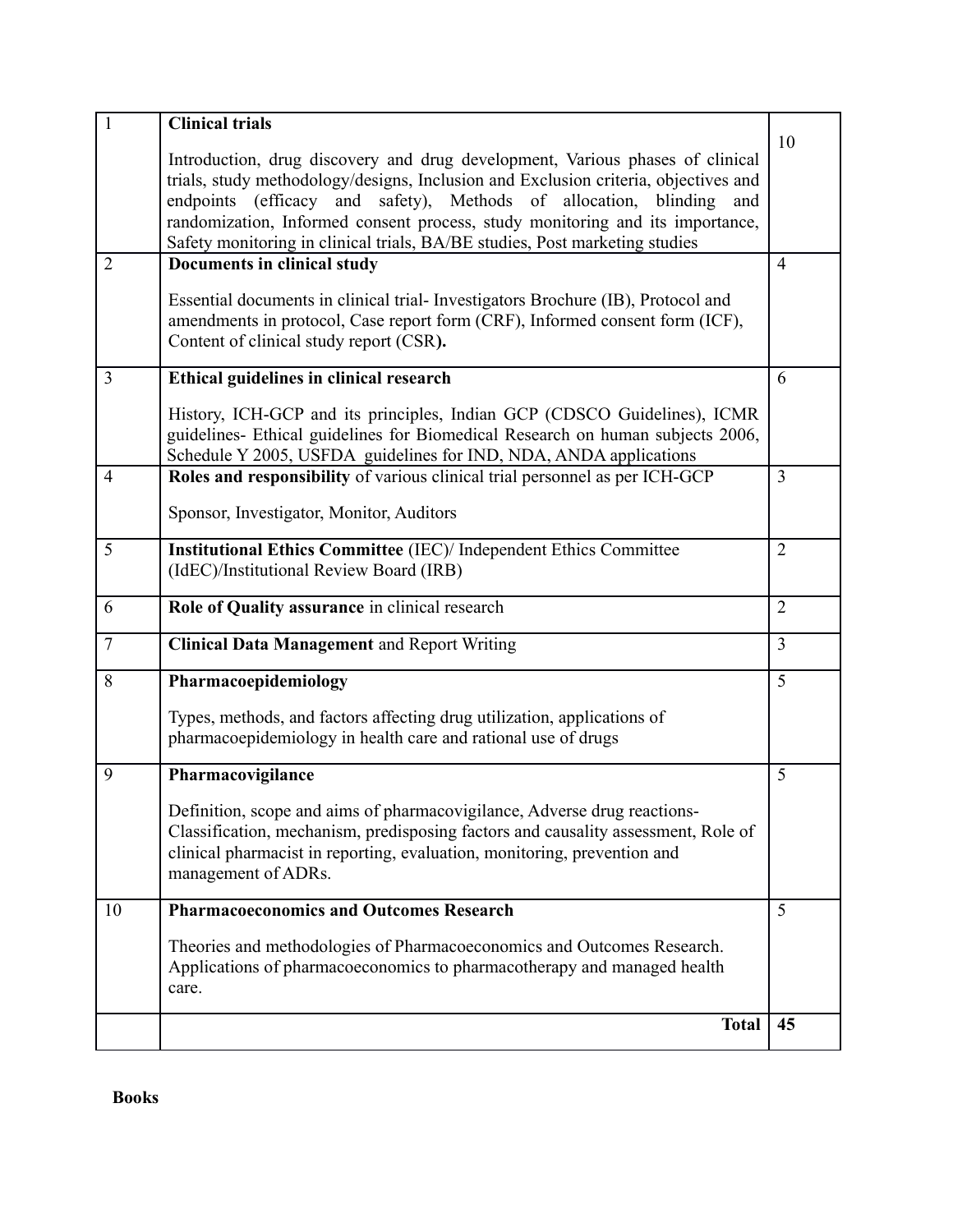| 1 | **Clinical trials**<br><br>Introduction, drug discovery and drug development, Various phases of clinical trials, study methodology/designs, Inclusion and Exclusion criteria, objectives and endpoints (efficacy and safety), Methods of allocation, blinding and randomization, Informed consent process, study monitoring and its importance, Safety monitoring in clinical trials, BA/BE studies, Post marketing studies | 10 |
|---|---|---|
| 2 | **Documents in clinical study**<br><br>Essential documents in clinical trial- Investigators Brochure (IB), Protocol and amendments in protocol, Case report form (CRF), Informed consent form (ICF), Content of clinical study report (CSR**).** | 4 |
| 3 | **Ethical guidelines in clinical research**<br><br>History, ICH-GCP and its principles, Indian GCP (CDSCO Guidelines), ICMR guidelines- Ethical guidelines for Biomedical Research on human subjects 2006, Schedule Y 2005, USFDA guidelines for IND, NDA, ANDA applications | 6 |
| 4 | **Roles and responsibility** of various clinical trial personnel as per ICH-GCP<br><br>Sponsor, Investigator, Monitor, Auditors | 3 |
| 5 | **Institutional Ethics Committee** (IEC)/ Independent Ethics Committee (IdEC)/Institutional Review Board (IRB) | 2 |
| 6 | **Role of Quality assurance** in clinical research | 2 |
| 7 | **Clinical Data Management** and Report Writing | 3 |
| 8 | **Pharmacoepidemiology**<br><br>Types, methods, and factors affecting drug utilization, applications of pharmacoepidemiology in health care and rational use of drugs | 5 |
| 9 | **Pharmacovigilance**<br><br>Definition, scope and aims of pharmacovigilance, Adverse drug reactions- Classification, mechanism, predisposing factors and causality assessment, Role of clinical pharmacist in reporting, evaluation, monitoring, prevention and management of ADRs. | 5 |
| 10 | **Pharmacoeconomics and Outcomes Research**<br><br>Theories and methodologies of Pharmacoeconomics and Outcomes Research. Applications of pharmacoeconomics to pharmacotherapy and managed health care. | 5 |
| | **Total** | **45** |

**Books**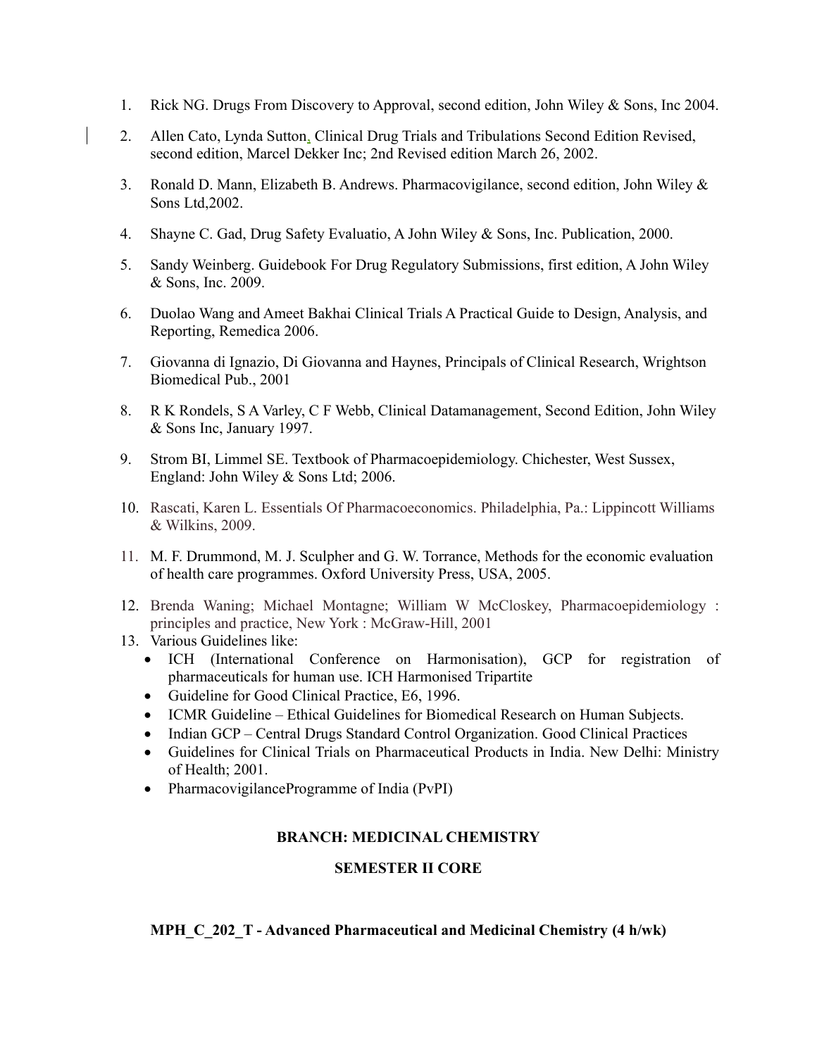1. Rick NG. Drugs From Discovery to Approval, second edition, John Wiley & Sons, Inc 2004.
2. Allen Cato, Lynda Sutton, Clinical Drug Trials and Tribulations Second Edition Revised, second edition, Marcel Dekker Inc; 2nd Revised edition March 26, 2002.
3. Ronald D. Mann, Elizabeth B. Andrews. Pharmacovigilance, second edition, John Wiley & Sons Ltd,2002.
4. Shayne C. Gad, Drug Safety Evaluatio, A John Wiley & Sons, Inc. Publication, 2000.
5. Sandy Weinberg. Guidebook For Drug Regulatory Submissions, first edition, A John Wiley & Sons, Inc. 2009.
6. Duolao Wang and Ameet Bakhai Clinical Trials A Practical Guide to Design, Analysis, and Reporting, Remedica 2006.
7. Giovanna di Ignazio, Di Giovanna and Haynes, Principals of Clinical Research, Wrightson Biomedical Pub., 2001
8. R K Rondels, S A Varley, C F Webb, Clinical Datamanagement, Second Edition, John Wiley & Sons Inc, January 1997.
9. Strom BI, Limmel SE. Textbook of Pharmacoepidemiology. Chichester, West Sussex, England: John Wiley & Sons Ltd; 2006.
10. Rascati, Karen L. Essentials Of Pharmacoeconomics. Philadelphia, Pa.: Lippincott Williams & Wilkins, 2009.
11. M. F. Drummond, M. J. Sculpher and G. W. Torrance, Methods for the economic evaluation of health care programmes. Oxford University Press, USA, 2005.
12. Brenda Waning; Michael Montagne; William W McCloskey, Pharmacoepidemiology : principles and practice, New York : McGraw-Hill, 2001
13. Various Guidelines like:
    - ICH (International Conference on Harmonisation), GCP for registration of pharmaceuticals for human use. ICH Harmonised Tripartite
    - Guideline for Good Clinical Practice, E6, 1996.
    - ICMR Guideline – Ethical Guidelines for Biomedical Research on Human Subjects.
    - Indian GCP – Central Drugs Standard Control Organization. Good Clinical Practices
    - Guidelines for Clinical Trials on Pharmaceutical Products in India. New Delhi: Ministry of Health; 2001.
    - PharmacovigilanceProgramme of India (PvPI)

**BRANCH: MEDICINAL CHEMISTRY**

**SEMESTER II CORE**

**MPH_C_202_T - Advanced Pharmaceutical and Medicinal Chemistry (4 h/wk)**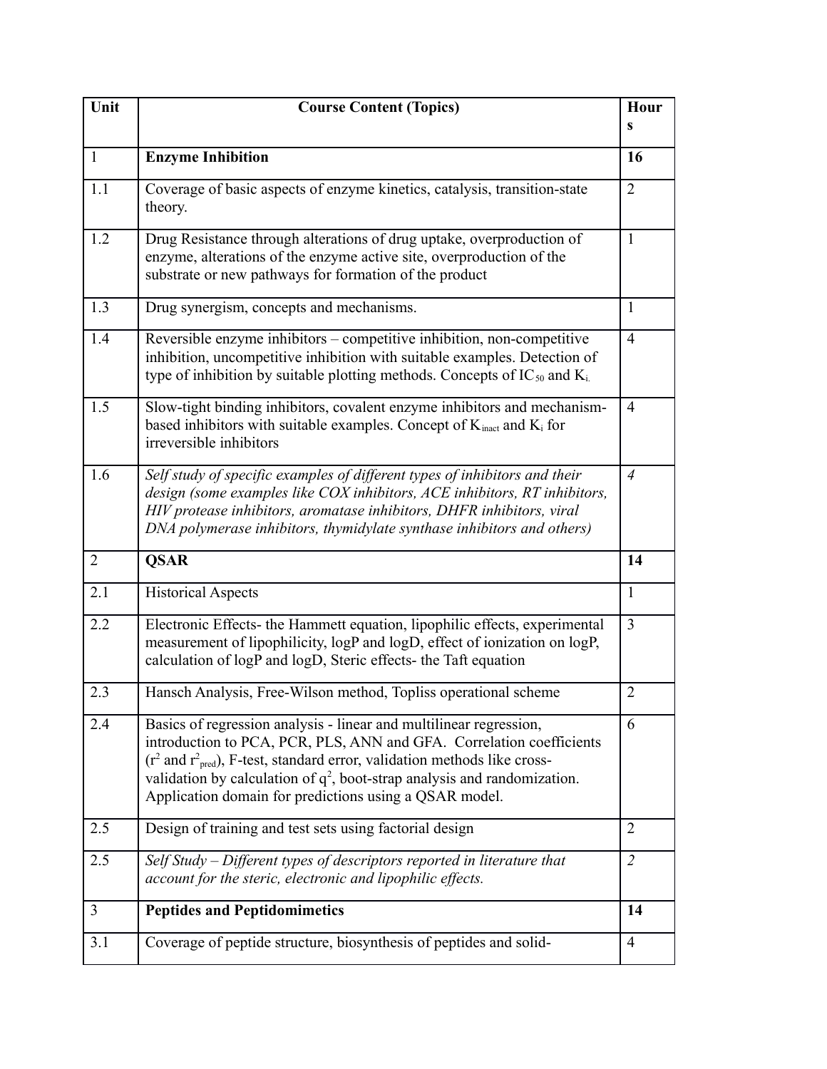| Unit | Course Content (Topics) | Hours |
|---|---|---|
| 1 | **Enzyme Inhibition** | **16** |
| 1.1 | Coverage of basic aspects of enzyme kinetics, catalysis, transition-state theory. | 2 |
| 1.2 | Drug Resistance through alterations of drug uptake, overproduction of enzyme, alterations of the enzyme active site, overproduction of the substrate or new pathways for formation of the product | 1 |
| 1.3 | Drug synergism, concepts and mechanisms. | 1 |
| 1.4 | Reversible enzyme inhibitors – competitive inhibition, non-competitive inhibition, uncompetitive inhibition with suitable examples. Detection of type of inhibition by suitable plotting methods. Concepts of $IC_{50}$ and $K_i$. | 4 |
| 1.5 | Slow-tight binding inhibitors, covalent enzyme inhibitors and mechanism-based inhibitors with suitable examples. Concept of $K_{inact}$ and $K_i$ for irreversible inhibitors | 4 |
| 1.6 | *Self study of specific examples of different types of inhibitors and their design (some examples like COX inhibitors, ACE inhibitors, RT inhibitors, HIV protease inhibitors, aromatase inhibitors, DHFR inhibitors, viral DNA polymerase inhibitors, thymidylate synthase inhibitors and others)* | *4* |
| 2 | **QSAR** | **14** |
| 2.1 | Historical Aspects | 1 |
| 2.2 | Electronic Effects- the Hammett equation, lipophilic effects, experimental measurement of lipophilicity, logP and logD, effect of ionization on logP, calculation of logP and logD, Steric effects- the Taft equation | 3 |
| 2.3 | Hansch Analysis, Free-Wilson method, Topliss operational scheme | 2 |
| 2.4 | Basics of regression analysis - linear and multilinear regression, introduction to PCA, PCR, PLS, ANN and GFA. Correlation coefficients ($r^2$ and $r^2_{pred}$), F-test, standard error, validation methods like cross-validation by calculation of $q^2$, boot-strap analysis and randomization. Application domain for predictions using a QSAR model. | 6 |
| 2.5 | Design of training and test sets using factorial design | 2 |
| 2.5 | *Self Study – Different types of descriptors reported in literature that account for the steric, electronic and lipophilic effects.* | *2* |
| 3 | **Peptides and Peptidomimetics** | **14** |
| 3.1 | Coverage of peptide structure, biosynthesis of peptides and solid- | 4 |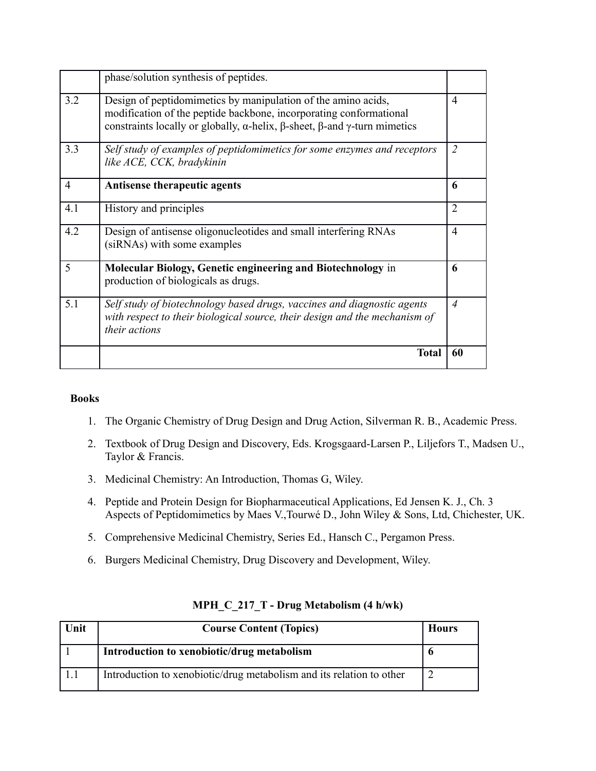|  | phase/solution synthesis of peptides. |  |
|---|---|---|
| 3.2 | Design of peptidomimetics by manipulation of the amino acids, modification of the peptide backbone, incorporating conformational constraints locally or globally, α-helix, β-sheet, β-and γ-turn mimetics | 4 |
| 3.3 | *Self study of examples of peptidomimetics for some enzymes and receptors like ACE, CCK, bradykinin* | *2* |
| 4 | **Antisense therapeutic agents** | **6** |
| 4.1 | History and principles | 2 |
| 4.2 | Design of antisense oligonucleotides and small interfering RNAs (siRNAs) with some examples | 4 |
| 5 | **Molecular Biology, Genetic engineering and Biotechnology** in production of biologicals as drugs. | **6** |
| 5.1 | *Self study of biotechnology based drugs, vaccines and diagnostic agents with respect to their biological source, their design and the mechanism of their actions* | *4* |
|  | **Total** | **60** |

**Books**

1. The Organic Chemistry of Drug Design and Drug Action, Silverman R. B., Academic Press.
2. Textbook of Drug Design and Discovery, Eds. Krogsgaard-Larsen P., Liljefors T., Madsen U., Taylor & Francis.
3. Medicinal Chemistry: An Introduction, Thomas G, Wiley.
4. Peptide and Protein Design for Biopharmaceutical Applications, Ed Jensen K. J., Ch. 3 Aspects of Peptidomimetics by Maes V.,Tourwé D., John Wiley & Sons, Ltd, Chichester, UK.
5. Comprehensive Medicinal Chemistry, Series Ed., Hansch C., Pergamon Press.
6. Burgers Medicinal Chemistry, Drug Discovery and Development, Wiley.

## MPH_C_217_T - Drug Metabolism (4 h/wk)

| Unit | Course Content (Topics) | Hours |
|---|---|---|
| 1 | **Introduction to xenobiotic/drug metabolism** | **6** |
| 1.1 | Introduction to xenobiotic/drug metabolism and its relation to other | 2 |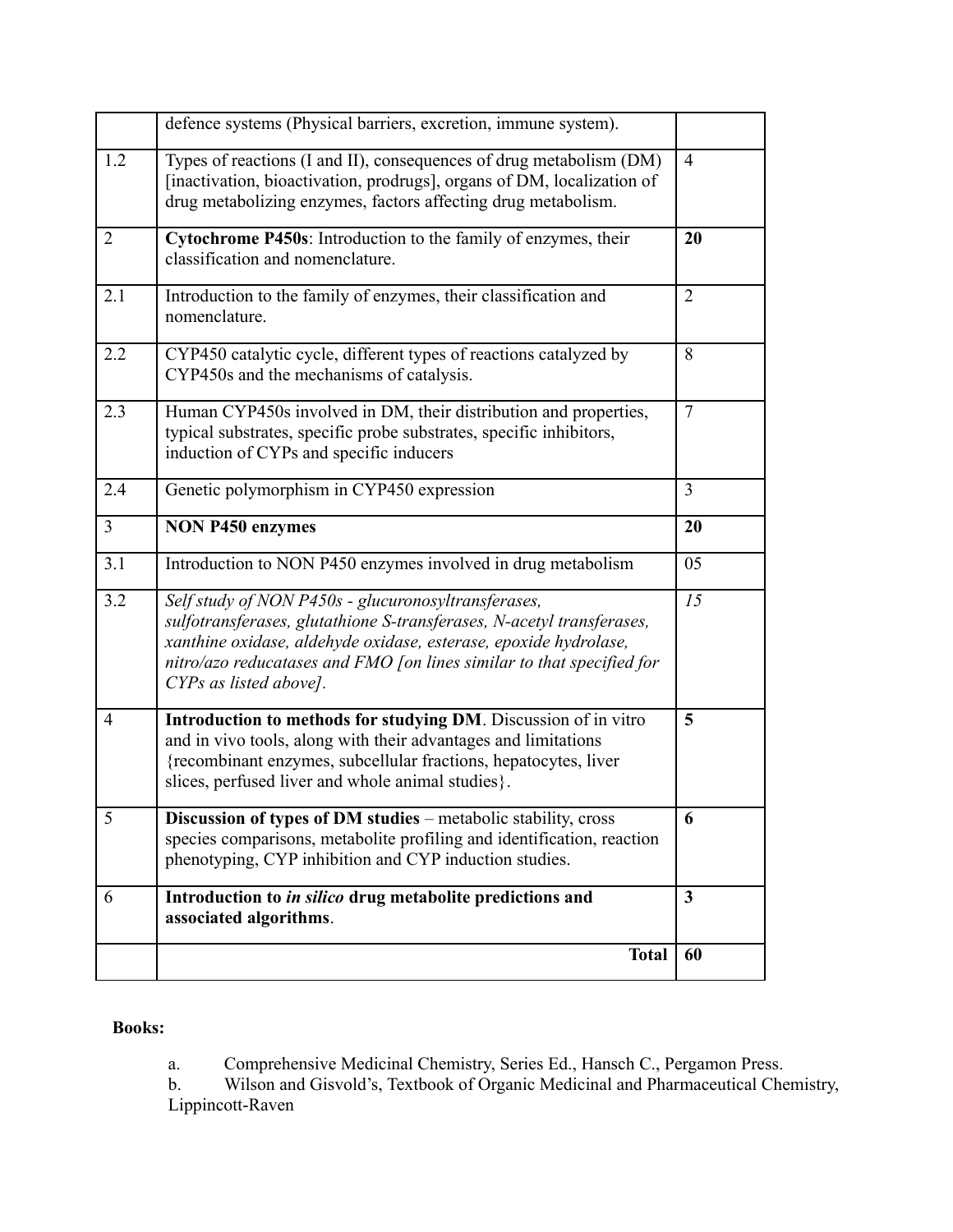| | | |
|---|---|---|
| | defence systems (Physical barriers, excretion, immune system). | |
| 1.2 | Types of reactions (I and II), consequences of drug metabolism (DM) [inactivation, bioactivation, prodrugs], organs of DM, localization of drug metabolizing enzymes, factors affecting drug metabolism. | 4 |
| 2 | **Cytochrome P450s**: Introduction to the family of enzymes, their classification and nomenclature. | **20** |
| 2.1 | Introduction to the family of enzymes, their classification and nomenclature. | 2 |
| 2.2 | CYP450 catalytic cycle, different types of reactions catalyzed by CYP450s and the mechanisms of catalysis. | 8 |
| 2.3 | Human CYP450s involved in DM, their distribution and properties, typical substrates, specific probe substrates, specific inhibitors, induction of CYPs and specific inducers | 7 |
| 2.4 | Genetic polymorphism in CYP450 expression | 3 |
| 3 | **NON P450 enzymes** | **20** |
| 3.1 | Introduction to NON P450 enzymes involved in drug metabolism | 05 |
| 3.2 | *Self study of NON P450s - glucuronosyltransferases, sulfotransferases, glutathione S-transferases, N-acetyl transferases, xanthine oxidase, aldehyde oxidase, esterase, epoxide hydrolase, nitro/azo reducatases and FMO [on lines similar to that specified for CYPs as listed above].* | *15* |
| 4 | **Introduction to methods for studying DM**. Discussion of in vitro and in vivo tools, along with their advantages and limitations {recombinant enzymes, subcellular fractions, hepatocytes, liver slices, perfused liver and whole animal studies}. | **5** |
| 5 | **Discussion of types of DM studies** – metabolic stability, cross species comparisons, metabolite profiling and identification, reaction phenotyping, CYP inhibition and CYP induction studies. | **6** |
| 6 | **Introduction to *in silico* drug metabolite predictions and associated algorithms**. | **3** |
| | **Total** | **60** |

**Books:**

a. Comprehensive Medicinal Chemistry, Series Ed., Hansch C., Pergamon Press.

b. Wilson and Gisvold's, Textbook of Organic Medicinal and Pharmaceutical Chemistry, Lippincott-Raven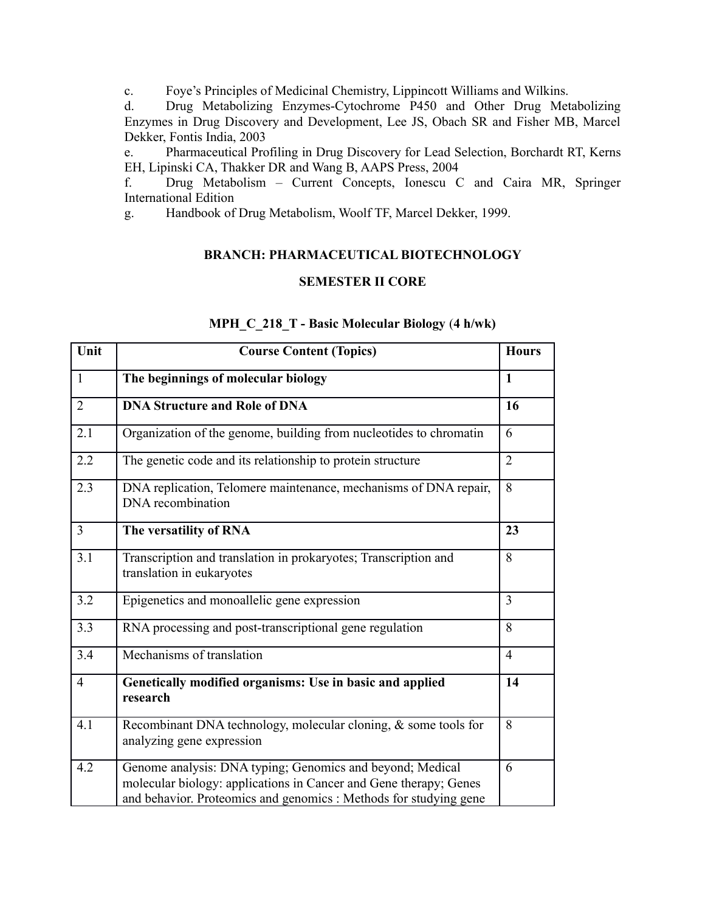c. Foye’s Principles of Medicinal Chemistry, Lippincott Williams and Wilkins.

d. Drug Metabolizing Enzymes-Cytochrome P450 and Other Drug Metabolizing Enzymes in Drug Discovery and Development, Lee JS, Obach SR and Fisher MB, Marcel Dekker, Fontis India, 2003

e. Pharmaceutical Profiling in Drug Discovery for Lead Selection, Borchardt RT, Kerns EH, Lipinski CA, Thakker DR and Wang B, AAPS Press, 2004

f. Drug Metabolism – Current Concepts, Ionescu C and Caira MR, Springer International Edition

g. Handbook of Drug Metabolism, Woolf TF, Marcel Dekker, 1999.

## BRANCH: PHARMACEUTICAL BIOTECHNOLOGY

## SEMESTER II CORE

### MPH_C_218_T - Basic Molecular Biology (4 h/wk)

| Unit | Course Content (Topics) | Hours |
|---|---|---|
| 1 | **The beginnings of molecular biology** | **1** |
| 2 | **DNA Structure and Role of DNA** | **16** |
| 2.1 | Organization of the genome, building from nucleotides to chromatin | 6 |
| 2.2 | The genetic code and its relationship to protein structure | 2 |
| 2.3 | DNA replication, Telomere maintenance, mechanisms of DNA repair, DNA recombination | 8 |
| 3 | **The versatility of RNA** | **23** |
| 3.1 | Transcription and translation in prokaryotes; Transcription and translation in eukaryotes | 8 |
| 3.2 | Epigenetics and monoallelic gene expression | 3 |
| 3.3 | RNA processing and post-transcriptional gene regulation | 8 |
| 3.4 | Mechanisms of translation | 4 |
| 4 | **Genetically modified organisms: Use in basic and applied research** | **14** |
| 4.1 | Recombinant DNA technology, molecular cloning, & some tools for analyzing gene expression | 8 |
| 4.2 | Genome analysis: DNA typing; Genomics and beyond; Medical molecular biology: applications in Cancer and Gene therapy; Genes and behavior. Proteomics and genomics : Methods for studying gene | 6 |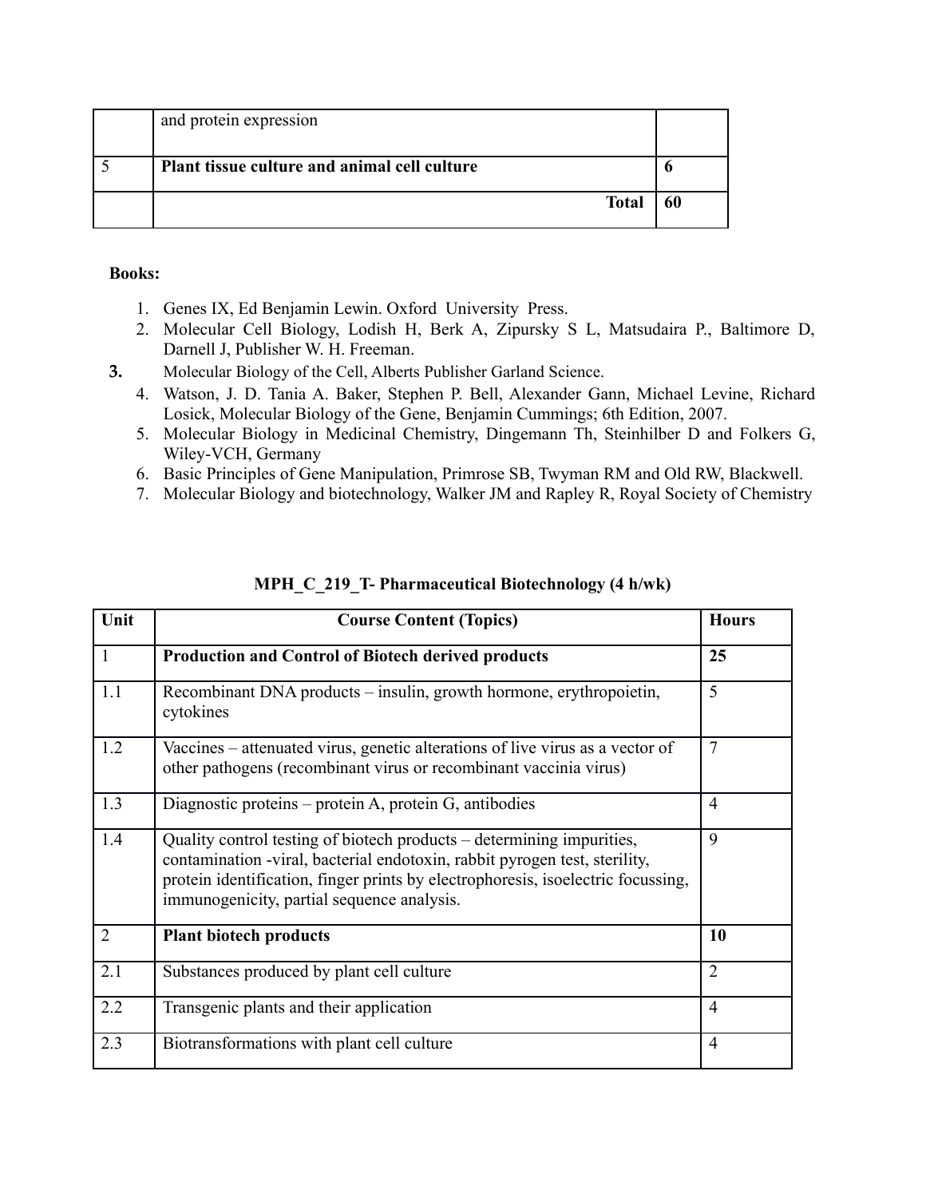|  | and protein expression |  |
| --- | --- | --- |
| 5 | **Plant tissue culture and animal cell culture** | **6** |
|  | **Total** | **60** |

**Books:**

1. Genes IX, Ed Benjamin Lewin. Oxford University Press.
2. Molecular Cell Biology, Lodish H, Berk A, Zipursky S L, Matsudaira P., Baltimore D, Darnell J, Publisher W. H. Freeman.
3. Molecular Biology of the Cell, Alberts Publisher Garland Science.
4. Watson, J. D. Tania A. Baker, Stephen P. Bell, Alexander Gann, Michael Levine, Richard Losick, Molecular Biology of the Gene, Benjamin Cummings; 6th Edition, 2007.
5. Molecular Biology in Medicinal Chemistry, Dingemann Th, Steinhilber D and Folkers G, Wiley-VCH, Germany
6. Basic Principles of Gene Manipulation, Primrose SB, Twyman RM and Old RW, Blackwell.
7. Molecular Biology and biotechnology, Walker JM and Rapley R, Royal Society of Chemistry

**MPH_C_219_T- Pharmaceutical Biotechnology (4 h/wk)**

| Unit | Course Content (Topics) | Hours |
| --- | --- | --- |
| 1 | **Production and Control of Biotech derived products** | **25** |
| 1.1 | Recombinant DNA products – insulin, growth hormone, erythropoietin, cytokines | 5 |
| 1.2 | Vaccines – attenuated virus, genetic alterations of live virus as a vector of other pathogens (recombinant virus or recombinant vaccinia virus) | 7 |
| 1.3 | Diagnostic proteins – protein A, protein G, antibodies | 4 |
| 1.4 | Quality control testing of biotech products – determining impurities, contamination -viral, bacterial endotoxin, rabbit pyrogen test, sterility, protein identification, finger prints by electrophoresis, isoelectric focussing, immunogenicity, partial sequence analysis. | 9 |
| 2 | **Plant biotech products** | **10** |
| 2.1 | Substances produced by plant cell culture | 2 |
| 2.2 | Transgenic plants and their application | 4 |
| 2.3 | Biotransformations with plant cell culture | 4 |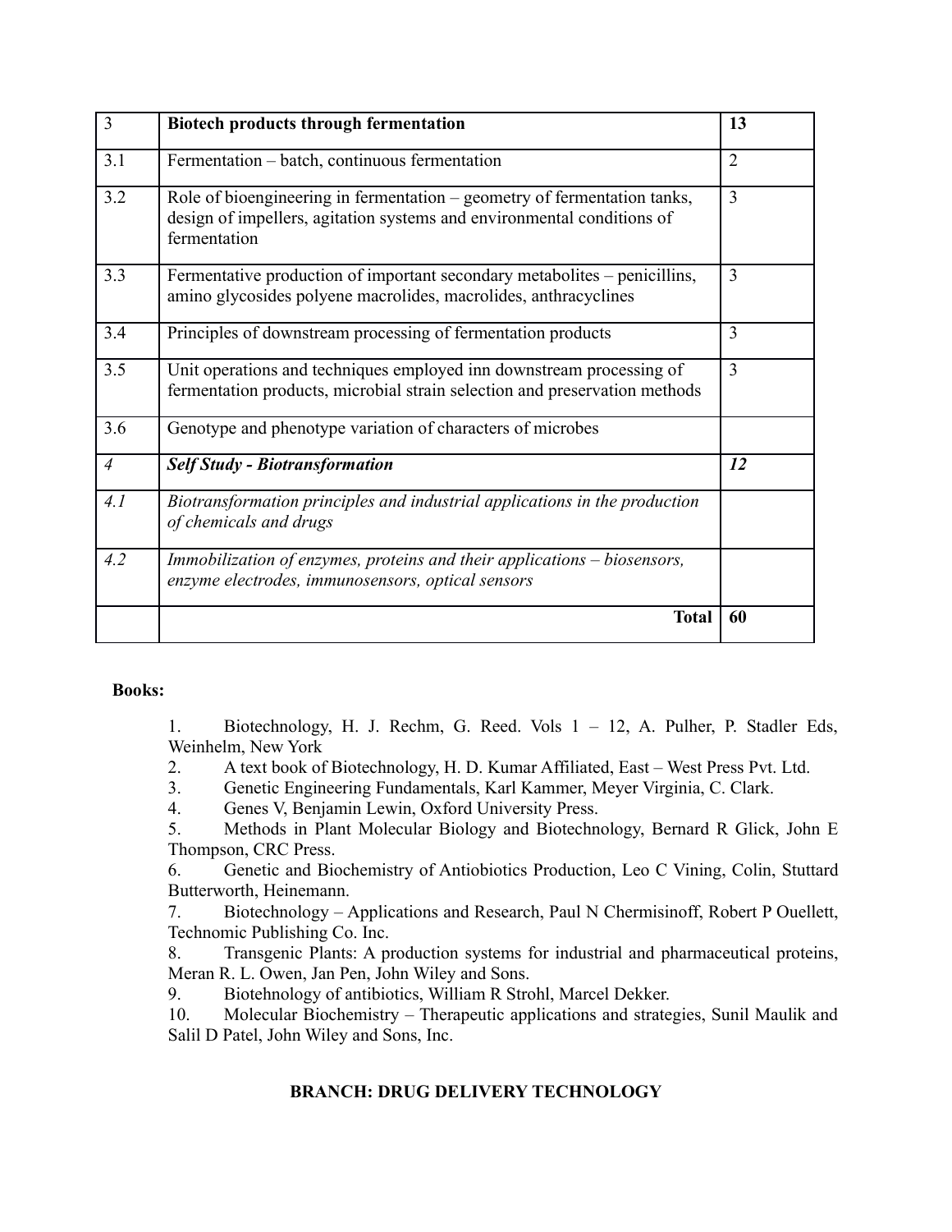| 3 | **Biotech products through fermentation** | **13** |
|---|---|---|
| 3.1 | Fermentation – batch, continuous fermentation | 2 |
| 3.2 | Role of bioengineering in fermentation – geometry of fermentation tanks, design of impellers, agitation systems and environmental conditions of fermentation | 3 |
| 3.3 | Fermentative production of important secondary metabolites – penicillins, amino glycosides polyene macrolides, macrolides, anthracyclines | 3 |
| 3.4 | Principles of downstream processing of fermentation products | 3 |
| 3.5 | Unit operations and techniques employed inn downstream processing of fermentation products, microbial strain selection and preservation methods | 3 |
| 3.6 | Genotype and phenotype variation of characters of microbes | |
| *4* | ***Self Study - Biotransformation*** | ***12*** |
| *4.1* | *Biotransformation principles and industrial applications in the production of chemicals and drugs* | |
| *4.2* | *Immobilization of enzymes, proteins and their applications – biosensors, enzyme electrodes, immunosensors, optical sensors* | |
| | **Total** | **60** |

**Books:**

1. Biotechnology, H. J. Rechm, G. Reed. Vols 1 – 12, A. Pulher, P. Stadler Eds, Weinhelm, New York
2. A text book of Biotechnology, H. D. Kumar Affiliated, East – West Press Pvt. Ltd.
3. Genetic Engineering Fundamentals, Karl Kammer, Meyer Virginia, C. Clark.
4. Genes V, Benjamin Lewin, Oxford University Press.
5. Methods in Plant Molecular Biology and Biotechnology, Bernard R Glick, John E Thompson, CRC Press.
6. Genetic and Biochemistry of Antiobiotics Production, Leo C Vining, Colin, Stuttard Butterworth, Heinemann.
7. Biotechnology – Applications and Research, Paul N Chermisinoff, Robert P Ouellett, Technomic Publishing Co. Inc.
8. Transgenic Plants: A production systems for industrial and pharmaceutical proteins, Meran R. L. Owen, Jan Pen, John Wiley and Sons.
9. Biotehnology of antibiotics, William R Strohl, Marcel Dekker.
10. Molecular Biochemistry – Therapeutic applications and strategies, Sunil Maulik and Salil D Patel, John Wiley and Sons, Inc.

**BRANCH: DRUG DELIVERY TECHNOLOGY**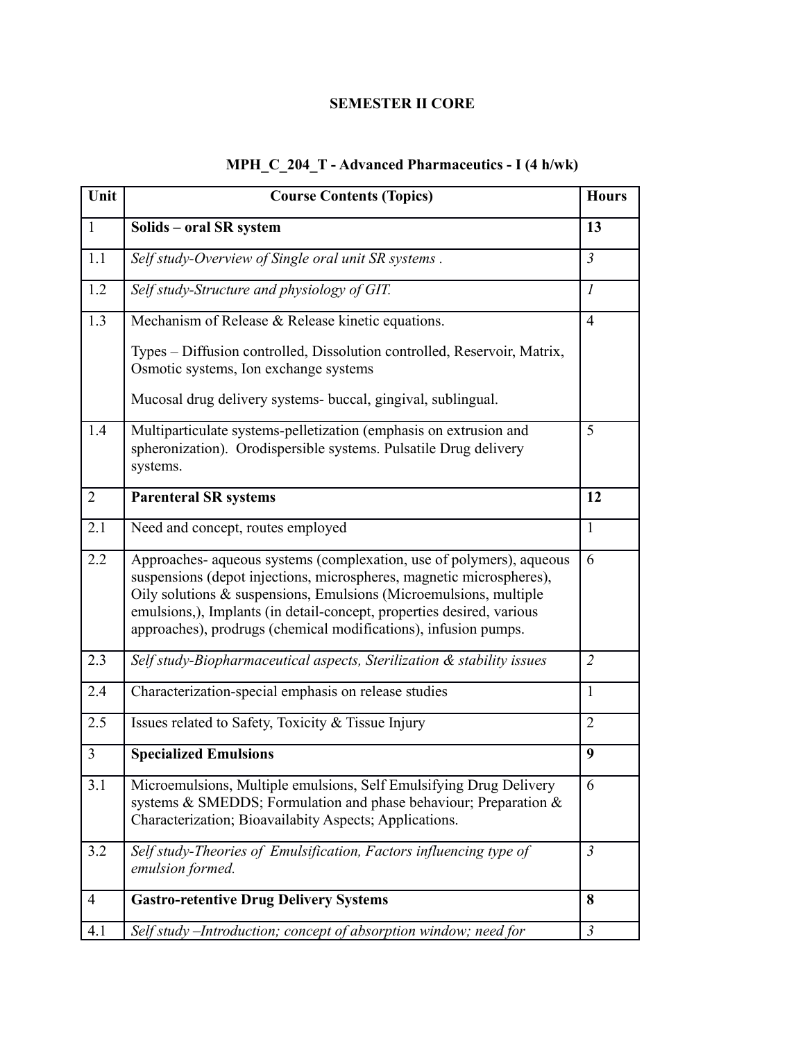**SEMESTER II CORE**

**MPH_C_204_T - Advanced Pharmaceutics - I (4 h/wk)**

| Unit | Course Contents (Topics) | Hours |
|---|---|---|
| 1 | **Solids – oral SR system** | **13** |
| 1.1 | *Self study-Overview of Single oral unit SR systems .* | *3* |
| 1.2 | *Self study-Structure and physiology of GIT.* | *1* |
| 1.3 | Mechanism of Release & Release kinetic equations.<br>Types – Diffusion controlled, Dissolution controlled, Reservoir, Matrix, Osmotic systems, Ion exchange systems<br>Mucosal drug delivery systems- buccal, gingival, sublingual. | 4 |
| 1.4 | Multiparticulate systems-pelletization (emphasis on extrusion and spheronization). Orodispersible systems. Pulsatile Drug delivery systems. | 5 |
| 2 | **Parenteral SR systems** | **12** |
| 2.1 | Need and concept, routes employed | 1 |
| 2.2 | Approaches- aqueous systems (complexation, use of polymers), aqueous suspensions (depot injections, microspheres, magnetic microspheres), Oily solutions & suspensions, Emulsions (Microemulsions, multiple emulsions,), Implants (in detail-concept, properties desired, various approaches), prodrugs (chemical modifications), infusion pumps. | 6 |
| 2.3 | *Self study-Biopharmaceutical aspects, Sterilization & stability issues* | *2* |
| 2.4 | Characterization-special emphasis on release studies | 1 |
| 2.5 | Issues related to Safety, Toxicity & Tissue Injury | 2 |
| 3 | **Specialized Emulsions** | **9** |
| 3.1 | Microemulsions, Multiple emulsions, Self Emulsifying Drug Delivery systems & SMEDDS; Formulation and phase behaviour; Preparation & Characterization; Bioavailabity Aspects; Applications. | 6 |
| 3.2 | *Self study-Theories of Emulsification, Factors influencing type of emulsion formed.* | *3* |
| 4 | **Gastro-retentive Drug Delivery Systems** | **8** |
| 4.1 | *Self study –Introduction; concept of absorption window; need for* | *3* |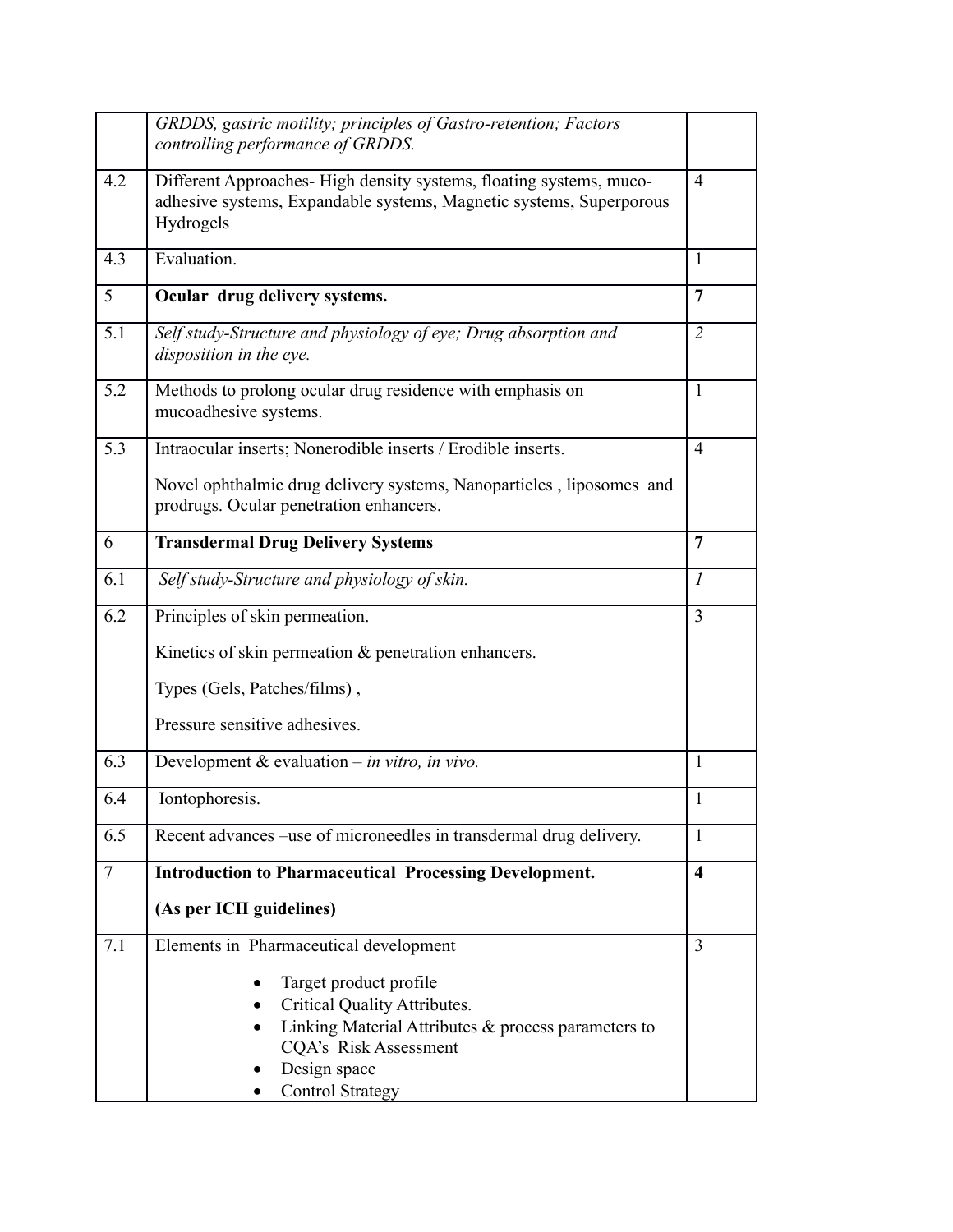| | | |
|---|---|---|
| | *GRDDS, gastric motility; principles of Gastro-retention; Factors controlling performance of GRDDS.* | |
| 4.2 | Different Approaches- High density systems, floating systems, muco-adhesive systems, Expandable systems, Magnetic systems, Superporous Hydrogels | 4 |
| 4.3 | Evaluation. | 1 |
| 5 | **Ocular drug delivery systems.** | **7** |
| 5.1 | *Self study-Structure and physiology of eye; Drug absorption and disposition in the eye.* | *2* |
| 5.2 | Methods to prolong ocular drug residence with emphasis on mucoadhesive systems. | 1 |
| 5.3 | Intraocular inserts; Nonerodible inserts / Erodible inserts.<br><br>Novel ophthalmic drug delivery systems, Nanoparticles , liposomes and prodrugs. Ocular penetration enhancers. | 4 |
| 6 | **Transdermal Drug Delivery Systems** | **7** |
| 6.1 | *Self study-Structure and physiology of skin.* | *1* |
| 6.2 | Principles of skin permeation.<br><br>Kinetics of skin permeation & penetration enhancers.<br><br>Types (Gels, Patches/films) ,<br><br>Pressure sensitive adhesives. | 3 |
| 6.3 | Development & evaluation – *in vitro, in vivo.* | 1 |
| 6.4 | Iontophoresis. | 1 |
| 6.5 | Recent advances –use of microneedles in transdermal drug delivery. | 1 |
| 7 | **Introduction to Pharmaceutical Processing Development.**<br><br>**(As per ICH guidelines)** | **4** |
| 7.1 | Elements in Pharmaceutical development<br><br>• Target product profile<br>• Critical Quality Attributes.<br>• Linking Material Attributes & process parameters to CQA's Risk Assessment<br>• Design space<br>• Control Strategy | 3 |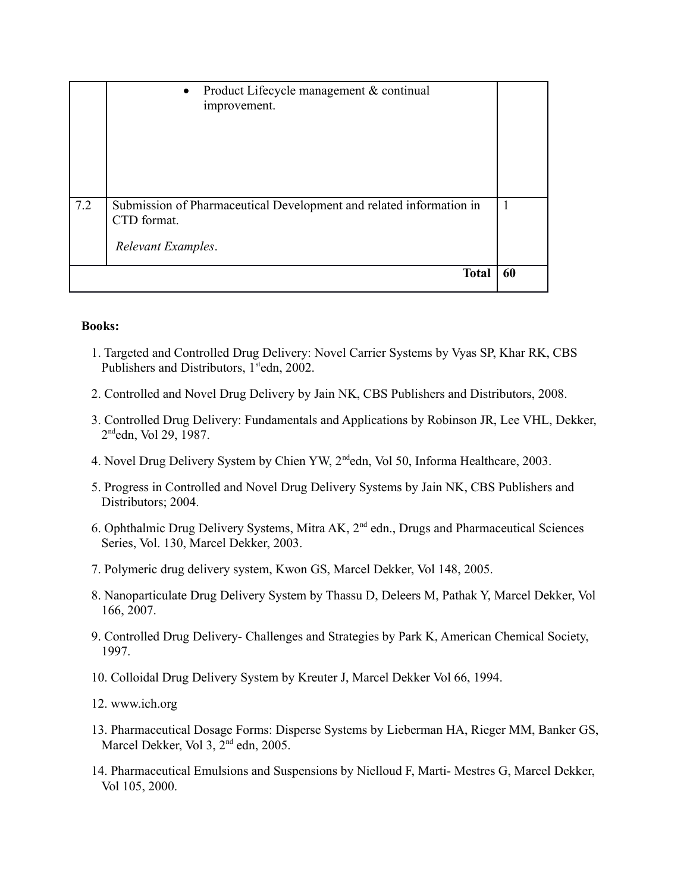|  |  |  |
|---|---|---|
|  | • Product Lifecycle management & continual improvement. |  |
| 7.2 | Submission of Pharmaceutical Development and related information in CTD format.<br><br>*Relevant Examples*. | 1 |
| **Total** |  | **60** |

**Books:**

1. Targeted and Controlled Drug Delivery: Novel Carrier Systems by Vyas SP, Khar RK, CBS Publishers and Distributors, 1st edn, 2002.

2. Controlled and Novel Drug Delivery by Jain NK, CBS Publishers and Distributors, 2008.

3. Controlled Drug Delivery: Fundamentals and Applications by Robinson JR, Lee VHL, Dekker, 2nd edn, Vol 29, 1987.

4. Novel Drug Delivery System by Chien YW, 2nd edn, Vol 50, Informa Healthcare, 2003.

5. Progress in Controlled and Novel Drug Delivery Systems by Jain NK, CBS Publishers and Distributors; 2004.

6. Ophthalmic Drug Delivery Systems, Mitra AK, 2nd edn., Drugs and Pharmaceutical Sciences Series, Vol. 130, Marcel Dekker, 2003.

7. Polymeric drug delivery system, Kwon GS, Marcel Dekker, Vol 148, 2005.

8. Nanoparticulate Drug Delivery System by Thassu D, Deleers M, Pathak Y, Marcel Dekker, Vol 166, 2007.

9. Controlled Drug Delivery- Challenges and Strategies by Park K, American Chemical Society, 1997.

10. Colloidal Drug Delivery System by Kreuter J, Marcel Dekker Vol 66, 1994.

12. www.ich.org

13. Pharmaceutical Dosage Forms: Disperse Systems by Lieberman HA, Rieger MM, Banker GS, Marcel Dekker, Vol 3, 2nd edn, 2005.

14. Pharmaceutical Emulsions and Suspensions by Nielloud F, Marti- Mestres G, Marcel Dekker, Vol 105, 2000.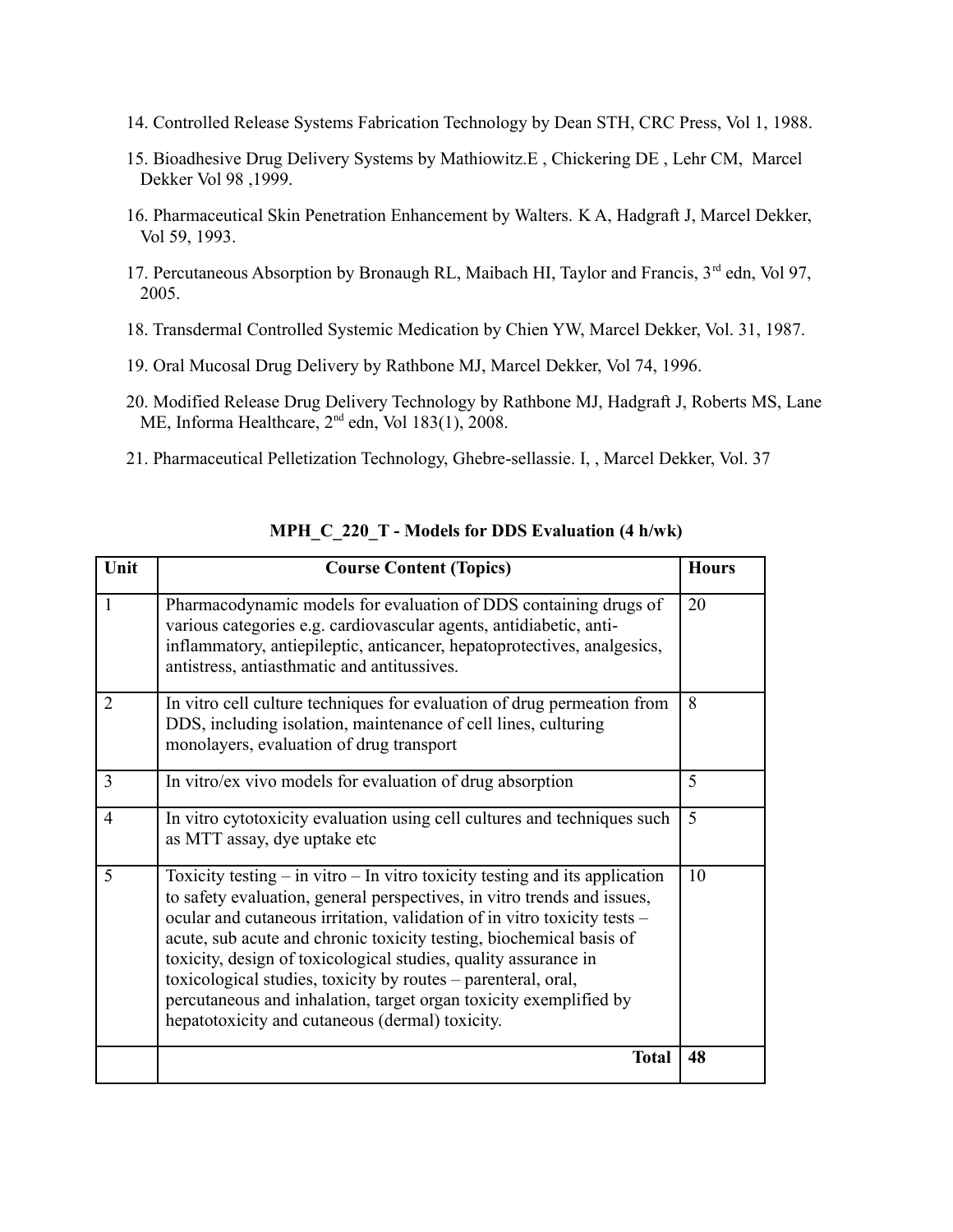14. Controlled Release Systems Fabrication Technology by Dean STH, CRC Press, Vol 1, 1988.
15. Bioadhesive Drug Delivery Systems by Mathiowitz.E , Chickering DE , Lehr CM, Marcel Dekker Vol 98 ,1999.
16. Pharmaceutical Skin Penetration Enhancement by Walters. K A, Hadgraft J, Marcel Dekker, Vol 59, 1993.
17. Percutaneous Absorption by Bronaugh RL, Maibach HI, Taylor and Francis, 3rd edn, Vol 97, 2005.
18. Transdermal Controlled Systemic Medication by Chien YW, Marcel Dekker, Vol. 31, 1987.
19. Oral Mucosal Drug Delivery by Rathbone MJ, Marcel Dekker, Vol 74, 1996.
20. Modified Release Drug Delivery Technology by Rathbone MJ, Hadgraft J, Roberts MS, Lane ME, Informa Healthcare, 2nd edn, Vol 183(1), 2008.
21. Pharmaceutical Pelletization Technology, Ghebre-sellassie. I, , Marcel Dekker, Vol. 37

**MPH_C_220_T - Models for DDS Evaluation (4 h/wk)**

| Unit | Course Content (Topics) | Hours |
|---|---|---|
| 1 | Pharmacodynamic models for evaluation of DDS containing drugs of various categories e.g. cardiovascular agents, antidiabetic, anti-inflammatory, antiepileptic, anticancer, hepatoprotectives, analgesics, antistress, antiasthmatic and antitussives. | 20 |
| 2 | In vitro cell culture techniques for evaluation of drug permeation from DDS, including isolation, maintenance of cell lines, culturing monolayers, evaluation of drug transport | 8 |
| 3 | In vitro/ex vivo models for evaluation of drug absorption | 5 |
| 4 | In vitro cytotoxicity evaluation using cell cultures and techniques such as MTT assay, dye uptake etc | 5 |
| 5 | Toxicity testing – in vitro – In vitro toxicity testing and its application to safety evaluation, general perspectives, in vitro trends and issues, ocular and cutaneous irritation, validation of in vitro toxicity tests – acute, sub acute and chronic toxicity testing, biochemical basis of toxicity, design of toxicological studies, quality assurance in toxicological studies, toxicity by routes – parenteral, oral, percutaneous and inhalation, target organ toxicity exemplified by hepatotoxicity and cutaneous (dermal) toxicity. | 10 |
| | **Total** | **48** |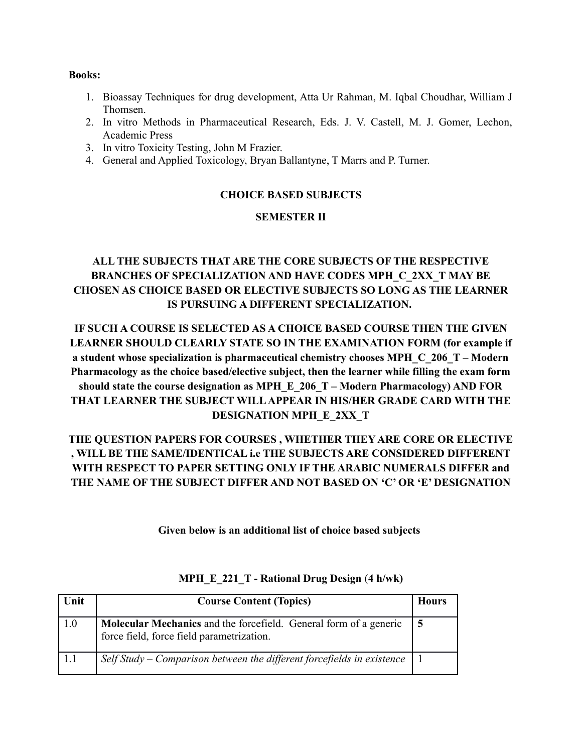**Books:**

1. Bioassay Techniques for drug development, Atta Ur Rahman, M. Iqbal Choudhar, William J Thomsen.
2. In vitro Methods in Pharmaceutical Research, Eds. J. V. Castell, M. J. Gomer, Lechon, Academic Press
3. In vitro Toxicity Testing, John M Frazier.
4. General and Applied Toxicology, Bryan Ballantyne, T Marrs and P. Turner.

## CHOICE BASED SUBJECTS

## SEMESTER II

**ALL THE SUBJECTS THAT ARE THE CORE SUBJECTS OF THE RESPECTIVE BRANCHES OF SPECIALIZATION AND HAVE CODES MPH_C_2XX_T MAY BE CHOSEN AS CHOICE BASED OR ELECTIVE SUBJECTS SO LONG AS THE LEARNER IS PURSUING A DIFFERENT SPECIALIZATION.**

**IF SUCH A COURSE IS SELECTED AS A CHOICE BASED COURSE THEN THE GIVEN LEARNER SHOULD CLEARLY STATE SO IN THE EXAMINATION FORM (for example if a student whose specialization is pharmaceutical chemistry chooses MPH_C_206_T – Modern Pharmacology as the choice based/elective subject, then the learner while filling the exam form should state the course designation as MPH_E_206_T – Modern Pharmacology) AND FOR THAT LEARNER THE SUBJECT WILL APPEAR IN HIS/HER GRADE CARD WITH THE DESIGNATION MPH_E_2XX_T**

**THE QUESTION PAPERS FOR COURSES , WHETHER THEY ARE CORE OR ELECTIVE , WILL BE THE SAME/IDENTICAL i.e THE SUBJECTS ARE CONSIDERED DIFFERENT WITH RESPECT TO PAPER SETTING ONLY IF THE ARABIC NUMERALS DIFFER and THE NAME OF THE SUBJECT DIFFER AND NOT BASED ON 'C' OR 'E' DESIGNATION**

**Given below is an additional list of choice based subjects**

**MPH_E_221_T - Rational Drug Design (4 h/wk)**

| Unit | Course Content (Topics) | Hours |
|---|---|---|
| 1.0 | **Molecular Mechanics** and the forcefield. General form of a generic force field, force field parametrization. | **5** |
| 1.1 | *Self Study – Comparison between the different forcefields in existence* | 1 |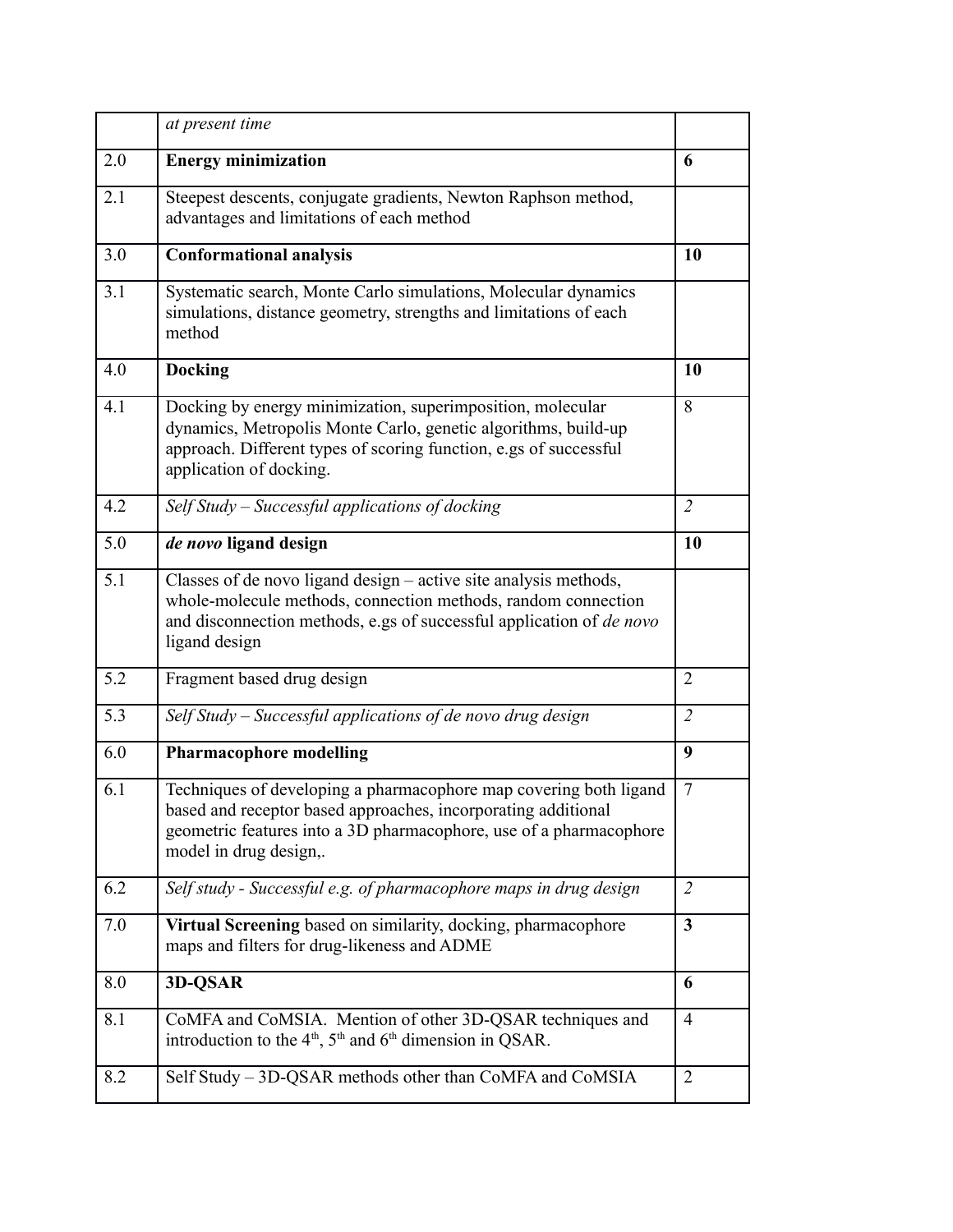| | | |
|---|---|---|
| | *at present time* | |
| 2.0 | **Energy minimization** | **6** |
| 2.1 | Steepest descents, conjugate gradients, Newton Raphson method, advantages and limitations of each method | |
| 3.0 | **Conformational analysis** | **10** |
| 3.1 | Systematic search, Monte Carlo simulations, Molecular dynamics simulations, distance geometry, strengths and limitations of each method | |
| 4.0 | **Docking** | **10** |
| 4.1 | Docking by energy minimization, superimposition, molecular dynamics, Metropolis Monte Carlo, genetic algorithms, build-up approach. Different types of scoring function, e.gs of successful application of docking. | 8 |
| 4.2 | *Self Study – Successful applications of docking* | *2* |
| 5.0 | ***de novo* ligand design** | **10** |
| 5.1 | Classes of de novo ligand design – active site analysis methods, whole-molecule methods, connection methods, random connection and disconnection methods, e.gs of successful application of *de novo* ligand design | |
| 5.2 | Fragment based drug design | 2 |
| 5.3 | *Self Study – Successful applications of de novo drug design* | *2* |
| 6.0 | **Pharmacophore modelling** | **9** |
| 6.1 | Techniques of developing a pharmacophore map covering both ligand based and receptor based approaches, incorporating additional geometric features into a 3D pharmacophore, use of a pharmacophore model in drug design,. | 7 |
| 6.2 | *Self study - Successful e.g. of pharmacophore maps in drug design* | *2* |
| 7.0 | **Virtual Screening** based on similarity, docking, pharmacophore maps and filters for drug-likeness and ADME | **3** |
| 8.0 | **3D-QSAR** | **6** |
| 8.1 | CoMFA and CoMSIA. Mention of other 3D-QSAR techniques and introduction to the $4^{th}$, $5^{th}$ and $6^{th}$ dimension in QSAR. | 4 |
| 8.2 | Self Study – 3D-QSAR methods other than CoMFA and CoMSIA | 2 |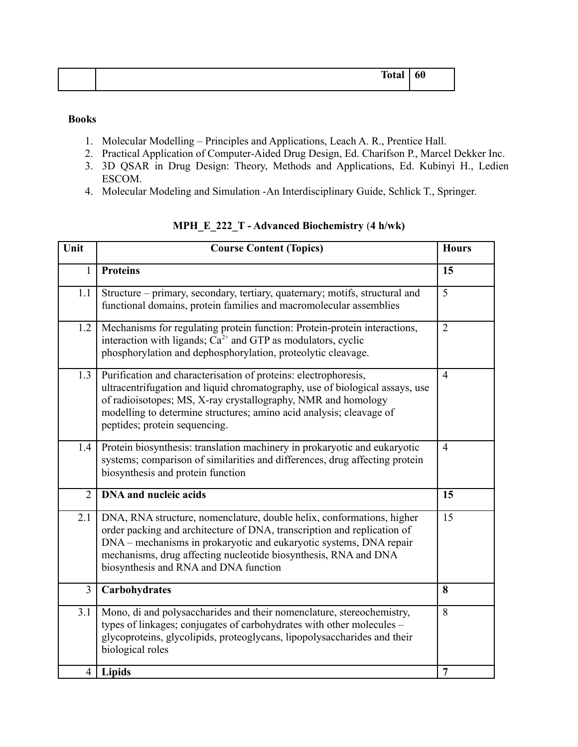| | Total | 60 |
|---|---|---|

**Books**

1. Molecular Modelling – Principles and Applications, Leach A. R., Prentice Hall.
2. Practical Application of Computer-Aided Drug Design, Ed. Charifson P., Marcel Dekker Inc.
3. 3D QSAR in Drug Design: Theory, Methods and Applications, Ed. Kubinyi H., Ledien ESCOM.
4. Molecular Modeling and Simulation -An Interdisciplinary Guide, Schlick T., Springer.

## MPH_E_222_T - Advanced Biochemistry (4 h/wk)

| Unit | Course Content (Topics) | Hours |
|---|---|---|
| 1 | **Proteins** | **15** |
| 1.1 | Structure – primary, secondary, tertiary, quaternary; motifs, structural and functional domains, protein families and macromolecular assemblies | 5 |
| 1.2 | Mechanisms for regulating protein function: Protein-protein interactions, interaction with ligands; $Ca^{2+}$ and GTP as modulators, cyclic phosphorylation and dephosphorylation, proteolytic cleavage. | 2 |
| 1.3 | Purification and characterisation of proteins: electrophoresis, ultracentrifugation and liquid chromatography, use of biological assays, use of radioisotopes; MS, X-ray crystallography, NMR and homology modelling to determine structures; amino acid analysis; cleavage of peptides; protein sequencing. | 4 |
| 1.4 | Protein biosynthesis: translation machinery in prokaryotic and eukaryotic systems; comparison of similarities and differences, drug affecting protein biosynthesis and protein function | 4 |
| 2 | **DNA and nucleic acids** | **15** |
| 2.1 | DNA, RNA structure, nomenclature, double helix, conformations, higher order packing and architecture of DNA, transcription and replication of DNA – mechanisms in prokaryotic and eukaryotic systems, DNA repair mechanisms, drug affecting nucleotide biosynthesis, RNA and DNA biosynthesis and RNA and DNA function | 15 |
| 3 | **Carbohydrates** | **8** |
| 3.1 | Mono, di and polysaccharides and their nomenclature, stereochemistry, types of linkages; conjugates of carbohydrates with other molecules – glycoproteins, glycolipids, proteoglycans, lipopolysaccharides and their biological roles | 8 |
| 4 | **Lipids** | **7** |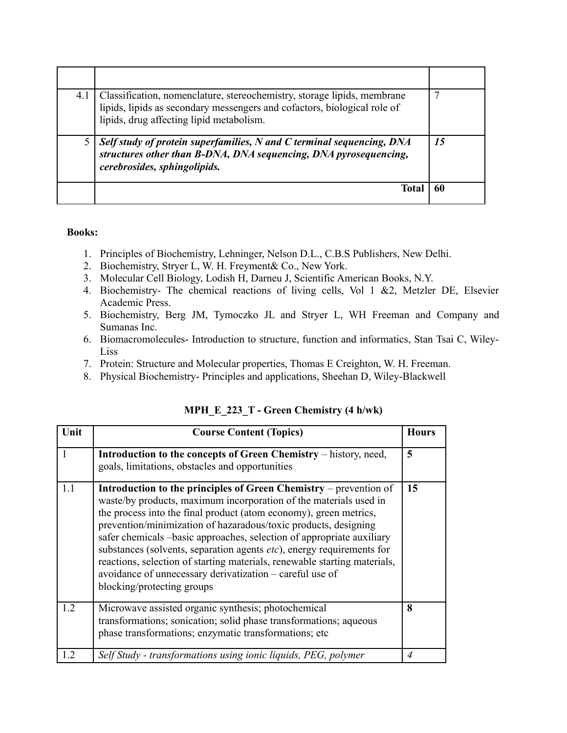| | | |
|---|---|---|
| 4.1 | Classification, nomenclature, stereochemistry, storage lipids, membrane lipids, lipids as secondary messengers and cofactors, biological role of lipids, drug affecting lipid metabolism. | 7 |
| 5 | ***Self study of protein superfamilies, N and C terminal sequencing, DNA structures other than B-DNA, DNA sequencing, DNA pyrosequencing, cerebrosides, sphingolipids.*** | ***15*** |
| | **Total** | **60** |

**Books:**

1. Principles of Biochemistry, Lehninger, Nelson D.L., C.B.S Publishers, New Delhi.
2. Biochemistry, Stryer L, W. H. Freyment& Co., New York.
3. Molecular Cell Biology, Lodish H, Darneu J, Scientific American Books, N.Y.
4. Biochemistry- The chemical reactions of living cells, Vol 1 &2, Metzler DE, Elsevier Academic Press.
5. Biochemistry, Berg JM, Tymoczko JL and Stryer L, WH Freeman and Company and Sumanas Inc.
6. Biomacromolecules- Introduction to structure, function and informatics, Stan Tsai C, Wiley-Liss
7. Protein: Structure and Molecular properties, Thomas E Creighton, W. H. Freeman.
8. Physical Biochemistry- Principles and applications, Sheehan D, Wiley-Blackwell

**MPH_E_223_T - Green Chemistry (4 h/wk)**

| Unit | Course Content (Topics) | Hours |
|---|---|---|
| 1 | **Introduction to the concepts of Green Chemistry** – history, need, goals, limitations, obstacles and opportunities | **5** |
| 1.1 | **Introduction to the principles of Green Chemistry** – prevention of waste/by products, maximum incorporation of the materials used in the process into the final product (atom economy), green metrics, prevention/minimization of hazaradous/toxic products, designing safer chemicals –basic approaches, selection of appropriate auxiliary substances (solvents, separation agents *etc*), energy requirements for reactions, selection of starting materials, renewable starting materials, avoidance of unnecessary derivatization – careful use of blocking/protecting groups | **15** |
| 1.2 | Microwave assisted organic synthesis; photochemical transformations; sonication; solid phase transformations; aqueous phase transformations; enzymatic transformations; etc | **8** |
| 1.2 | *Self Study - transformations using ionic liquids, PEG, polymer* | *4* |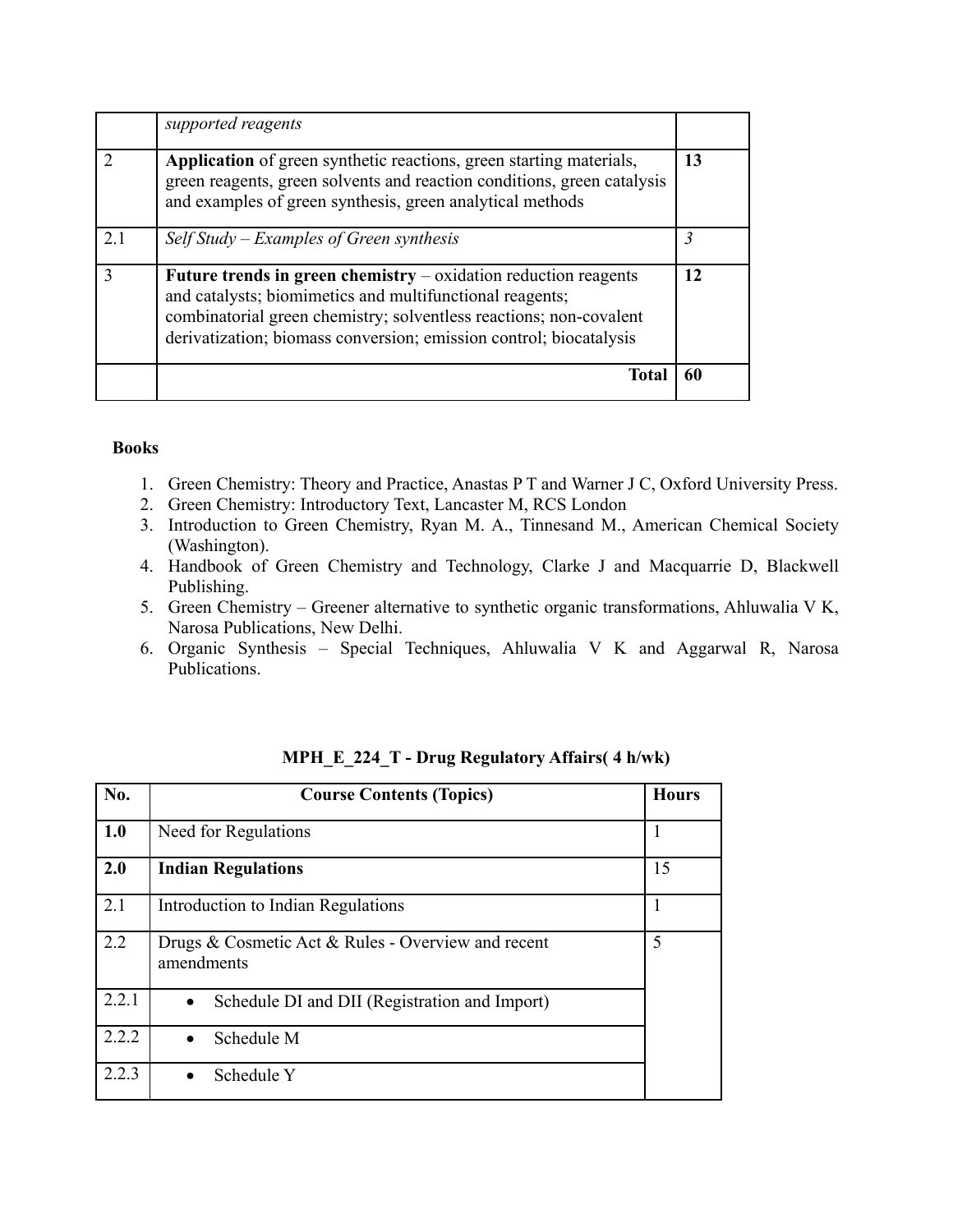| | | |
|---|---|---|
| | *supported reagents* | |
| 2 | **Application** of green synthetic reactions, green starting materials, green reagents, green solvents and reaction conditions, green catalysis and examples of green synthesis, green analytical methods | **13** |
| 2.1 | *Self Study – Examples of Green synthesis* | *3* |
| 3 | **Future trends in green chemistry** – oxidation reduction reagents and catalysts; biomimetics and multifunctional reagents; combinatorial green chemistry; solventless reactions; non-covalent derivatization; biomass conversion; emission control; biocatalysis | **12** |
| | **Total** | **60** |

**Books**

1. Green Chemistry: Theory and Practice, Anastas P T and Warner J C, Oxford University Press.
2. Green Chemistry: Introductory Text, Lancaster M, RCS London
3. Introduction to Green Chemistry, Ryan M. A., Tinnesand M., American Chemical Society (Washington).
4. Handbook of Green Chemistry and Technology, Clarke J and Macquarrie D, Blackwell Publishing.
5. Green Chemistry – Greener alternative to synthetic organic transformations, Ahluwalia V K, Narosa Publications, New Delhi.
6. Organic Synthesis – Special Techniques, Ahluwalia V K and Aggarwal R, Narosa Publications.

**MPH_E_224_T - Drug Regulatory Affairs( 4 h/wk)**

| **No.** | **Course Contents (Topics)** | **Hours** |
|---|---|---|
| **1.0** | Need for Regulations | 1 |
| **2.0** | **Indian Regulations** | 15 |
| 2.1 | Introduction to Indian Regulations | 1 |
| 2.2 | Drugs & Cosmetic Act & Rules - Overview and recent amendments | 5 |
| 2.2.1 | • Schedule DI and DII (Registration and Import) | |
| 2.2.2 | • Schedule M | |
| 2.2.3 | • Schedule Y | |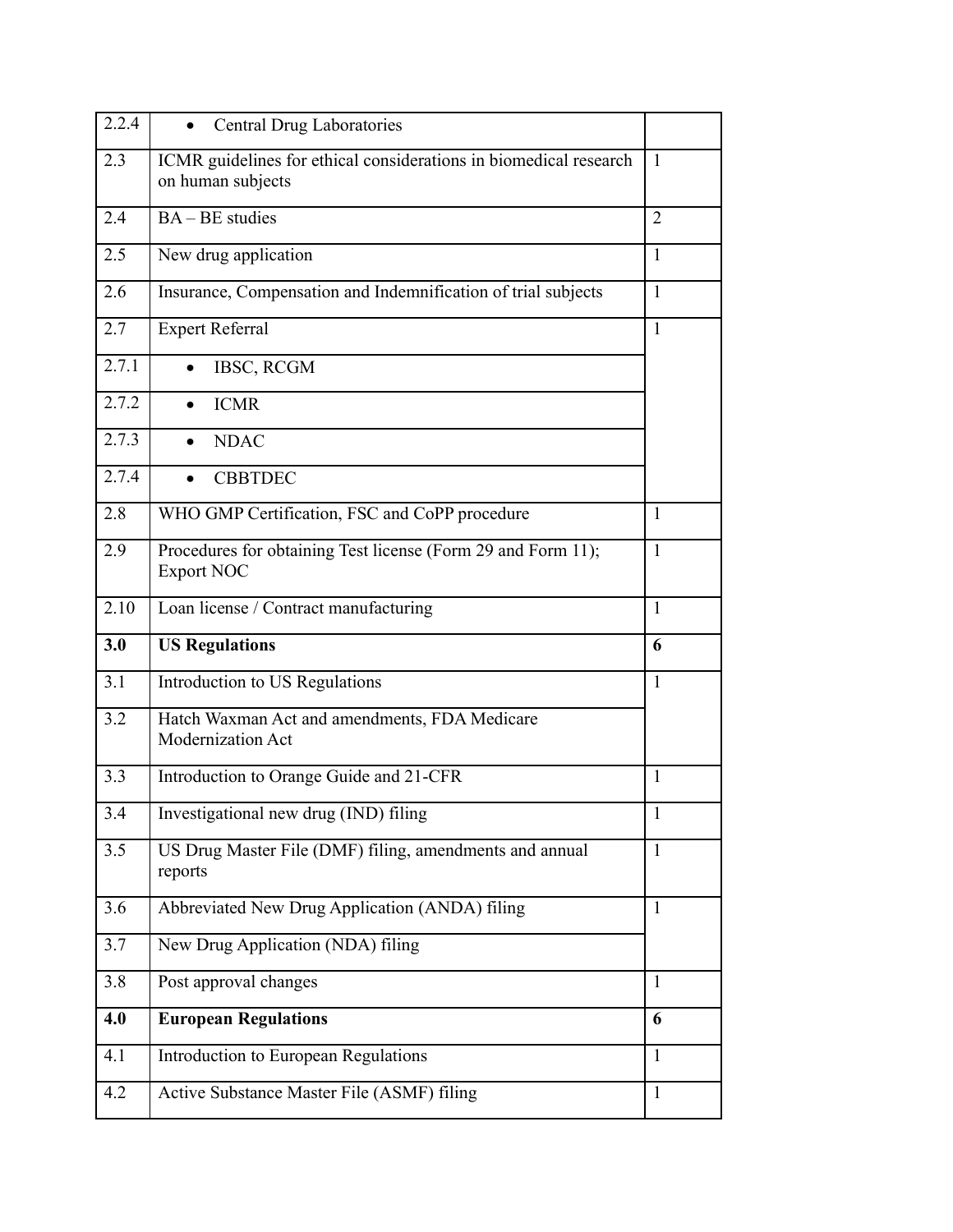| | | |
|---|---|---|
| 2.2.4 | • Central Drug Laboratories | |
| 2.3 | ICMR guidelines for ethical considerations in biomedical research on human subjects | 1 |
| 2.4 | BA – BE studies | 2 |
| 2.5 | New drug application | 1 |
| 2.6 | Insurance, Compensation and Indemnification of trial subjects | 1 |
| 2.7 | Expert Referral | 1 |
| 2.7.1 | • IBSC, RCGM | |
| 2.7.2 | • ICMR | |
| 2.7.3 | • NDAC | |
| 2.7.4 | • CBBTDEC | |
| 2.8 | WHO GMP Certification, FSC and CoPP procedure | 1 |
| 2.9 | Procedures for obtaining Test license (Form 29 and Form 11); Export NOC | 1 |
| 2.10 | Loan license / Contract manufacturing | 1 |
| **3.0** | **US Regulations** | **6** |
| 3.1 | Introduction to US Regulations | 1 |
| 3.2 | Hatch Waxman Act and amendments, FDA Medicare Modernization Act | |
| 3.3 | Introduction to Orange Guide and 21-CFR | 1 |
| 3.4 | Investigational new drug (IND) filing | 1 |
| 3.5 | US Drug Master File (DMF) filing, amendments and annual reports | 1 |
| 3.6 | Abbreviated New Drug Application (ANDA) filing | 1 |
| 3.7 | New Drug Application (NDA) filing | |
| 3.8 | Post approval changes | 1 |
| **4.0** | **European Regulations** | **6** |
| 4.1 | Introduction to European Regulations | 1 |
| 4.2 | Active Substance Master File (ASMF) filing | 1 |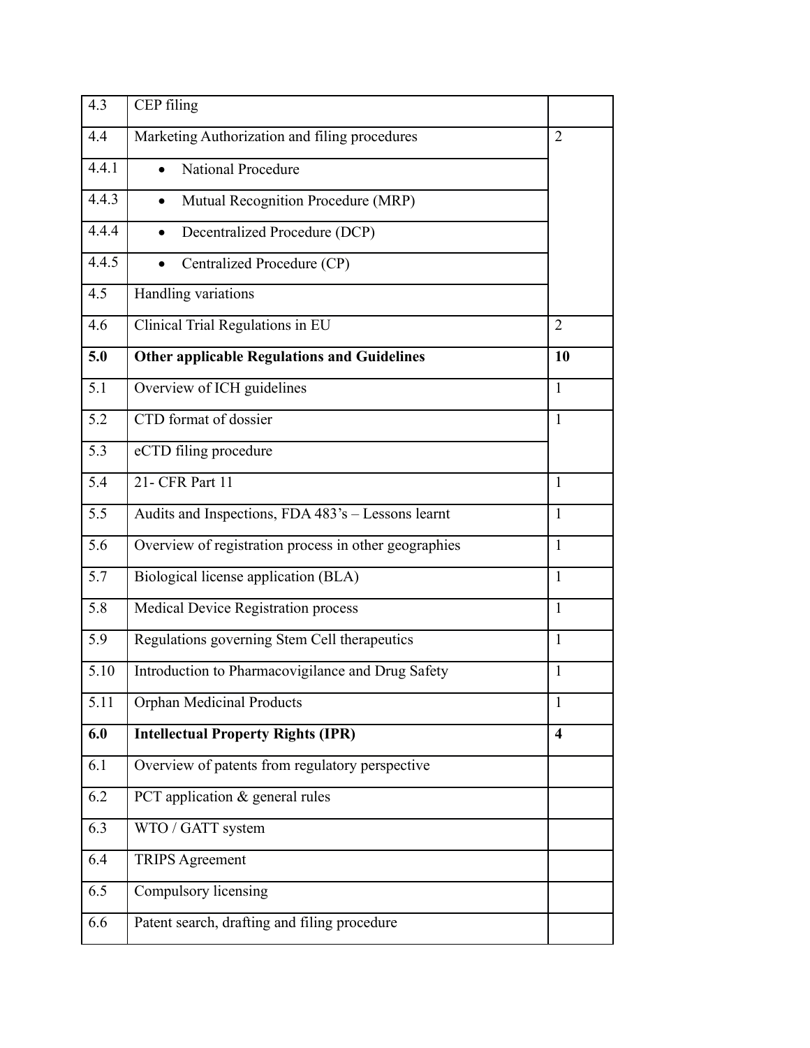| 4.3 | CEP filing | |
|---|---|---|
| 4.4 | Marketing Authorization and filing procedures | 2 |
| 4.4.1 | • National Procedure | |
| 4.4.3 | • Mutual Recognition Procedure (MRP) | |
| 4.4.4 | • Decentralized Procedure (DCP) | |
| 4.4.5 | • Centralized Procedure (CP) | |
| 4.5 | Handling variations | |
| 4.6 | Clinical Trial Regulations in EU | 2 |
| **5.0** | **Other applicable Regulations and Guidelines** | **10** |
| 5.1 | Overview of ICH guidelines | 1 |
| 5.2 | CTD format of dossier | 1 |
| 5.3 | eCTD filing procedure | |
| 5.4 | 21- CFR Part 11 | 1 |
| 5.5 | Audits and Inspections, FDA 483's – Lessons learnt | 1 |
| 5.6 | Overview of registration process in other geographies | 1 |
| 5.7 | Biological license application (BLA) | 1 |
| 5.8 | Medical Device Registration process | 1 |
| 5.9 | Regulations governing Stem Cell therapeutics | 1 |
| 5.10 | Introduction to Pharmacovigilance and Drug Safety | 1 |
| 5.11 | Orphan Medicinal Products | 1 |
| **6.0** | **Intellectual Property Rights (IPR)** | **4** |
| 6.1 | Overview of patents from regulatory perspective | |
| 6.2 | PCT application & general rules | |
| 6.3 | WTO / GATT system | |
| 6.4 | TRIPS Agreement | |
| 6.5 | Compulsory licensing | |
| 6.6 | Patent search, drafting and filing procedure | |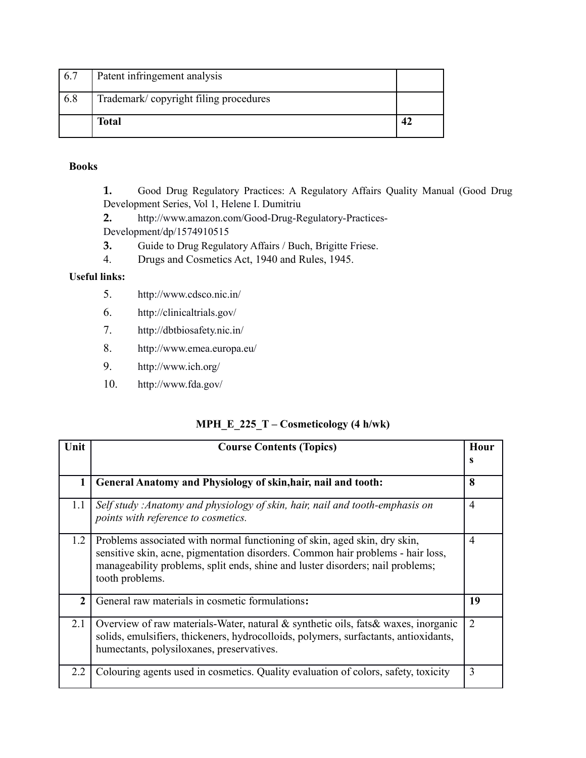| 6.7 | Patent infringement analysis | |
|---|---|---|
| 6.8 | Trademark/ copyright filing procedures | |
| | **Total** | **42** |

**Books**

1. Good Drug Regulatory Practices: A Regulatory Affairs Quality Manual (Good Drug Development Series, Vol 1, Helene I. Dumitriu
2. http://www.amazon.com/Good-Drug-Regulatory-Practices-Development/dp/1574910515
3. Guide to Drug Regulatory Affairs / Buch, Brigitte Friese.
4. Drugs and Cosmetics Act, 1940 and Rules, 1945.

**Useful links:**

5. http://www.cdsco.nic.in/
6. http://clinicaltrials.gov/
7. http://dbtbiosafety.nic.in/
8. http://www.emea.europa.eu/
9. http://www.ich.org/
10. http://www.fda.gov/

## MPH_E_225_T – Cosmeticology (4 h/wk)

| Unit | Course Contents (Topics) | Hours |
|---|---|---|
| **1** | **General Anatomy and Physiology of skin,hair, nail and tooth:** | **8** |
| 1.1 | *Self study :Anatomy and physiology of skin, hair, nail and tooth-emphasis on points with reference to cosmetics.* | 4 |
| 1.2 | Problems associated with normal functioning of skin, aged skin, dry skin, sensitive skin, acne, pigmentation disorders. Common hair problems - hair loss, manageability problems, split ends, shine and luster disorders; nail problems; tooth problems. | 4 |
| **2** | General raw materials in cosmetic formulations**:** | **19** |
| 2.1 | Overview of raw materials-Water, natural & synthetic oils, fats& waxes, inorganic solids, emulsifiers, thickeners, hydrocolloids, polymers, surfactants, antioxidants, humectants, polysiloxanes, preservatives. | 2 |
| 2.2 | Colouring agents used in cosmetics. Quality evaluation of colors, safety, toxicity | 3 |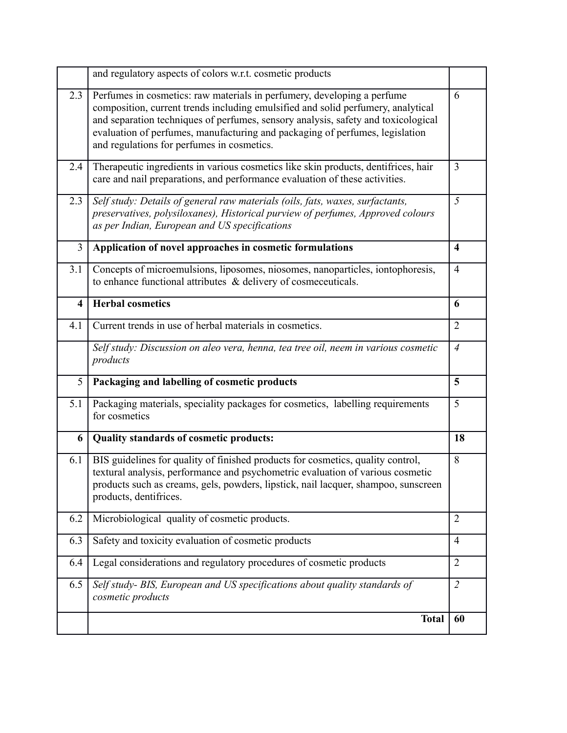| | | |
|---|---|---|
| | and regulatory aspects of colors w.r.t. cosmetic products | |
| 2.3 | Perfumes in cosmetics: raw materials in perfumery, developing a perfume composition, current trends including emulsified and solid perfumery, analytical and separation techniques of perfumes, sensory analysis, safety and toxicological evaluation of perfumes, manufacturing and packaging of perfumes, legislation and regulations for perfumes in cosmetics. | 6 |
| 2.4 | Therapeutic ingredients in various cosmetics like skin products, dentifrices, hair care and nail preparations, and performance evaluation of these activities. | 3 |
| 2.3 | *Self study: Details of general raw materials (oils, fats, waxes, surfactants, preservatives, polysiloxanes), Historical purview of perfumes, Approved colours as per Indian, European and US specifications* | *5* |
| 3 | **Application of novel approaches in cosmetic formulations** | **4** |
| 3.1 | Concepts of microemulsions, liposomes, niosomes, nanoparticles, iontophoresis, to enhance functional attributes & delivery of cosmeceuticals. | 4 |
| **4** | **Herbal cosmetics** | **6** |
| 4.1 | Current trends in use of herbal materials in cosmetics. | 2 |
| | *Self study: Discussion on aleo vera, henna, tea tree oil, neem in various cosmetic products* | *4* |
| 5 | **Packaging and labelling of cosmetic products** | **5** |
| 5.1 | Packaging materials, speciality packages for cosmetics, labelling requirements for cosmetics | 5 |
| **6** | **Quality standards of cosmetic products:** | **18** |
| 6.1 | BIS guidelines for quality of finished products for cosmetics, quality control, textural analysis, performance and psychometric evaluation of various cosmetic products such as creams, gels, powders, lipstick, nail lacquer, shampoo, sunscreen products, dentifrices. | 8 |
| 6.2 | Microbiological quality of cosmetic products. | 2 |
| 6.3 | Safety and toxicity evaluation of cosmetic products | 4 |
| 6.4 | Legal considerations and regulatory procedures of cosmetic products | 2 |
| 6.5 | *Self study- BIS, European and US specifications about quality standards of cosmetic products* | *2* |
| | **Total** | **60** |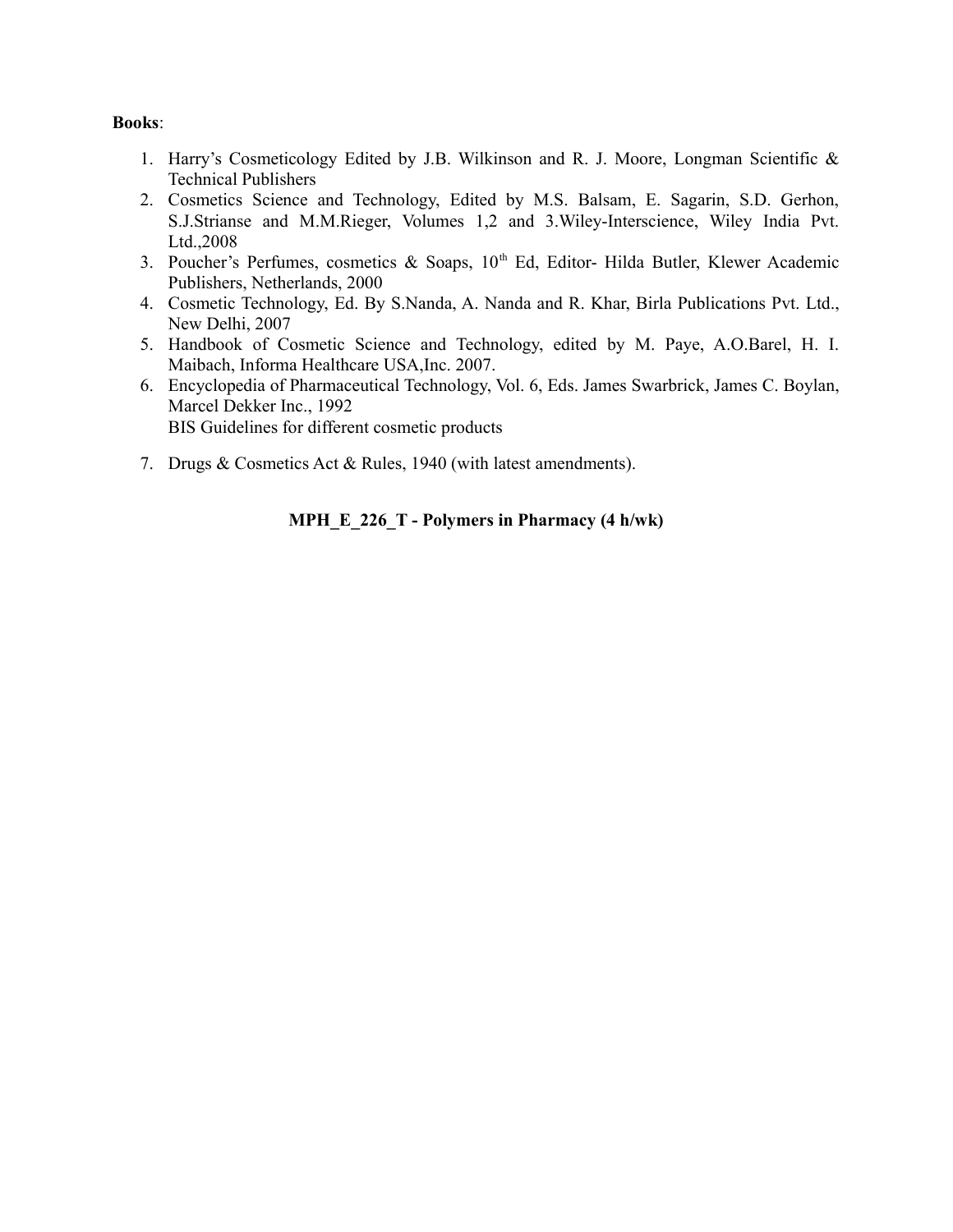**Books**:

1. Harry's Cosmeticology Edited by J.B. Wilkinson and R. J. Moore, Longman Scientific & Technical Publishers
2. Cosmetics Science and Technology, Edited by M.S. Balsam, E. Sagarin, S.D. Gerhon, S.J.Strianse and M.M.Rieger, Volumes 1,2 and 3.Wiley-Interscience, Wiley India Pvt. Ltd.,2008
3. Poucher's Perfumes, cosmetics & Soaps, 10th Ed, Editor- Hilda Butler, Klewer Academic Publishers, Netherlands, 2000
4. Cosmetic Technology, Ed. By S.Nanda, A. Nanda and R. Khar, Birla Publications Pvt. Ltd., New Delhi, 2007
5. Handbook of Cosmetic Science and Technology, edited by M. Paye, A.O.Barel, H. I. Maibach, Informa Healthcare USA,Inc. 2007.
6. Encyclopedia of Pharmaceutical Technology, Vol. 6, Eds. James Swarbrick, James C. Boylan, Marcel Dekker Inc., 1992
   BIS Guidelines for different cosmetic products
7. Drugs & Cosmetics Act & Rules, 1940 (with latest amendments).

**MPH_E_226_T - Polymers in Pharmacy (4 h/wk)**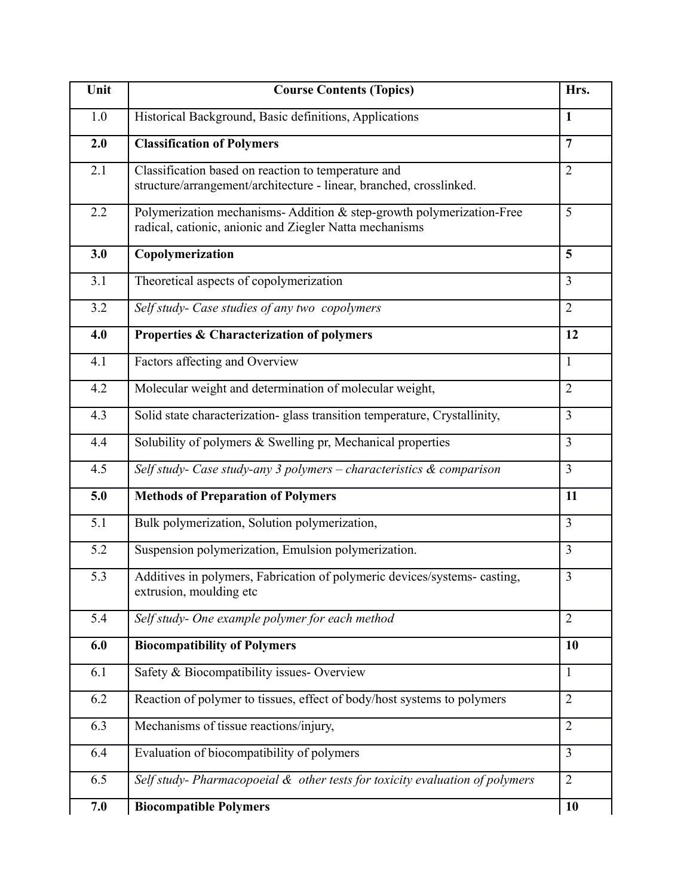| Unit | Course Contents (Topics) | Hrs. |
|---|---|---|
| 1.0 | Historical Background, Basic definitions, Applications | **1** |
| **2.0** | **Classification of Polymers** | **7** |
| 2.1 | Classification based on reaction to temperature and structure/arrangement/architecture - linear, branched, crosslinked. | 2 |
| 2.2 | Polymerization mechanisms- Addition & step-growth polymerization-Free radical, cationic, anionic and Ziegler Natta mechanisms | 5 |
| **3.0** | **Copolymerization** | **5** |
| 3.1 | Theoretical aspects of copolymerization | 3 |
| 3.2 | *Self study- Case studies of any two copolymers* | 2 |
| **4.0** | **Properties & Characterization of polymers** | **12** |
| 4.1 | Factors affecting and Overview | 1 |
| 4.2 | Molecular weight and determination of molecular weight, | 2 |
| 4.3 | Solid state characterization- glass transition temperature, Crystallinity, | 3 |
| 4.4 | Solubility of polymers & Swelling pr, Mechanical properties | 3 |
| 4.5 | *Self study- Case study-any 3 polymers – characteristics & comparison* | 3 |
| **5.0** | **Methods of Preparation of Polymers** | **11** |
| 5.1 | Bulk polymerization, Solution polymerization, | 3 |
| 5.2 | Suspension polymerization, Emulsion polymerization. | 3 |
| 5.3 | Additives in polymers, Fabrication of polymeric devices/systems- casting, extrusion, moulding etc | 3 |
| 5.4 | *Self study- One example polymer for each method* | 2 |
| **6.0** | **Biocompatibility of Polymers** | **10** |
| 6.1 | Safety & Biocompatibility issues- Overview | 1 |
| 6.2 | Reaction of polymer to tissues, effect of body/host systems to polymers | 2 |
| 6.3 | Mechanisms of tissue reactions/injury, | 2 |
| 6.4 | Evaluation of biocompatibility of polymers | 3 |
| 6.5 | *Self study- Pharmacopoeial & other tests for toxicity evaluation of polymers* | 2 |
| **7.0** | **Biocompatible Polymers** | **10** |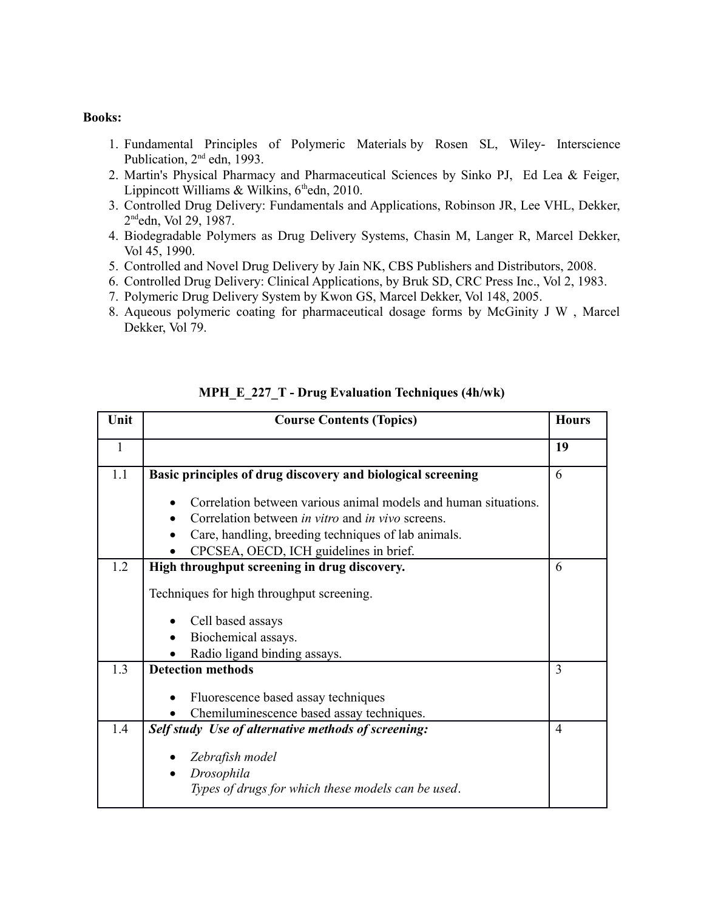**Books:**

1. Fundamental Principles of Polymeric Materials by Rosen SL, Wiley- Interscience Publication, 2nd edn, 1993.
2. Martin's Physical Pharmacy and Pharmaceutical Sciences by Sinko PJ, Ed Lea & Feiger, Lippincott Williams & Wilkins, 6thedn, 2010.
3. Controlled Drug Delivery: Fundamentals and Applications, Robinson JR, Lee VHL, Dekker, 2ndedn, Vol 29, 1987.
4. Biodegradable Polymers as Drug Delivery Systems, Chasin M, Langer R, Marcel Dekker, Vol 45, 1990.
5. Controlled and Novel Drug Delivery by Jain NK, CBS Publishers and Distributors, 2008.
6. Controlled Drug Delivery: Clinical Applications, by Bruk SD, CRC Press Inc., Vol 2, 1983.
7. Polymeric Drug Delivery System by Kwon GS, Marcel Dekker, Vol 148, 2005.
8. Aqueous polymeric coating for pharmaceutical dosage forms by McGinity J W , Marcel Dekker, Vol 79.

**MPH_E_227_T - Drug Evaluation Techniques (4h/wk)**

| Unit | Course Contents (Topics) | Hours |
|---|---|---|
| 1 | | **19** |
| 1.1 | **Basic principles of drug discovery and biological screening**<br>• Correlation between various animal models and human situations.<br>• Correlation between *in vitro* and *in vivo* screens.<br>• Care, handling, breeding techniques of lab animals.<br>• CPCSEA, OECD, ICH guidelines in brief. | 6 |
| 1.2 | **High throughput screening in drug discovery.**<br>Techniques for high throughput screening.<br>• Cell based assays<br>• Biochemical assays.<br>• Radio ligand binding assays. | 6 |
| 1.3 | **Detection methods**<br>• Fluorescence based assay techniques<br>• Chemiluminescence based assay techniques. | 3 |
| 1.4 | ***Self study Use of alternative methods of screening:***<br>• *Zebrafish model*<br>• *Drosophila*<br>*Types of drugs for which these models can be used*. | 4 |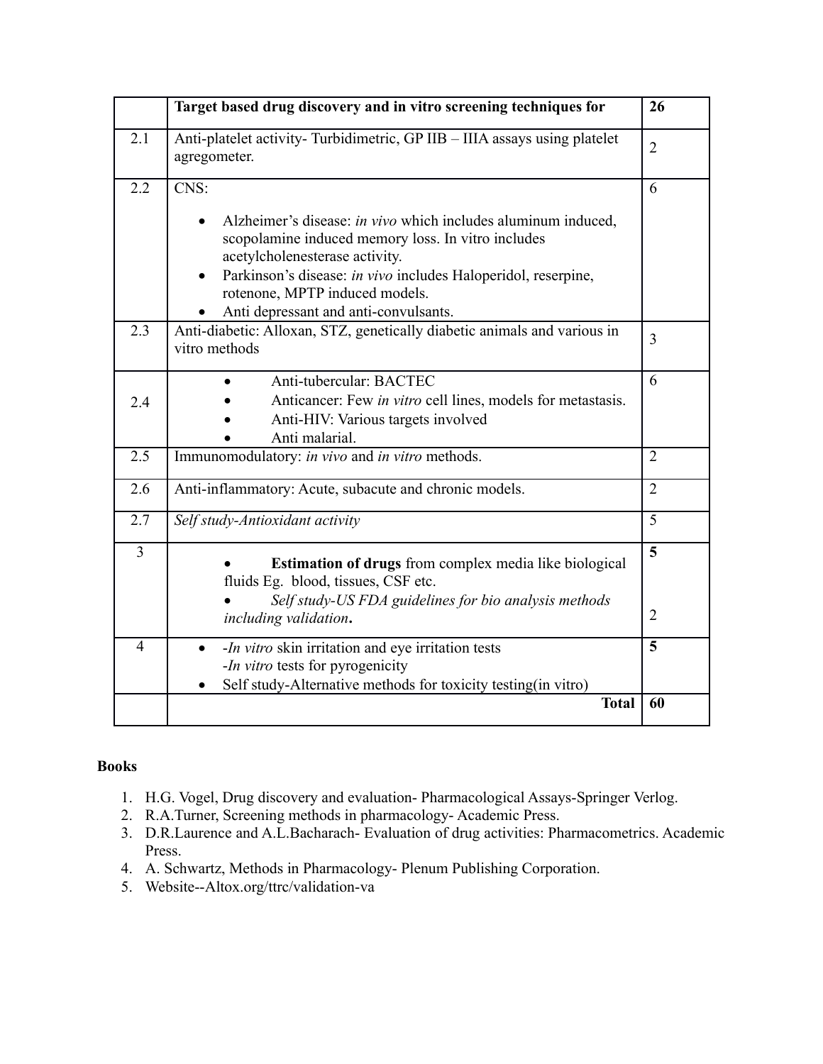|  | **Target based drug discovery and in vitro screening techniques for** | **26** |
|---|---|---|
| 2.1 | Anti-platelet activity- Turbidimetric, GP IIB – IIIA assays using platelet agregometer. | 2 |
| 2.2 | CNS:<br><br>• Alzheimer's disease: *in vivo* which includes aluminum induced, scopolamine induced memory loss. In vitro includes acetylcholenesterase activity.<br>• Parkinson's disease: *in vivo* includes Haloperidol, reserpine, rotenone, MPTP induced models.<br>• Anti depressant and anti-convulsants. | 6 |
| 2.3 | Anti-diabetic: Alloxan, STZ, genetically diabetic animals and various in vitro methods | 3 |
| 2.4 | • Anti-tubercular: BACTEC<br>• Anticancer: Few *in vitro* cell lines, models for metastasis.<br>• Anti-HIV: Various targets involved<br>• Anti malarial. | 6 |
| 2.5 | Immunomodulatory: *in vivo* and *in vitro* methods. | 2 |
| 2.6 | Anti-inflammatory: Acute, subacute and chronic models. | 2 |
| 2.7 | *Self study-Antioxidant activity* | 5 |
| 3 | • **Estimation of drugs** from complex media like biological fluids Eg. blood, tissues, CSF etc.<br>• *Self study-US FDA guidelines for bio analysis methods including validation***.** | **5**<br><br>2 |
| 4 | • -*In vitro* skin irritation and eye irritation tests<br>-*In vitro* tests for pyrogenicity<br>• Self study-Alternative methods for toxicity testing(in vitro) | **5** |
|  | **Total** | **60** |

**Books**

1. H.G. Vogel, Drug discovery and evaluation- Pharmacological Assays-Springer Verlog.
2. R.A.Turner, Screening methods in pharmacology- Academic Press.
3. D.R.Laurence and A.L.Bacharach- Evaluation of drug activities: Pharmacometrics. Academic Press.
4. A. Schwartz, Methods in Pharmacology- Plenum Publishing Corporation.
5. Website--Altox.org/ttrc/validation-va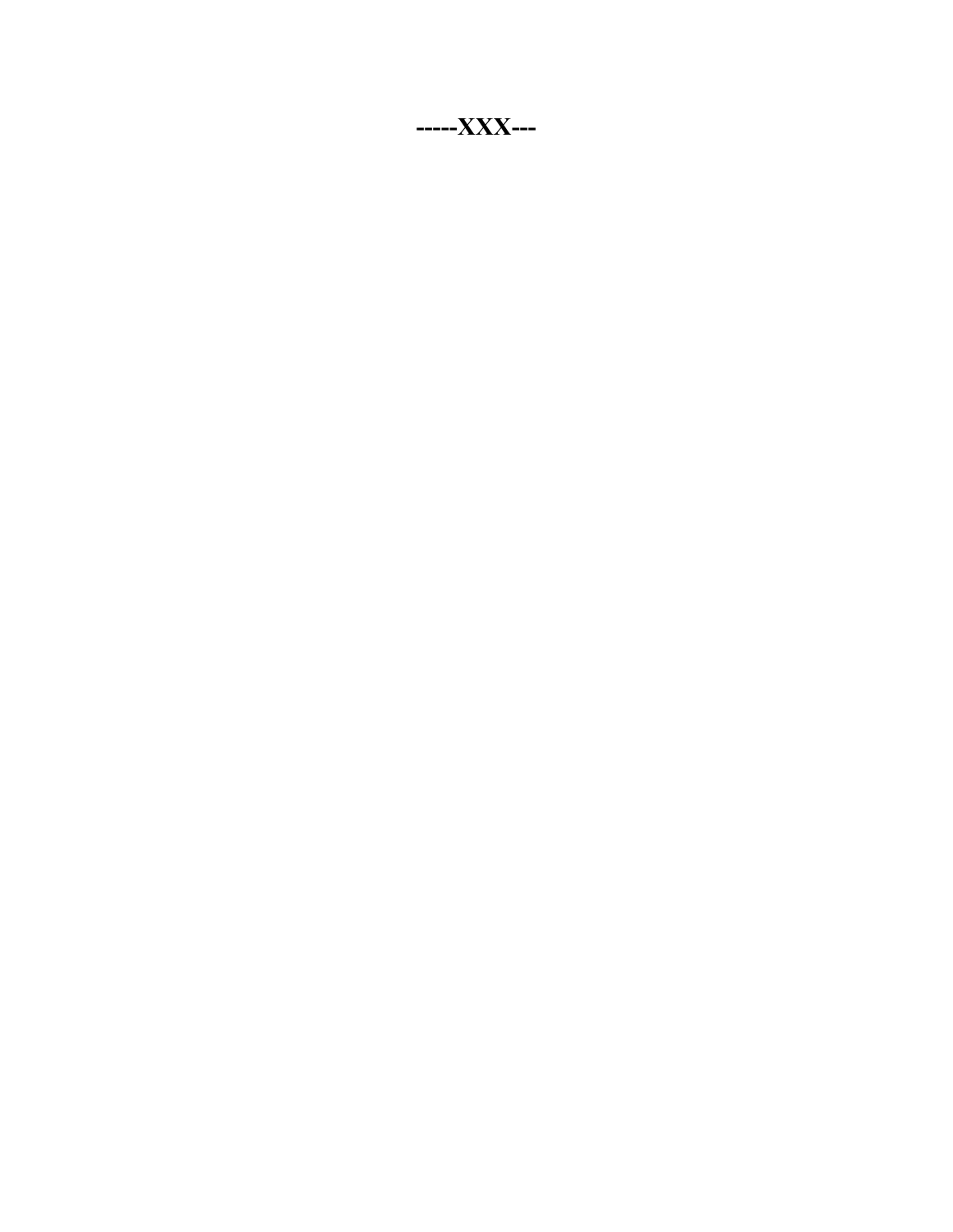**-----XXX---**